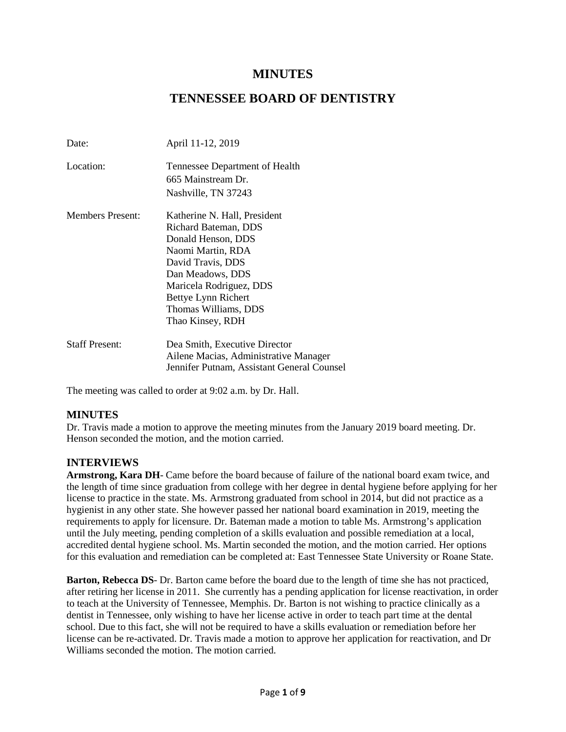# MINUTES

# TENNESSEE BOARD OF DENTISTRY

| | |
|---|---|
| Date: | April 11-12, 2019 |
| Location: | Tennessee Department of Health<br>665 Mainstream Dr.<br>Nashville, TN 37243 |
| Members Present: | Katherine N. Hall, President<br>Richard Bateman, DDS<br>Donald Henson, DDS<br>Naomi Martin, RDA<br>David Travis, DDS<br>Dan Meadows, DDS<br>Maricela Rodriguez, DDS<br>Bettye Lynn Richert<br>Thomas Williams, DDS<br>Thao Kinsey, RDH |
| Staff Present: | Dea Smith, Executive Director<br>Ailene Macias, Administrative Manager<br>Jennifer Putnam, Assistant General Counsel |

The meeting was called to order at 9:02 a.m. by Dr. Hall.

## MINUTES

Dr. Travis made a motion to approve the meeting minutes from the January 2019 board meeting. Dr. Henson seconded the motion, and the motion carried.

## INTERVIEWS

**Armstrong, Kara DH**- Came before the board because of failure of the national board exam twice, and the length of time since graduation from college with her degree in dental hygiene before applying for her license to practice in the state. Ms. Armstrong graduated from school in 2014, but did not practice as a hygienist in any other state. She however passed her national board examination in 2019, meeting the requirements to apply for licensure. Dr. Bateman made a motion to table Ms. Armstrong's application until the July meeting, pending completion of a skills evaluation and possible remediation at a local, accredited dental hygiene school. Ms. Martin seconded the motion, and the motion carried. Her options for this evaluation and remediation can be completed at: East Tennessee State University or Roane State.

**Barton, Rebecca DS**- Dr. Barton came before the board due to the length of time she has not practiced, after retiring her license in 2011. She currently has a pending application for license reactivation, in order to teach at the University of Tennessee, Memphis. Dr. Barton is not wishing to practice clinically as a dentist in Tennessee, only wishing to have her license active in order to teach part time at the dental school. Due to this fact, she will not be required to have a skills evaluation or remediation before her license can be re-activated. Dr. Travis made a motion to approve her application for reactivation, and Dr Williams seconded the motion. The motion carried.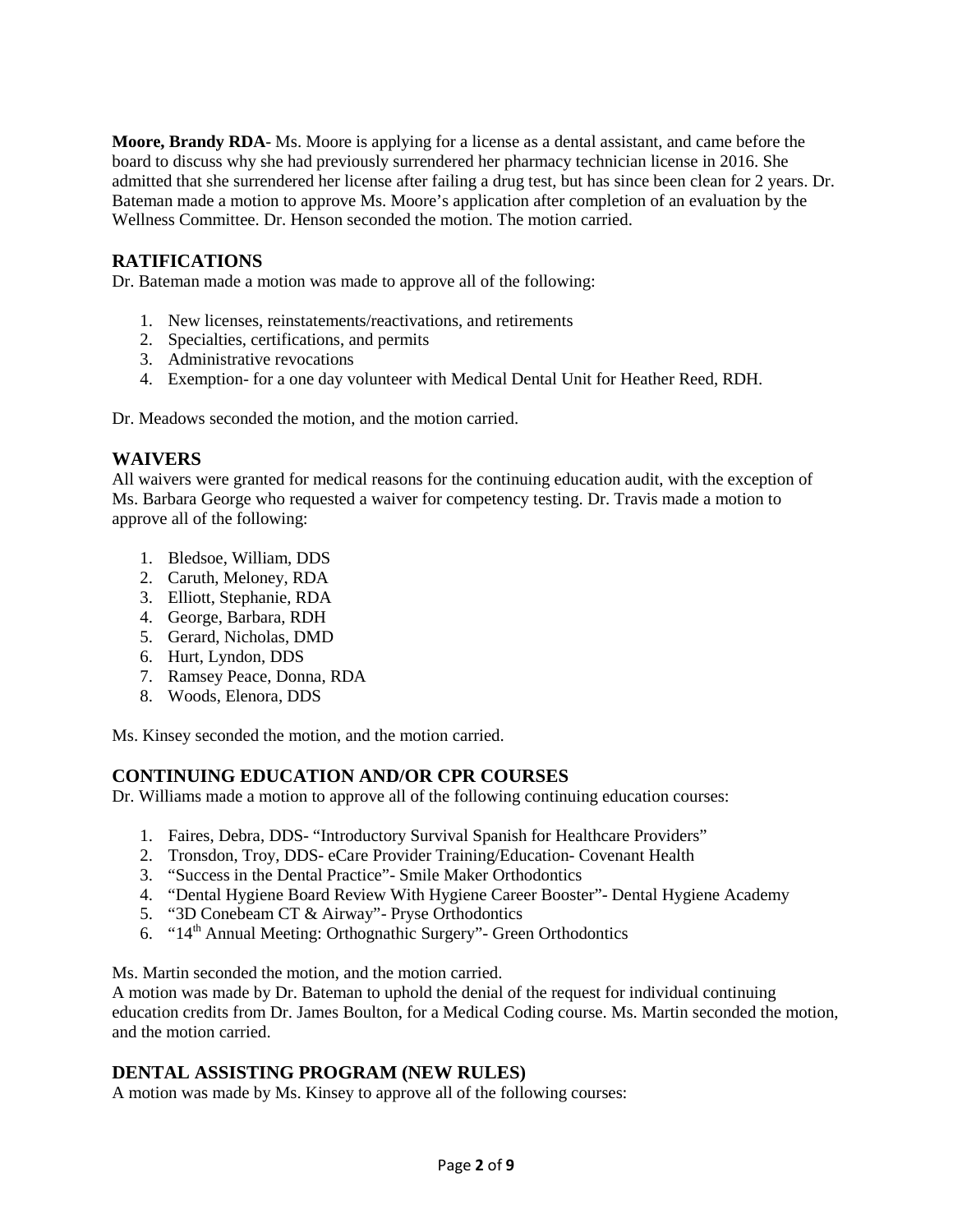**Moore, Brandy RDA**- Ms. Moore is applying for a license as a dental assistant, and came before the board to discuss why she had previously surrendered her pharmacy technician license in 2016. She admitted that she surrendered her license after failing a drug test, but has since been clean for 2 years. Dr. Bateman made a motion to approve Ms. Moore's application after completion of an evaluation by the Wellness Committee. Dr. Henson seconded the motion. The motion carried.

## RATIFICATIONS

Dr. Bateman made a motion was made to approve all of the following:

1. New licenses, reinstatements/reactivations, and retirements
2. Specialties, certifications, and permits
3. Administrative revocations
4. Exemption- for a one day volunteer with Medical Dental Unit for Heather Reed, RDH.

Dr. Meadows seconded the motion, and the motion carried.

## WAIVERS

All waivers were granted for medical reasons for the continuing education audit, with the exception of Ms. Barbara George who requested a waiver for competency testing. Dr. Travis made a motion to approve all of the following:

1. Bledsoe, William, DDS
2. Caruth, Meloney, RDA
3. Elliott, Stephanie, RDA
4. George, Barbara, RDH
5. Gerard, Nicholas, DMD
6. Hurt, Lyndon, DDS
7. Ramsey Peace, Donna, RDA
8. Woods, Elenora, DDS

Ms. Kinsey seconded the motion, and the motion carried.

## CONTINUING EDUCATION AND/OR CPR COURSES

Dr. Williams made a motion to approve all of the following continuing education courses:

1. Faires, Debra, DDS- "Introductory Survival Spanish for Healthcare Providers"
2. Tronsdon, Troy, DDS- eCare Provider Training/Education- Covenant Health
3. "Success in the Dental Practice"- Smile Maker Orthodontics
4. "Dental Hygiene Board Review With Hygiene Career Booster"- Dental Hygiene Academy
5. "3D Conebeam CT & Airway"- Pryse Orthodontics
6. "14th Annual Meeting: Orthognathic Surgery"- Green Orthodontics

Ms. Martin seconded the motion, and the motion carried.
A motion was made by Dr. Bateman to uphold the denial of the request for individual continuing education credits from Dr. James Boulton, for a Medical Coding course. Ms. Martin seconded the motion, and the motion carried.

## DENTAL ASSISTING PROGRAM (NEW RULES)

A motion was made by Ms. Kinsey to approve all of the following courses: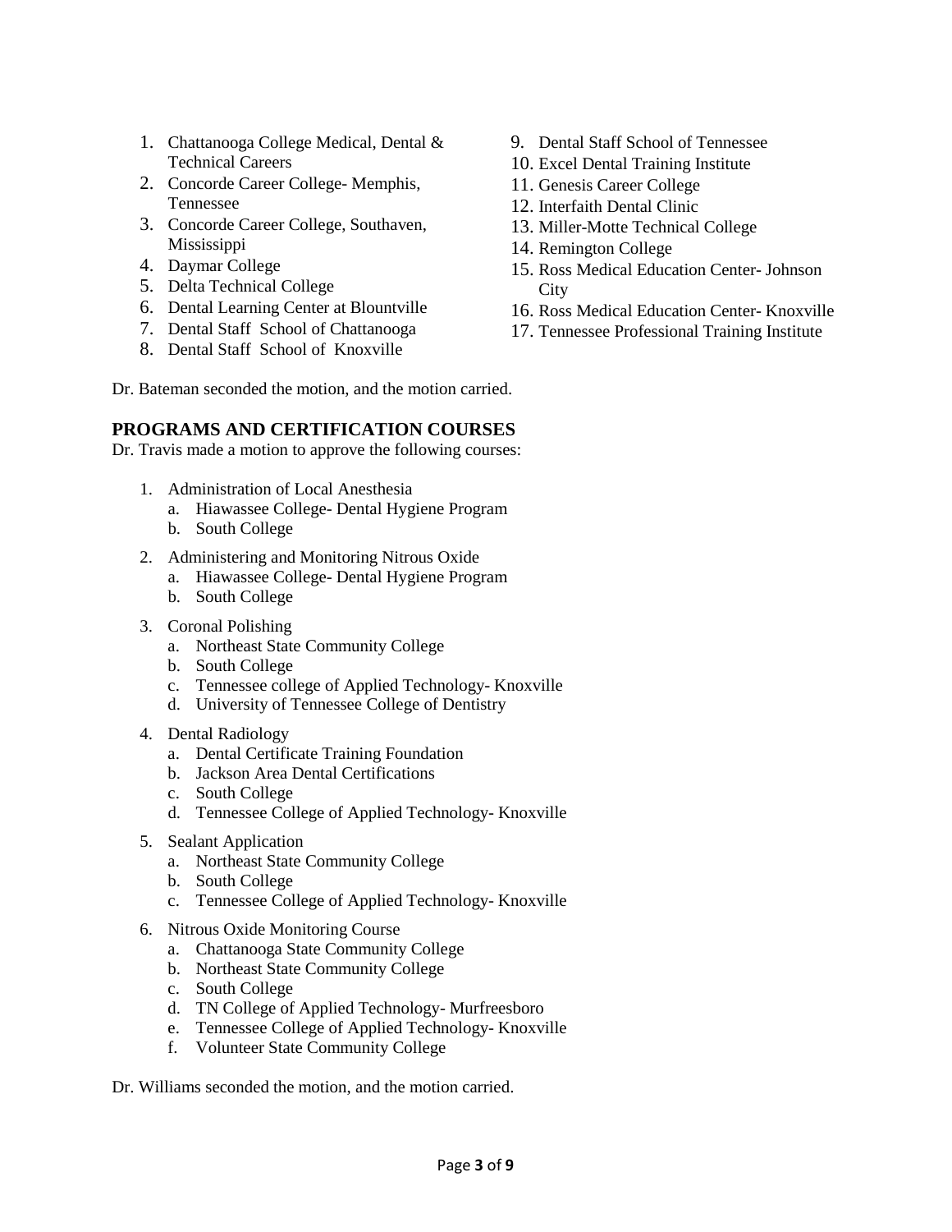1. Chattanooga College Medical, Dental & Technical Careers
2. Concorde Career College- Memphis, Tennessee
3. Concorde Career College, Southaven, Mississippi
4. Daymar College
5. Delta Technical College
6. Dental Learning Center at Blountville
7. Dental Staff School of Chattanooga
8. Dental Staff School of Knoxville
9. Dental Staff School of Tennessee
10. Excel Dental Training Institute
11. Genesis Career College
12. Interfaith Dental Clinic
13. Miller-Motte Technical College
14. Remington College
15. Ross Medical Education Center- Johnson City
16. Ross Medical Education Center- Knoxville
17. Tennessee Professional Training Institute

Dr. Bateman seconded the motion, and the motion carried.

## PROGRAMS AND CERTIFICATION COURSES

Dr. Travis made a motion to approve the following courses:

1. Administration of Local Anesthesia
   a. Hiawassee College- Dental Hygiene Program
   b. South College
2. Administering and Monitoring Nitrous Oxide
   a. Hiawassee College- Dental Hygiene Program
   b. South College
3. Coronal Polishing
   a. Northeast State Community College
   b. South College
   c. Tennessee college of Applied Technology- Knoxville
   d. University of Tennessee College of Dentistry
4. Dental Radiology
   a. Dental Certificate Training Foundation
   b. Jackson Area Dental Certifications
   c. South College
   d. Tennessee College of Applied Technology- Knoxville
5. Sealant Application
   a. Northeast State Community College
   b. South College
   c. Tennessee College of Applied Technology- Knoxville
6. Nitrous Oxide Monitoring Course
   a. Chattanooga State Community College
   b. Northeast State Community College
   c. South College
   d. TN College of Applied Technology- Murfreesboro
   e. Tennessee College of Applied Technology- Knoxville
   f. Volunteer State Community College

Dr. Williams seconded the motion, and the motion carried.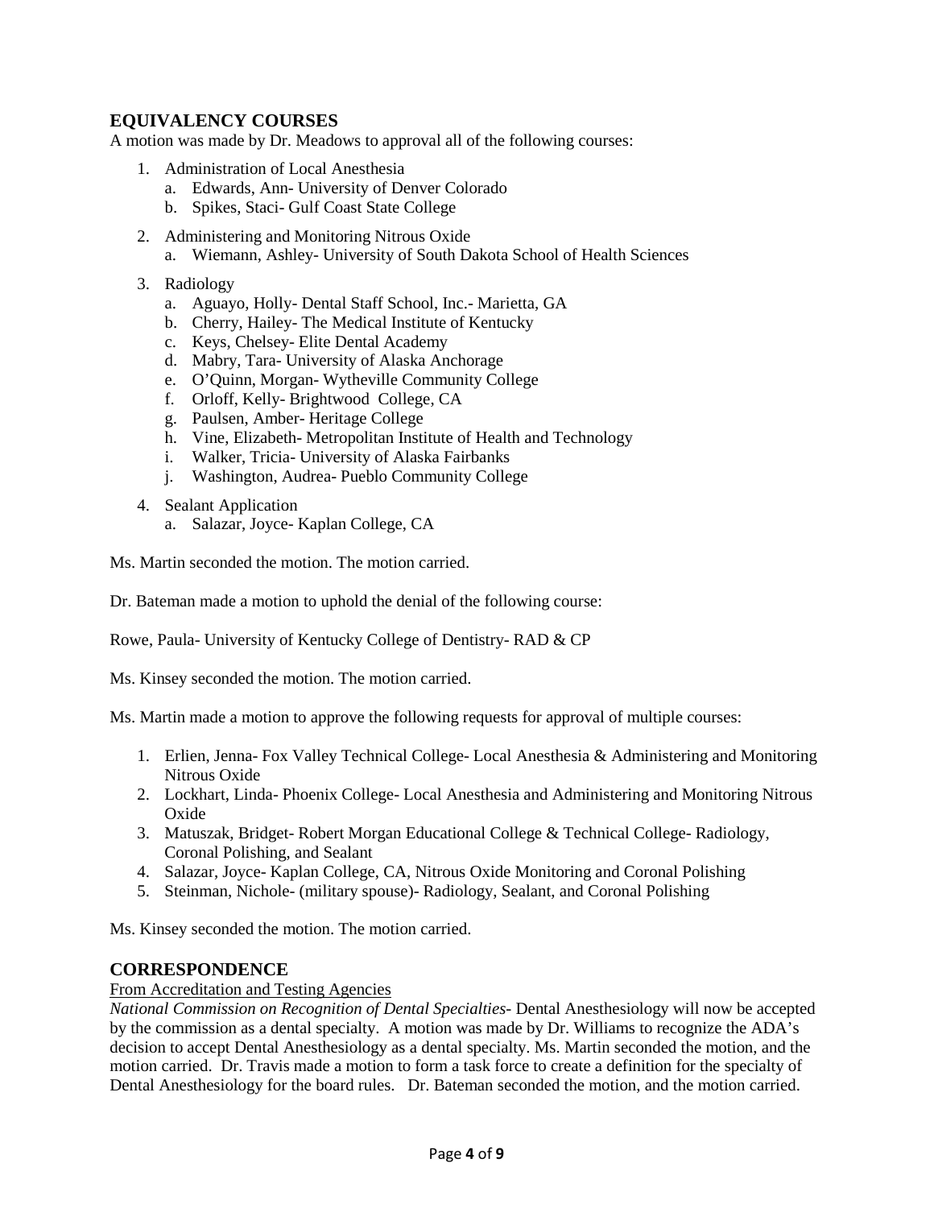## EQUIVALENCY COURSES

A motion was made by Dr. Meadows to approval all of the following courses:

1. Administration of Local Anesthesia
    a. Edwards, Ann- University of Denver Colorado
    b. Spikes, Staci- Gulf Coast State College
2. Administering and Monitoring Nitrous Oxide
    a. Wiemann, Ashley- University of South Dakota School of Health Sciences
3. Radiology
    a. Aguayo, Holly- Dental Staff School, Inc.- Marietta, GA
    b. Cherry, Hailey- The Medical Institute of Kentucky
    c. Keys, Chelsey- Elite Dental Academy
    d. Mabry, Tara- University of Alaska Anchorage
    e. O'Quinn, Morgan- Wytheville Community College
    f. Orloff, Kelly- Brightwood College, CA
    g. Paulsen, Amber- Heritage College
    h. Vine, Elizabeth- Metropolitan Institute of Health and Technology
    i. Walker, Tricia- University of Alaska Fairbanks
    j. Washington, Audrea- Pueblo Community College
4. Sealant Application
    a. Salazar, Joyce- Kaplan College, CA

Ms. Martin seconded the motion. The motion carried.

Dr. Bateman made a motion to uphold the denial of the following course:

Rowe, Paula- University of Kentucky College of Dentistry- RAD & CP

Ms. Kinsey seconded the motion. The motion carried.

Ms. Martin made a motion to approve the following requests for approval of multiple courses:

1. Erlien, Jenna- Fox Valley Technical College- Local Anesthesia & Administering and Monitoring Nitrous Oxide
2. Lockhart, Linda- Phoenix College- Local Anesthesia and Administering and Monitoring Nitrous Oxide
3. Matuszak, Bridget- Robert Morgan Educational College & Technical College- Radiology, Coronal Polishing, and Sealant
4. Salazar, Joyce- Kaplan College, CA, Nitrous Oxide Monitoring and Coronal Polishing
5. Steinman, Nichole- (military spouse)- Radiology, Sealant, and Coronal Polishing

Ms. Kinsey seconded the motion. The motion carried.

## CORRESPONDENCE

From Accreditation and Testing Agencies

*National Commission on Recognition of Dental Specialties*- Dental Anesthesiology will now be accepted by the commission as a dental specialty. A motion was made by Dr. Williams to recognize the ADA's decision to accept Dental Anesthesiology as a dental specialty. Ms. Martin seconded the motion, and the motion carried. Dr. Travis made a motion to form a task force to create a definition for the specialty of Dental Anesthesiology for the board rules. Dr. Bateman seconded the motion, and the motion carried.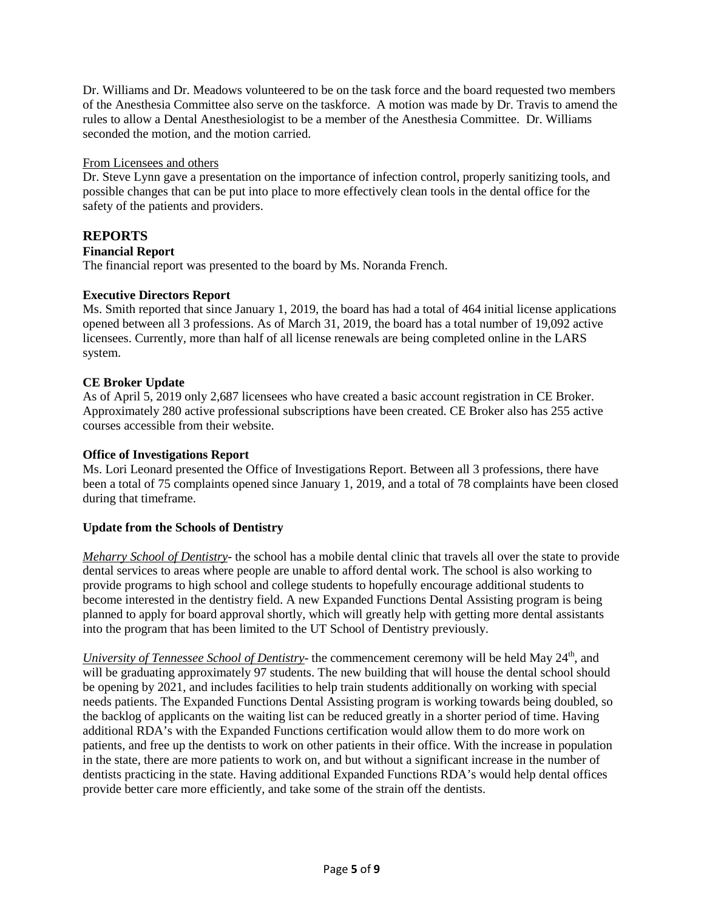Dr. Williams and Dr. Meadows volunteered to be on the task force and the board requested two members of the Anesthesia Committee also serve on the taskforce. A motion was made by Dr. Travis to amend the rules to allow a Dental Anesthesiologist to be a member of the Anesthesia Committee. Dr. Williams seconded the motion, and the motion carried.

From Licensees and others

Dr. Steve Lynn gave a presentation on the importance of infection control, properly sanitizing tools, and possible changes that can be put into place to more effectively clean tools in the dental office for the safety of the patients and providers.

## REPORTS

**Financial Report**

The financial report was presented to the board by Ms. Noranda French.

**Executive Directors Report**

Ms. Smith reported that since January 1, 2019, the board has had a total of 464 initial license applications opened between all 3 professions. As of March 31, 2019, the board has a total number of 19,092 active licensees. Currently, more than half of all license renewals are being completed online in the LARS system.

**CE Broker Update**

As of April 5, 2019 only 2,687 licensees who have created a basic account registration in CE Broker. Approximately 280 active professional subscriptions have been created. CE Broker also has 255 active courses accessible from their website.

**Office of Investigations Report**

Ms. Lori Leonard presented the Office of Investigations Report. Between all 3 professions, there have been a total of 75 complaints opened since January 1, 2019, and a total of 78 complaints have been closed during that timeframe.

**Update from the Schools of Dentistry**

*Meharry School of Dentistry*- the school has a mobile dental clinic that travels all over the state to provide dental services to areas where people are unable to afford dental work. The school is also working to provide programs to high school and college students to hopefully encourage additional students to become interested in the dentistry field. A new Expanded Functions Dental Assisting program is being planned to apply for board approval shortly, which will greatly help with getting more dental assistants into the program that has been limited to the UT School of Dentistry previously.

*University of Tennessee School of Dentistry*- the commencement ceremony will be held May 24th, and will be graduating approximately 97 students. The new building that will house the dental school should be opening by 2021, and includes facilities to help train students additionally on working with special needs patients. The Expanded Functions Dental Assisting program is working towards being doubled, so the backlog of applicants on the waiting list can be reduced greatly in a shorter period of time. Having additional RDA's with the Expanded Functions certification would allow them to do more work on patients, and free up the dentists to work on other patients in their office. With the increase in population in the state, there are more patients to work on, and but without a significant increase in the number of dentists practicing in the state. Having additional Expanded Functions RDA's would help dental offices provide better care more efficiently, and take some of the strain off the dentists.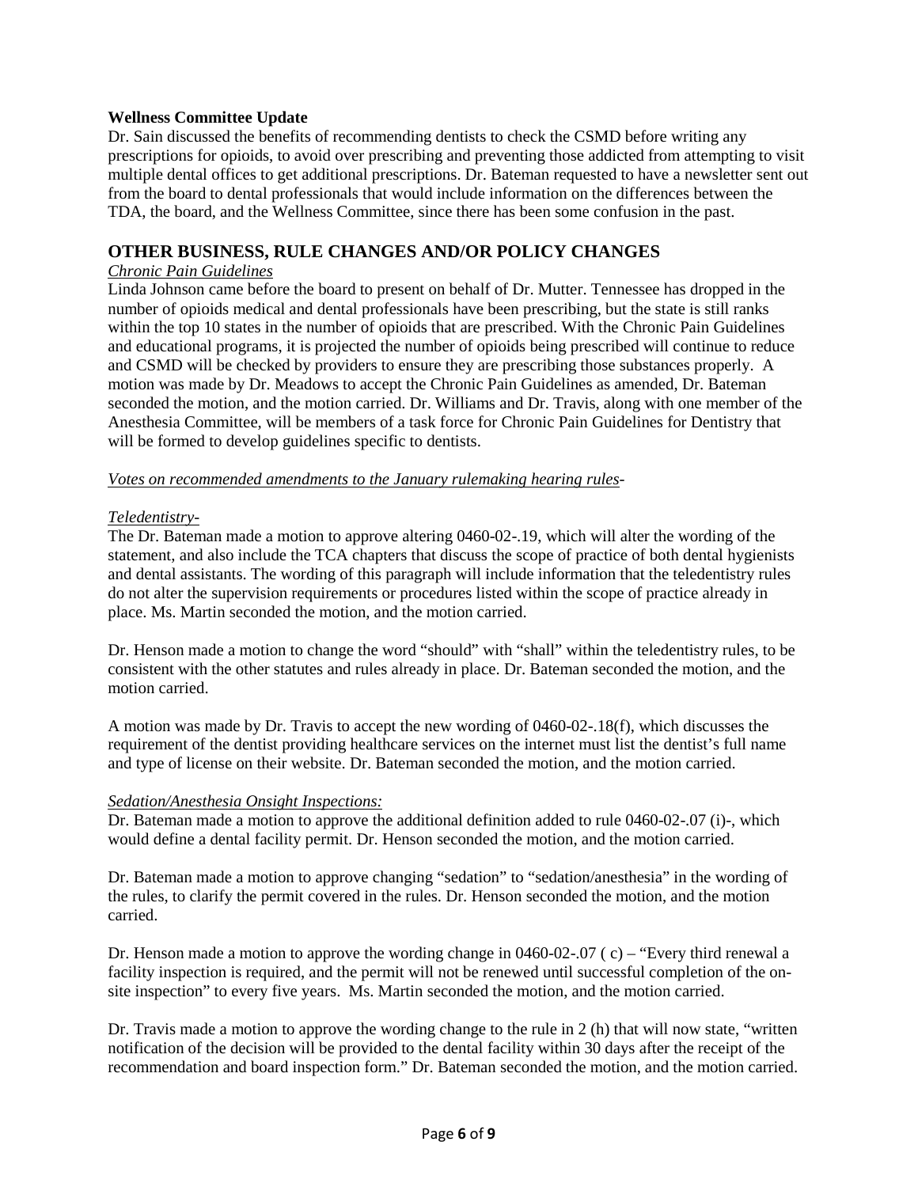**Wellness Committee Update**

Dr. Sain discussed the benefits of recommending dentists to check the CSMD before writing any prescriptions for opioids, to avoid over prescribing and preventing those addicted from attempting to visit multiple dental offices to get additional prescriptions. Dr. Bateman requested to have a newsletter sent out from the board to dental professionals that would include information on the differences between the TDA, the board, and the Wellness Committee, since there has been some confusion in the past.

## OTHER BUSINESS, RULE CHANGES AND/OR POLICY CHANGES

*Chronic Pain Guidelines*

Linda Johnson came before the board to present on behalf of Dr. Mutter. Tennessee has dropped in the number of opioids medical and dental professionals have been prescribing, but the state is still ranks within the top 10 states in the number of opioids that are prescribed. With the Chronic Pain Guidelines and educational programs, it is projected the number of opioids being prescribed will continue to reduce and CSMD will be checked by providers to ensure they are prescribing those substances properly. A motion was made by Dr. Meadows to accept the Chronic Pain Guidelines as amended, Dr. Bateman seconded the motion, and the motion carried. Dr. Williams and Dr. Travis, along with one member of the Anesthesia Committee, will be members of a task force for Chronic Pain Guidelines for Dentistry that will be formed to develop guidelines specific to dentists.

*Votes on recommended amendments to the January rulemaking hearing rules-*

*Teledentistry-*

The Dr. Bateman made a motion to approve altering 0460-02-.19, which will alter the wording of the statement, and also include the TCA chapters that discuss the scope of practice of both dental hygienists and dental assistants. The wording of this paragraph will include information that the teledentistry rules do not alter the supervision requirements or procedures listed within the scope of practice already in place. Ms. Martin seconded the motion, and the motion carried.

Dr. Henson made a motion to change the word "should" with "shall" within the teledentistry rules, to be consistent with the other statutes and rules already in place. Dr. Bateman seconded the motion, and the motion carried.

A motion was made by Dr. Travis to accept the new wording of 0460-02-.18(f), which discusses the requirement of the dentist providing healthcare services on the internet must list the dentist's full name and type of license on their website. Dr. Bateman seconded the motion, and the motion carried.

*Sedation/Anesthesia Onsight Inspections:*

Dr. Bateman made a motion to approve the additional definition added to rule 0460-02-.07 (i)-, which would define a dental facility permit. Dr. Henson seconded the motion, and the motion carried.

Dr. Bateman made a motion to approve changing "sedation" to "sedation/anesthesia" in the wording of the rules, to clarify the permit covered in the rules. Dr. Henson seconded the motion, and the motion carried.

Dr. Henson made a motion to approve the wording change in 0460-02-.07 ( c) – "Every third renewal a facility inspection is required, and the permit will not be renewed until successful completion of the on-site inspection" to every five years. Ms. Martin seconded the motion, and the motion carried.

Dr. Travis made a motion to approve the wording change to the rule in 2 (h) that will now state, "written notification of the decision will be provided to the dental facility within 30 days after the receipt of the recommendation and board inspection form." Dr. Bateman seconded the motion, and the motion carried.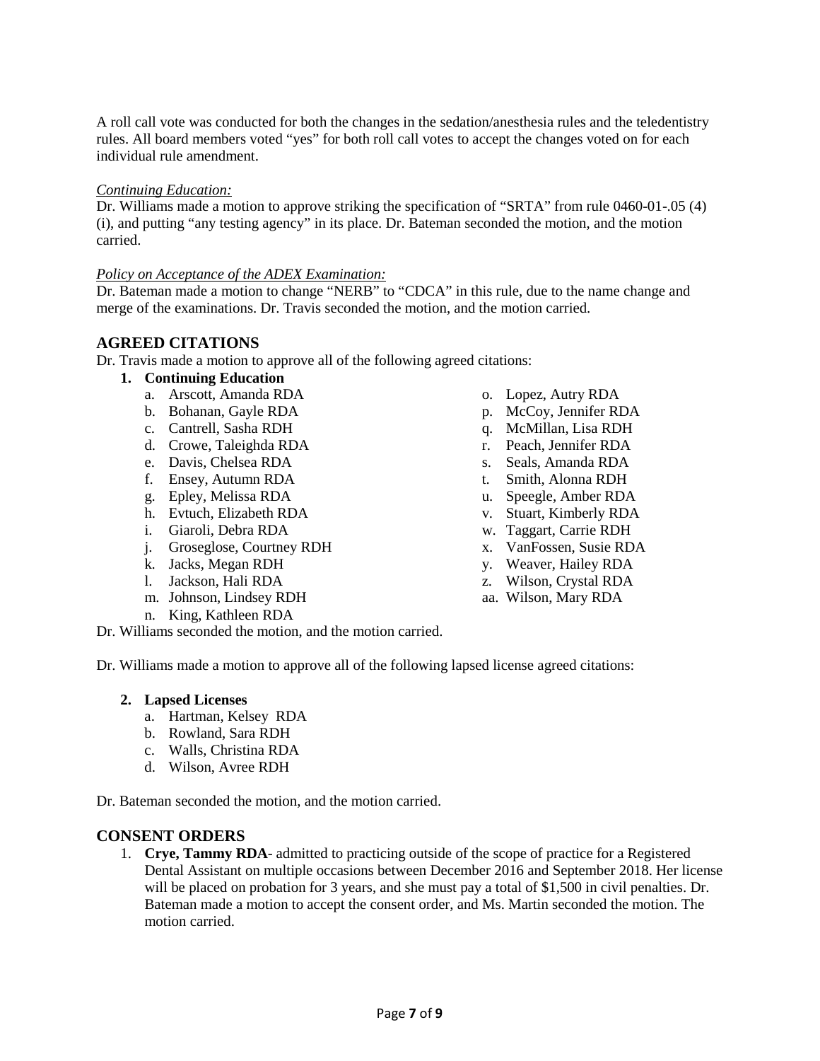A roll call vote was conducted for both the changes in the sedation/anesthesia rules and the teledentistry rules. All board members voted "yes" for both roll call votes to accept the changes voted on for each individual rule amendment.

*Continuing Education:*
Dr. Williams made a motion to approve striking the specification of "SRTA" from rule 0460-01-.05 (4) (i), and putting "any testing agency" in its place. Dr. Bateman seconded the motion, and the motion carried.

*Policy on Acceptance of the ADEX Examination:*
Dr. Bateman made a motion to change "NERB" to "CDCA" in this rule, due to the name change and merge of the examinations. Dr. Travis seconded the motion, and the motion carried.

## AGREED CITATIONS

Dr. Travis made a motion to approve all of the following agreed citations:

1. **Continuing Education**
   a. Arscott, Amanda RDA
   b. Bohanan, Gayle RDA
   c. Cantrell, Sasha RDH
   d. Crowe, Taleighda RDA
   e. Davis, Chelsea RDA
   f. Ensey, Autumn RDA
   g. Epley, Melissa RDA
   h. Evtuch, Elizabeth RDA
   i. Giaroli, Debra RDA
   j. Groseglose, Courtney RDH
   k. Jacks, Megan RDH
   l. Jackson, Hali RDA
   m. Johnson, Lindsey RDH
   n. King, Kathleen RDA
   o. Lopez, Autry RDA
   p. McCoy, Jennifer RDA
   q. McMillan, Lisa RDH
   r. Peach, Jennifer RDA
   s. Seals, Amanda RDA
   t. Smith, Alonna RDH
   u. Speegle, Amber RDA
   v. Stuart, Kimberly RDA
   w. Taggart, Carrie RDH
   x. VanFossen, Susie RDA
   y. Weaver, Hailey RDA
   z. Wilson, Crystal RDA
   aa. Wilson, Mary RDA

Dr. Williams seconded the motion, and the motion carried.

Dr. Williams made a motion to approve all of the following lapsed license agreed citations:

2. **Lapsed Licenses**
   a. Hartman, Kelsey RDA
   b. Rowland, Sara RDH
   c. Walls, Christina RDA
   d. Wilson, Avree RDH

Dr. Bateman seconded the motion, and the motion carried.

## CONSENT ORDERS

1. **Crye, Tammy RDA**- admitted to practicing outside of the scope of practice for a Registered Dental Assistant on multiple occasions between December 2016 and September 2018. Her license will be placed on probation for 3 years, and she must pay a total of $1,500 in civil penalties. Dr. Bateman made a motion to accept the consent order, and Ms. Martin seconded the motion. The motion carried.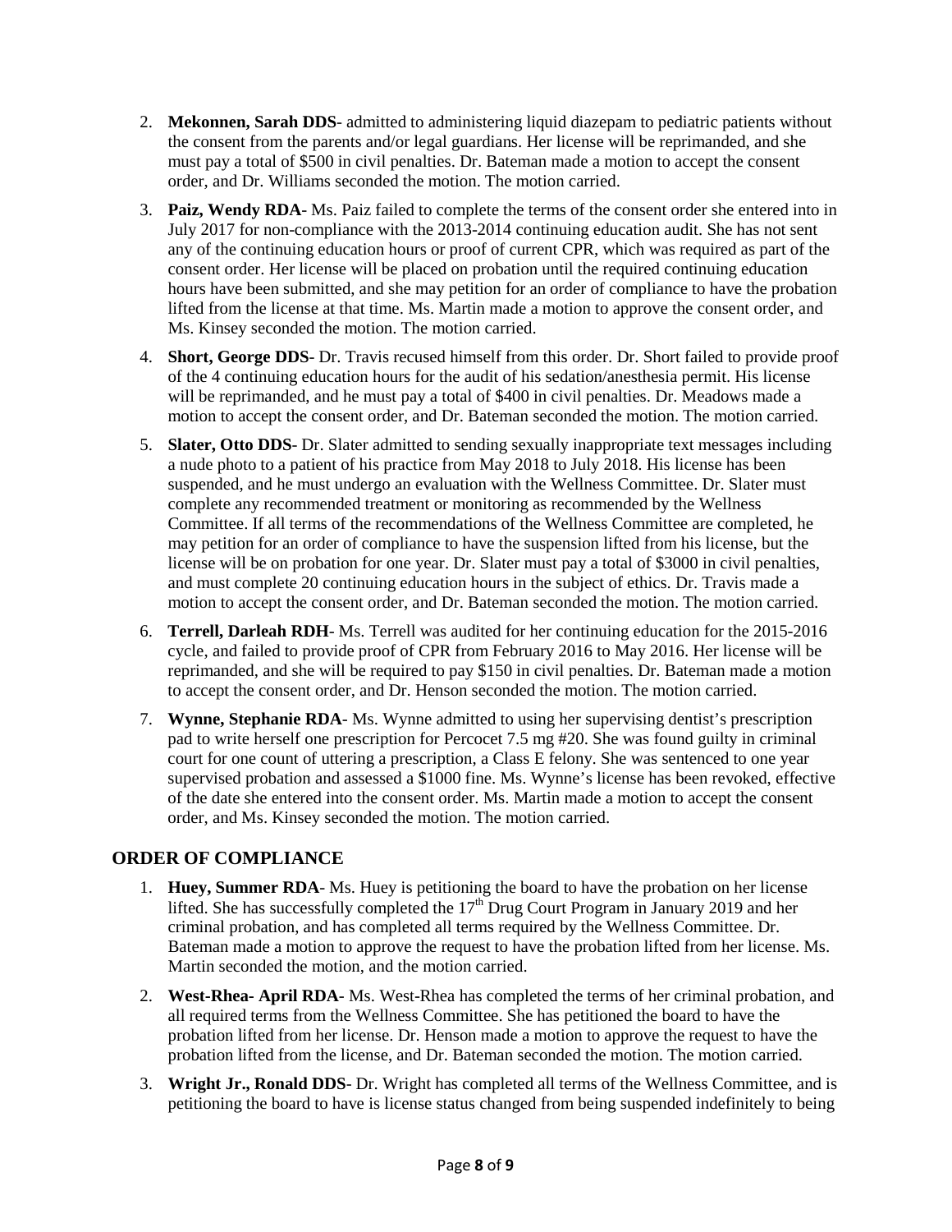2. **Mekonnen, Sarah DDS**- admitted to administering liquid diazepam to pediatric patients without the consent from the parents and/or legal guardians. Her license will be reprimanded, and she must pay a total of $500 in civil penalties. Dr. Bateman made a motion to accept the consent order, and Dr. Williams seconded the motion. The motion carried.
3. **Paiz, Wendy RDA**- Ms. Paiz failed to complete the terms of the consent order she entered into in July 2017 for non-compliance with the 2013-2014 continuing education audit. She has not sent any of the continuing education hours or proof of current CPR, which was required as part of the consent order. Her license will be placed on probation until the required continuing education hours have been submitted, and she may petition for an order of compliance to have the probation lifted from the license at that time. Ms. Martin made a motion to approve the consent order, and Ms. Kinsey seconded the motion. The motion carried.
4. **Short, George DDS**- Dr. Travis recused himself from this order. Dr. Short failed to provide proof of the 4 continuing education hours for the audit of his sedation/anesthesia permit. His license will be reprimanded, and he must pay a total of $400 in civil penalties. Dr. Meadows made a motion to accept the consent order, and Dr. Bateman seconded the motion. The motion carried.
5. **Slater, Otto DDS**- Dr. Slater admitted to sending sexually inappropriate text messages including a nude photo to a patient of his practice from May 2018 to July 2018. His license has been suspended, and he must undergo an evaluation with the Wellness Committee. Dr. Slater must complete any recommended treatment or monitoring as recommended by the Wellness Committee. If all terms of the recommendations of the Wellness Committee are completed, he may petition for an order of compliance to have the suspension lifted from his license, but the license will be on probation for one year. Dr. Slater must pay a total of $3000 in civil penalties, and must complete 20 continuing education hours in the subject of ethics. Dr. Travis made a motion to accept the consent order, and Dr. Bateman seconded the motion. The motion carried.
6. **Terrell, Darleah RDH**- Ms. Terrell was audited for her continuing education for the 2015-2016 cycle, and failed to provide proof of CPR from February 2016 to May 2016. Her license will be reprimanded, and she will be required to pay $150 in civil penalties. Dr. Bateman made a motion to accept the consent order, and Dr. Henson seconded the motion. The motion carried.
7. **Wynne, Stephanie RDA**- Ms. Wynne admitted to using her supervising dentist's prescription pad to write herself one prescription for Percocet 7.5 mg #20. She was found guilty in criminal court for one count of uttering a prescription, a Class E felony. She was sentenced to one year supervised probation and assessed a $1000 fine. Ms. Wynne's license has been revoked, effective of the date she entered into the consent order. Ms. Martin made a motion to accept the consent order, and Ms. Kinsey seconded the motion. The motion carried.

## ORDER OF COMPLIANCE

1. **Huey, Summer RDA**- Ms. Huey is petitioning the board to have the probation on her license lifted. She has successfully completed the 17th Drug Court Program in January 2019 and her criminal probation, and has completed all terms required by the Wellness Committee. Dr. Bateman made a motion to approve the request to have the probation lifted from her license. Ms. Martin seconded the motion, and the motion carried.
2. **West-Rhea- April RDA**- Ms. West-Rhea has completed the terms of her criminal probation, and all required terms from the Wellness Committee. She has petitioned the board to have the probation lifted from her license. Dr. Henson made a motion to approve the request to have the probation lifted from the license, and Dr. Bateman seconded the motion. The motion carried.
3. **Wright Jr., Ronald DDS**- Dr. Wright has completed all terms of the Wellness Committee, and is petitioning the board to have is license status changed from being suspended indefinitely to being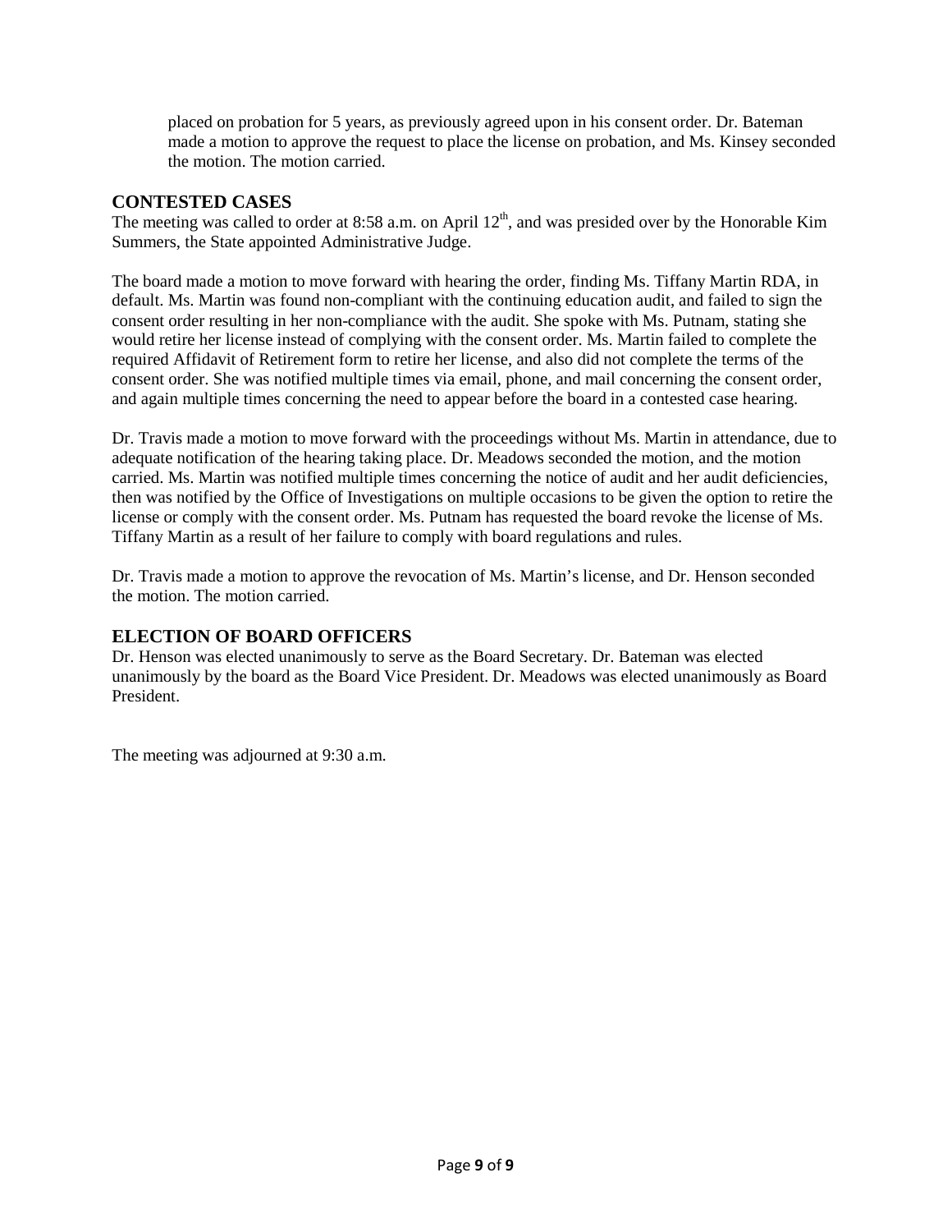placed on probation for 5 years, as previously agreed upon in his consent order. Dr. Bateman made a motion to approve the request to place the license on probation, and Ms. Kinsey seconded the motion. The motion carried.

## CONTESTED CASES

The meeting was called to order at 8:58 a.m. on April 12th, and was presided over by the Honorable Kim Summers, the State appointed Administrative Judge.

The board made a motion to move forward with hearing the order, finding Ms. Tiffany Martin RDA, in default. Ms. Martin was found non-compliant with the continuing education audit, and failed to sign the consent order resulting in her non-compliance with the audit. She spoke with Ms. Putnam, stating she would retire her license instead of complying with the consent order. Ms. Martin failed to complete the required Affidavit of Retirement form to retire her license, and also did not complete the terms of the consent order. She was notified multiple times via email, phone, and mail concerning the consent order, and again multiple times concerning the need to appear before the board in a contested case hearing.

Dr. Travis made a motion to move forward with the proceedings without Ms. Martin in attendance, due to adequate notification of the hearing taking place. Dr. Meadows seconded the motion, and the motion carried. Ms. Martin was notified multiple times concerning the notice of audit and her audit deficiencies, then was notified by the Office of Investigations on multiple occasions to be given the option to retire the license or comply with the consent order. Ms. Putnam has requested the board revoke the license of Ms. Tiffany Martin as a result of her failure to comply with board regulations and rules.

Dr. Travis made a motion to approve the revocation of Ms. Martin's license, and Dr. Henson seconded the motion. The motion carried.

## ELECTION OF BOARD OFFICERS

Dr. Henson was elected unanimously to serve as the Board Secretary. Dr. Bateman was elected unanimously by the board as the Board Vice President. Dr. Meadows was elected unanimously as Board President.

The meeting was adjourned at 9:30 a.m.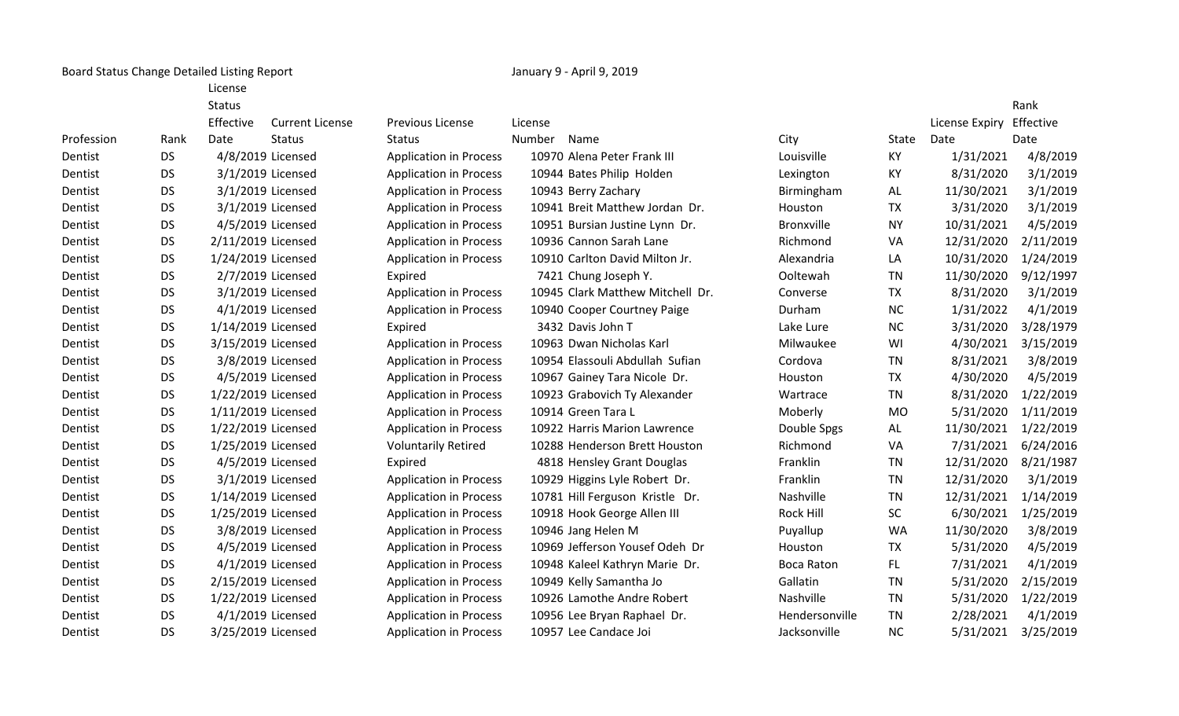Board Status Change Detailed Listing Report

January 9 - April 9, 2019

| Profession | Rank | License Status Effective Date | Current License Status | Previous License Status | License Number | Name | City | State | License Expiry Date | Rank Effective Date |
|---|---|---|---|---|---|---|---|---|---|---|
| Dentist | DS | 4/8/2019 | Licensed | Application in Process | 10970 | Alena Peter Frank III | Louisville | KY | 1/31/2021 | 4/8/2019 |
| Dentist | DS | 3/1/2019 | Licensed | Application in Process | 10944 | Bates Philip Holden | Lexington | KY | 8/31/2020 | 3/1/2019 |
| Dentist | DS | 3/1/2019 | Licensed | Application in Process | 10943 | Berry Zachary | Birmingham | AL | 11/30/2021 | 3/1/2019 |
| Dentist | DS | 3/1/2019 | Licensed | Application in Process | 10941 | Breit Matthew Jordan Dr. | Houston | TX | 3/31/2020 | 3/1/2019 |
| Dentist | DS | 4/5/2019 | Licensed | Application in Process | 10951 | Bursian Justine Lynn Dr. | Bronxville | NY | 10/31/2021 | 4/5/2019 |
| Dentist | DS | 2/11/2019 | Licensed | Application in Process | 10936 | Cannon Sarah Lane | Richmond | VA | 12/31/2020 | 2/11/2019 |
| Dentist | DS | 1/24/2019 | Licensed | Application in Process | 10910 | Carlton David Milton Jr. | Alexandria | LA | 10/31/2020 | 1/24/2019 |
| Dentist | DS | 2/7/2019 | Licensed | Expired | 7421 | Chung Joseph Y. | Ooltewah | TN | 11/30/2020 | 9/12/1997 |
| Dentist | DS | 3/1/2019 | Licensed | Application in Process | 10945 | Clark Matthew Mitchell Dr. | Converse | TX | 8/31/2020 | 3/1/2019 |
| Dentist | DS | 4/1/2019 | Licensed | Application in Process | 10940 | Cooper Courtney Paige | Durham | NC | 1/31/2022 | 4/1/2019 |
| Dentist | DS | 1/14/2019 | Licensed | Expired | 3432 | Davis John T | Lake Lure | NC | 3/31/2020 | 3/28/1979 |
| Dentist | DS | 3/15/2019 | Licensed | Application in Process | 10963 | Dwan Nicholas Karl | Milwaukee | WI | 4/30/2021 | 3/15/2019 |
| Dentist | DS | 3/8/2019 | Licensed | Application in Process | 10954 | Elassouli Abdullah Sufian | Cordova | TN | 8/31/2021 | 3/8/2019 |
| Dentist | DS | 4/5/2019 | Licensed | Application in Process | 10967 | Gainey Tara Nicole Dr. | Houston | TX | 4/30/2020 | 4/5/2019 |
| Dentist | DS | 1/22/2019 | Licensed | Application in Process | 10923 | Grabovich Ty Alexander | Wartrace | TN | 8/31/2020 | 1/22/2019 |
| Dentist | DS | 1/11/2019 | Licensed | Application in Process | 10914 | Green Tara L | Moberly | MO | 5/31/2020 | 1/11/2019 |
| Dentist | DS | 1/22/2019 | Licensed | Application in Process | 10922 | Harris Marion Lawrence | Double Spgs | AL | 11/30/2021 | 1/22/2019 |
| Dentist | DS | 1/25/2019 | Licensed | Voluntarily Retired | 10288 | Henderson Brett Houston | Richmond | VA | 7/31/2021 | 6/24/2016 |
| Dentist | DS | 4/5/2019 | Licensed | Expired | 4818 | Hensley Grant Douglas | Franklin | TN | 12/31/2020 | 8/21/1987 |
| Dentist | DS | 3/1/2019 | Licensed | Application in Process | 10929 | Higgins Lyle Robert Dr. | Franklin | TN | 12/31/2020 | 3/1/2019 |
| Dentist | DS | 1/14/2019 | Licensed | Application in Process | 10781 | Hill Ferguson Kristle Dr. | Nashville | TN | 12/31/2021 | 1/14/2019 |
| Dentist | DS | 1/25/2019 | Licensed | Application in Process | 10918 | Hook George Allen III | Rock Hill | SC | 6/30/2021 | 1/25/2019 |
| Dentist | DS | 3/8/2019 | Licensed | Application in Process | 10946 | Jang Helen M | Puyallup | WA | 11/30/2020 | 3/8/2019 |
| Dentist | DS | 4/5/2019 | Licensed | Application in Process | 10969 | Jefferson Yousef Odeh Dr | Houston | TX | 5/31/2020 | 4/5/2019 |
| Dentist | DS | 4/1/2019 | Licensed | Application in Process | 10948 | Kaleel Kathryn Marie Dr. | Boca Raton | FL | 7/31/2021 | 4/1/2019 |
| Dentist | DS | 2/15/2019 | Licensed | Application in Process | 10949 | Kelly Samantha Jo | Gallatin | TN | 5/31/2020 | 2/15/2019 |
| Dentist | DS | 1/22/2019 | Licensed | Application in Process | 10926 | Lamothe Andre Robert | Nashville | TN | 5/31/2020 | 1/22/2019 |
| Dentist | DS | 4/1/2019 | Licensed | Application in Process | 10956 | Lee Bryan Raphael Dr. | Hendersonville | TN | 2/28/2021 | 4/1/2019 |
| Dentist | DS | 3/25/2019 | Licensed | Application in Process | 10957 | Lee Candace Joi | Jacksonville | NC | 5/31/2021 | 3/25/2019 |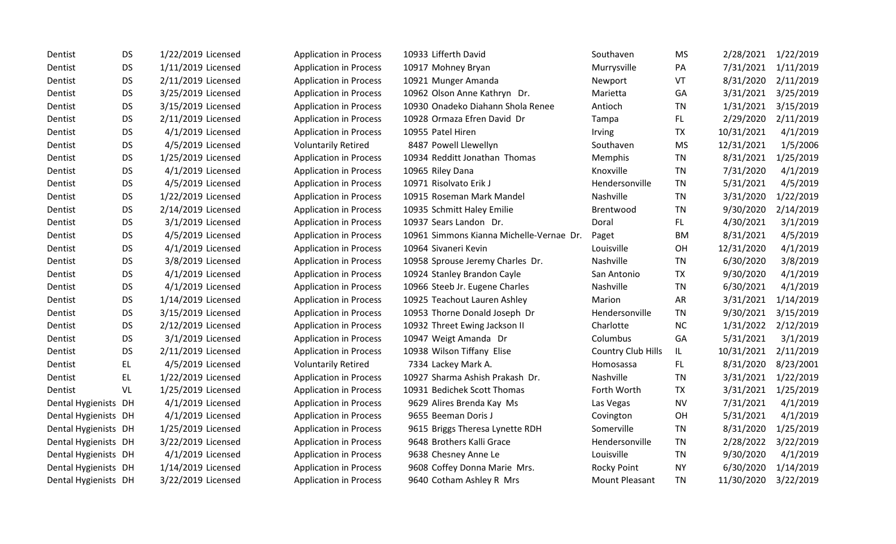| | | | | | | | | | | | |
|---|---|---|---|---|---|---|---|---|---|---|---|
| Dentist | DS | 1/22/2019 | Licensed | Application in Process | 10933 | Lifferth David | Southaven | MS | 2/28/2021 | 1/22/2019 |
| Dentist | DS | 1/11/2019 | Licensed | Application in Process | 10917 | Mohney Bryan | Murrysville | PA | 7/31/2021 | 1/11/2019 |
| Dentist | DS | 2/11/2019 | Licensed | Application in Process | 10921 | Munger Amanda | Newport | VT | 8/31/2020 | 2/11/2019 |
| Dentist | DS | 3/25/2019 | Licensed | Application in Process | 10962 | Olson Anne Kathryn Dr. | Marietta | GA | 3/31/2021 | 3/25/2019 |
| Dentist | DS | 3/15/2019 | Licensed | Application in Process | 10930 | Onadeko Diahann Shola Renee | Antioch | TN | 1/31/2021 | 3/15/2019 |
| Dentist | DS | 2/11/2019 | Licensed | Application in Process | 10928 | Ormaza Efren David Dr | Tampa | FL | 2/29/2020 | 2/11/2019 |
| Dentist | DS | 4/1/2019 | Licensed | Application in Process | 10955 | Patel Hiren | Irving | TX | 10/31/2021 | 4/1/2019 |
| Dentist | DS | 4/5/2019 | Licensed | Voluntarily Retired | 8487 | Powell Llewellyn | Southaven | MS | 12/31/2021 | 1/5/2006 |
| Dentist | DS | 1/25/2019 | Licensed | Application in Process | 10934 | Redditt Jonathan Thomas | Memphis | TN | 8/31/2021 | 1/25/2019 |
| Dentist | DS | 4/1/2019 | Licensed | Application in Process | 10965 | Riley Dana | Knoxville | TN | 7/31/2020 | 4/1/2019 |
| Dentist | DS | 4/5/2019 | Licensed | Application in Process | 10971 | Risolvato Erik J | Hendersonville | TN | 5/31/2021 | 4/5/2019 |
| Dentist | DS | 1/22/2019 | Licensed | Application in Process | 10915 | Roseman Mark Mandel | Nashville | TN | 3/31/2020 | 1/22/2019 |
| Dentist | DS | 2/14/2019 | Licensed | Application in Process | 10935 | Schmitt Haley Emilie | Brentwood | TN | 9/30/2020 | 2/14/2019 |
| Dentist | DS | 3/1/2019 | Licensed | Application in Process | 10937 | Sears Landon Dr. | Doral | FL | 4/30/2021 | 3/1/2019 |
| Dentist | DS | 4/5/2019 | Licensed | Application in Process | 10961 | Simmons Kianna Michelle-Vernae Dr. | Paget | BM | 8/31/2021 | 4/5/2019 |
| Dentist | DS | 4/1/2019 | Licensed | Application in Process | 10964 | Sivaneri Kevin | Louisville | OH | 12/31/2020 | 4/1/2019 |
| Dentist | DS | 3/8/2019 | Licensed | Application in Process | 10958 | Sprouse Jeremy Charles Dr. | Nashville | TN | 6/30/2020 | 3/8/2019 |
| Dentist | DS | 4/1/2019 | Licensed | Application in Process | 10924 | Stanley Brandon Cayle | San Antonio | TX | 9/30/2020 | 4/1/2019 |
| Dentist | DS | 4/1/2019 | Licensed | Application in Process | 10966 | Steeb Jr. Eugene Charles | Nashville | TN | 6/30/2021 | 4/1/2019 |
| Dentist | DS | 1/14/2019 | Licensed | Application in Process | 10925 | Teachout Lauren Ashley | Marion | AR | 3/31/2021 | 1/14/2019 |
| Dentist | DS | 3/15/2019 | Licensed | Application in Process | 10953 | Thorne Donald Joseph Dr | Hendersonville | TN | 9/30/2021 | 3/15/2019 |
| Dentist | DS | 2/12/2019 | Licensed | Application in Process | 10932 | Threet Ewing Jackson II | Charlotte | NC | 1/31/2022 | 2/12/2019 |
| Dentist | DS | 3/1/2019 | Licensed | Application in Process | 10947 | Weigt Amanda Dr | Columbus | GA | 5/31/2021 | 3/1/2019 |
| Dentist | DS | 2/11/2019 | Licensed | Application in Process | 10938 | Wilson Tiffany Elise | Country Club Hills | IL | 10/31/2021 | 2/11/2019 |
| Dentist | EL | 4/5/2019 | Licensed | Voluntarily Retired | 7334 | Lackey Mark A. | Homosassa | FL | 8/31/2020 | 8/23/2001 |
| Dentist | EL | 1/22/2019 | Licensed | Application in Process | 10927 | Sharma Ashish Prakash Dr. | Nashville | TN | 3/31/2021 | 1/22/2019 |
| Dentist | VL | 1/25/2019 | Licensed | Application in Process | 10931 | Bedichek Scott Thomas | Forth Worth | TX | 3/31/2021 | 1/25/2019 |
| Dental Hygienists | DH | 4/1/2019 | Licensed | Application in Process | 9629 | Alires Brenda Kay Ms | Las Vegas | NV | 7/31/2021 | 4/1/2019 |
| Dental Hygienists | DH | 4/1/2019 | Licensed | Application in Process | 9655 | Beeman Doris J | Covington | OH | 5/31/2021 | 4/1/2019 |
| Dental Hygienists | DH | 1/25/2019 | Licensed | Application in Process | 9615 | Briggs Theresa Lynette RDH | Somerville | TN | 8/31/2020 | 1/25/2019 |
| Dental Hygienists | DH | 3/22/2019 | Licensed | Application in Process | 9648 | Brothers Kalli Grace | Hendersonville | TN | 2/28/2022 | 3/22/2019 |
| Dental Hygienists | DH | 4/1/2019 | Licensed | Application in Process | 9638 | Chesney Anne Le | Louisville | TN | 9/30/2020 | 4/1/2019 |
| Dental Hygienists | DH | 1/14/2019 | Licensed | Application in Process | 9608 | Coffey Donna Marie Mrs. | Rocky Point | NY | 6/30/2020 | 1/14/2019 |
| Dental Hygienists | DH | 3/22/2019 | Licensed | Application in Process | 9640 | Cotham Ashley R Mrs | Mount Pleasant | TN | 11/30/2020 | 3/22/2019 |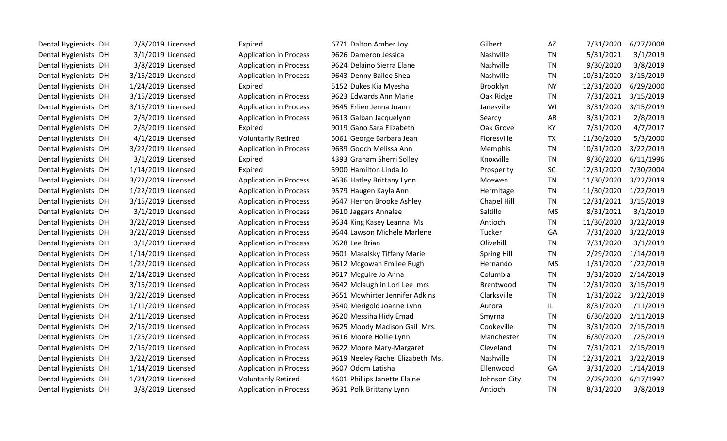| | | | | | | | | | | |
|---|---|---|---|---|---|---|---|---|---|---|
| Dental Hygienists | DH | 2/8/2019 | Licensed | Expired | 6771 | Dalton Amber Joy | Gilbert | AZ | 7/31/2020 | 6/27/2008 |
| Dental Hygienists | DH | 3/1/2019 | Licensed | Application in Process | 9626 | Dameron Jessica | Nashville | TN | 5/31/2021 | 3/1/2019 |
| Dental Hygienists | DH | 3/8/2019 | Licensed | Application in Process | 9624 | Delaino Sierra Elane | Nashville | TN | 9/30/2020 | 3/8/2019 |
| Dental Hygienists | DH | 3/15/2019 | Licensed | Application in Process | 9643 | Denny Bailee Shea | Nashville | TN | 10/31/2020 | 3/15/2019 |
| Dental Hygienists | DH | 1/24/2019 | Licensed | Expired | 5152 | Dukes Kia Myesha | Brooklyn | NY | 12/31/2020 | 6/29/2000 |
| Dental Hygienists | DH | 3/15/2019 | Licensed | Application in Process | 9623 | Edwards Ann Marie | Oak Ridge | TN | 7/31/2021 | 3/15/2019 |
| Dental Hygienists | DH | 3/15/2019 | Licensed | Application in Process | 9645 | Erlien Jenna Joann | Janesville | WI | 3/31/2020 | 3/15/2019 |
| Dental Hygienists | DH | 2/8/2019 | Licensed | Application in Process | 9613 | Galban Jacquelynn | Searcy | AR | 3/31/2021 | 2/8/2019 |
| Dental Hygienists | DH | 2/8/2019 | Licensed | Expired | 9019 | Gano Sara Elizabeth | Oak Grove | KY | 7/31/2020 | 4/7/2017 |
| Dental Hygienists | DH | 4/1/2019 | Licensed | Voluntarily Retired | 5061 | George Barbara Jean | Floresville | TX | 11/30/2020 | 5/3/2000 |
| Dental Hygienists | DH | 3/22/2019 | Licensed | Application in Process | 9639 | Gooch Melissa Ann | Memphis | TN | 10/31/2020 | 3/22/2019 |
| Dental Hygienists | DH | 3/1/2019 | Licensed | Expired | 4393 | Graham Sherri Solley | Knoxville | TN | 9/30/2020 | 6/11/1996 |
| Dental Hygienists | DH | 1/14/2019 | Licensed | Expired | 5900 | Hamilton Linda Jo | Prosperity | SC | 12/31/2020 | 7/30/2004 |
| Dental Hygienists | DH | 3/22/2019 | Licensed | Application in Process | 9636 | Hatley Brittany Lynn | Mcewen | TN | 11/30/2020 | 3/22/2019 |
| Dental Hygienists | DH | 1/22/2019 | Licensed | Application in Process | 9579 | Haugen Kayla Ann | Hermitage | TN | 11/30/2020 | 1/22/2019 |
| Dental Hygienists | DH | 3/15/2019 | Licensed | Application in Process | 9647 | Herron Brooke Ashley | Chapel Hill | TN | 12/31/2021 | 3/15/2019 |
| Dental Hygienists | DH | 3/1/2019 | Licensed | Application in Process | 9610 | Jaggars Annalee | Saltillo | MS | 8/31/2021 | 3/1/2019 |
| Dental Hygienists | DH | 3/22/2019 | Licensed | Application in Process | 9634 | King Kasey Leanna Ms | Antioch | TN | 11/30/2020 | 3/22/2019 |
| Dental Hygienists | DH | 3/22/2019 | Licensed | Application in Process | 9644 | Lawson Michele Marlene | Tucker | GA | 7/31/2020 | 3/22/2019 |
| Dental Hygienists | DH | 3/1/2019 | Licensed | Application in Process | 9628 | Lee Brian | Olivehill | TN | 7/31/2020 | 3/1/2019 |
| Dental Hygienists | DH | 1/14/2019 | Licensed | Application in Process | 9601 | Masalsky Tiffany Marie | Spring Hill | TN | 2/29/2020 | 1/14/2019 |
| Dental Hygienists | DH | 1/22/2019 | Licensed | Application in Process | 9612 | Mcgowan Emilee Rugh | Hernando | MS | 1/31/2020 | 1/22/2019 |
| Dental Hygienists | DH | 2/14/2019 | Licensed | Application in Process | 9617 | Mcguire Jo Anna | Columbia | TN | 3/31/2020 | 2/14/2019 |
| Dental Hygienists | DH | 3/15/2019 | Licensed | Application in Process | 9642 | Mclaughlin Lori Lee mrs | Brentwood | TN | 12/31/2020 | 3/15/2019 |
| Dental Hygienists | DH | 3/22/2019 | Licensed | Application in Process | 9651 | Mcwhirter Jennifer Adkins | Clarksville | TN | 1/31/2022 | 3/22/2019 |
| Dental Hygienists | DH | 1/11/2019 | Licensed | Application in Process | 9540 | Merigold Joanne Lynn | Aurora | IL | 8/31/2020 | 1/11/2019 |
| Dental Hygienists | DH | 2/11/2019 | Licensed | Application in Process | 9620 | Messiha Hidy Emad | Smyrna | TN | 6/30/2020 | 2/11/2019 |
| Dental Hygienists | DH | 2/15/2019 | Licensed | Application in Process | 9625 | Moody Madison Gail Mrs. | Cookeville | TN | 3/31/2020 | 2/15/2019 |
| Dental Hygienists | DH | 1/25/2019 | Licensed | Application in Process | 9616 | Moore Hollie Lynn | Manchester | TN | 6/30/2020 | 1/25/2019 |
| Dental Hygienists | DH | 2/15/2019 | Licensed | Application in Process | 9622 | Moore Mary-Margaret | Cleveland | TN | 7/31/2021 | 2/15/2019 |
| Dental Hygienists | DH | 3/22/2019 | Licensed | Application in Process | 9619 | Neeley Rachel Elizabeth Ms. | Nashville | TN | 12/31/2021 | 3/22/2019 |
| Dental Hygienists | DH | 1/14/2019 | Licensed | Application in Process | 9607 | Odom Latisha | Ellenwood | GA | 3/31/2020 | 1/14/2019 |
| Dental Hygienists | DH | 1/24/2019 | Licensed | Voluntarily Retired | 4601 | Phillips Janette Elaine | Johnson City | TN | 2/29/2020 | 6/17/1997 |
| Dental Hygienists | DH | 3/8/2019 | Licensed | Application in Process | 9631 | Polk Brittany Lynn | Antioch | TN | 8/31/2020 | 3/8/2019 |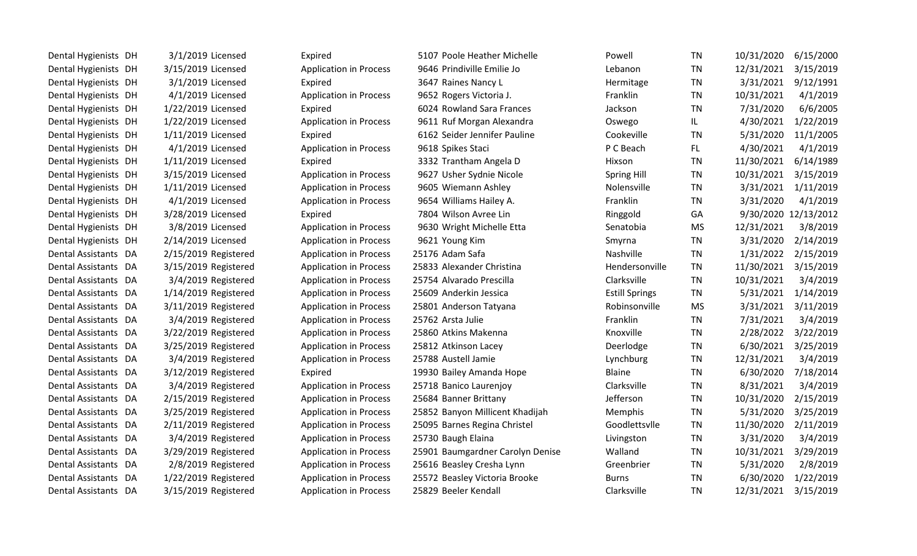| | | | | | | | | | | |
|---|---|---|---|---|---|---|---|---|---|---|
| Dental Hygienists | DH | 3/1/2019 | Licensed | Expired | 5107 | Poole Heather Michelle | Powell | TN | 10/31/2020 | 6/15/2000 |
| Dental Hygienists | DH | 3/15/2019 | Licensed | Application in Process | 9646 | Prindiville Emilie Jo | Lebanon | TN | 12/31/2021 | 3/15/2019 |
| Dental Hygienists | DH | 3/1/2019 | Licensed | Expired | 3647 | Raines Nancy L | Hermitage | TN | 3/31/2021 | 9/12/1991 |
| Dental Hygienists | DH | 4/1/2019 | Licensed | Application in Process | 9652 | Rogers Victoria J. | Franklin | TN | 10/31/2021 | 4/1/2019 |
| Dental Hygienists | DH | 1/22/2019 | Licensed | Expired | 6024 | Rowland Sara Frances | Jackson | TN | 7/31/2020 | 6/6/2005 |
| Dental Hygienists | DH | 1/22/2019 | Licensed | Application in Process | 9611 | Ruf Morgan Alexandra | Oswego | IL | 4/30/2021 | 1/22/2019 |
| Dental Hygienists | DH | 1/11/2019 | Licensed | Expired | 6162 | Seider Jennifer Pauline | Cookeville | TN | 5/31/2020 | 11/1/2005 |
| Dental Hygienists | DH | 4/1/2019 | Licensed | Application in Process | 9618 | Spikes Staci | P C Beach | FL | 4/30/2021 | 4/1/2019 |
| Dental Hygienists | DH | 1/11/2019 | Licensed | Expired | 3332 | Trantham Angela D | Hixson | TN | 11/30/2021 | 6/14/1989 |
| Dental Hygienists | DH | 3/15/2019 | Licensed | Application in Process | 9627 | Usher Sydnie Nicole | Spring Hill | TN | 10/31/2021 | 3/15/2019 |
| Dental Hygienists | DH | 1/11/2019 | Licensed | Application in Process | 9605 | Wiemann Ashley | Nolensville | TN | 3/31/2021 | 1/11/2019 |
| Dental Hygienists | DH | 4/1/2019 | Licensed | Application in Process | 9654 | Williams Hailey A. | Franklin | TN | 3/31/2020 | 4/1/2019 |
| Dental Hygienists | DH | 3/28/2019 | Licensed | Expired | 7804 | Wilson Avree Lin | Ringgold | GA | 9/30/2020 | 12/13/2012 |
| Dental Hygienists | DH | 3/8/2019 | Licensed | Application in Process | 9630 | Wright Michelle Etta | Senatobia | MS | 12/31/2021 | 3/8/2019 |
| Dental Hygienists | DH | 2/14/2019 | Licensed | Application in Process | 9621 | Young Kim | Smyrna | TN | 3/31/2020 | 2/14/2019 |
| Dental Assistants | DA | 2/15/2019 | Registered | Application in Process | 25176 | Adam Safa | Nashville | TN | 1/31/2022 | 2/15/2019 |
| Dental Assistants | DA | 3/15/2019 | Registered | Application in Process | 25833 | Alexander Christina | Hendersonville | TN | 11/30/2021 | 3/15/2019 |
| Dental Assistants | DA | 3/4/2019 | Registered | Application in Process | 25754 | Alvarado Prescilla | Clarksville | TN | 10/31/2021 | 3/4/2019 |
| Dental Assistants | DA | 1/14/2019 | Registered | Application in Process | 25609 | Anderkin Jessica | Estill Springs | TN | 5/31/2021 | 1/14/2019 |
| Dental Assistants | DA | 3/11/2019 | Registered | Application in Process | 25801 | Anderson Tatyana | Robinsonville | MS | 3/31/2021 | 3/11/2019 |
| Dental Assistants | DA | 3/4/2019 | Registered | Application in Process | 25762 | Arsta Julie | Franklin | TN | 7/31/2021 | 3/4/2019 |
| Dental Assistants | DA | 3/22/2019 | Registered | Application in Process | 25860 | Atkins Makenna | Knoxville | TN | 2/28/2022 | 3/22/2019 |
| Dental Assistants | DA | 3/25/2019 | Registered | Application in Process | 25812 | Atkinson Lacey | Deerlodge | TN | 6/30/2021 | 3/25/2019 |
| Dental Assistants | DA | 3/4/2019 | Registered | Application in Process | 25788 | Austell Jamie | Lynchburg | TN | 12/31/2021 | 3/4/2019 |
| Dental Assistants | DA | 3/12/2019 | Registered | Expired | 19930 | Bailey Amanda Hope | Blaine | TN | 6/30/2020 | 7/18/2014 |
| Dental Assistants | DA | 3/4/2019 | Registered | Application in Process | 25718 | Banico Laurenjoy | Clarksville | TN | 8/31/2021 | 3/4/2019 |
| Dental Assistants | DA | 2/15/2019 | Registered | Application in Process | 25684 | Banner Brittany | Jefferson | TN | 10/31/2020 | 2/15/2019 |
| Dental Assistants | DA | 3/25/2019 | Registered | Application in Process | 25852 | Banyon Millicent Khadijah | Memphis | TN | 5/31/2020 | 3/25/2019 |
| Dental Assistants | DA | 2/11/2019 | Registered | Application in Process | 25095 | Barnes Regina Christel | Goodlettsvlle | TN | 11/30/2020 | 2/11/2019 |
| Dental Assistants | DA | 3/4/2019 | Registered | Application in Process | 25730 | Baugh Elaina | Livingston | TN | 3/31/2020 | 3/4/2019 |
| Dental Assistants | DA | 3/29/2019 | Registered | Application in Process | 25901 | Baumgardner Carolyn Denise | Walland | TN | 10/31/2021 | 3/29/2019 |
| Dental Assistants | DA | 2/8/2019 | Registered | Application in Process | 25616 | Beasley Cresha Lynn | Greenbrier | TN | 5/31/2020 | 2/8/2019 |
| Dental Assistants | DA | 1/22/2019 | Registered | Application in Process | 25572 | Beasley Victoria Brooke | Burns | TN | 6/30/2020 | 1/22/2019 |
| Dental Assistants | DA | 3/15/2019 | Registered | Application in Process | 25829 | Beeler Kendall | Clarksville | TN | 12/31/2021 | 3/15/2019 |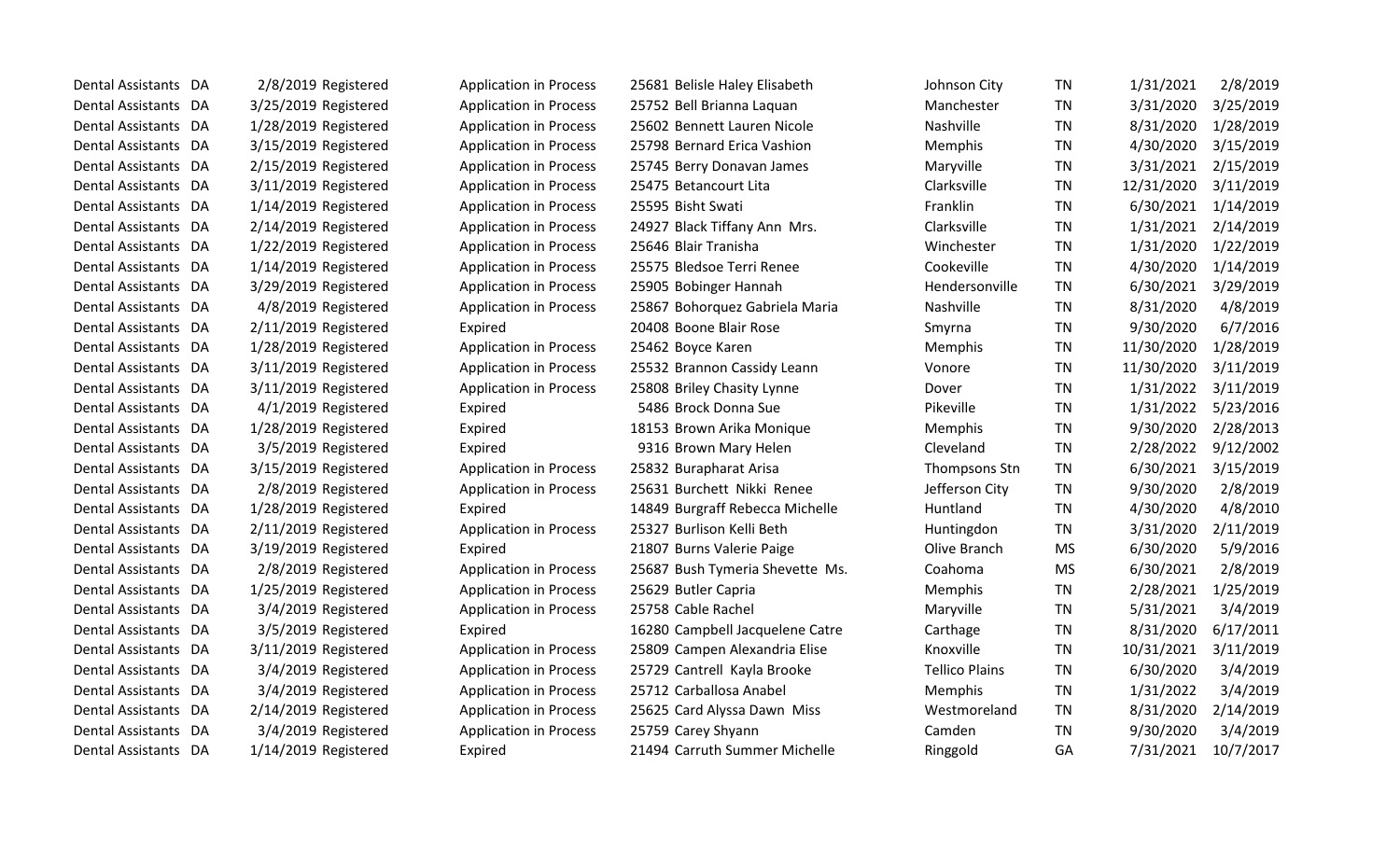| | | | | | | | | | | |
|---|---|---|---|---|---|---|---|---|---|---|
| Dental Assistants | DA | 2/8/2019 | Registered | Application in Process | 25681 | Belisle Haley Elisabeth | Johnson City | TN | 1/31/2021 | 2/8/2019 |
| Dental Assistants | DA | 3/25/2019 | Registered | Application in Process | 25752 | Bell Brianna Laquan | Manchester | TN | 3/31/2020 | 3/25/2019 |
| Dental Assistants | DA | 1/28/2019 | Registered | Application in Process | 25602 | Bennett Lauren Nicole | Nashville | TN | 8/31/2020 | 1/28/2019 |
| Dental Assistants | DA | 3/15/2019 | Registered | Application in Process | 25798 | Bernard Erica Vashion | Memphis | TN | 4/30/2020 | 3/15/2019 |
| Dental Assistants | DA | 2/15/2019 | Registered | Application in Process | 25745 | Berry Donavan James | Maryville | TN | 3/31/2021 | 2/15/2019 |
| Dental Assistants | DA | 3/11/2019 | Registered | Application in Process | 25475 | Betancourt Lita | Clarksville | TN | 12/31/2020 | 3/11/2019 |
| Dental Assistants | DA | 1/14/2019 | Registered | Application in Process | 25595 | Bisht Swati | Franklin | TN | 6/30/2021 | 1/14/2019 |
| Dental Assistants | DA | 2/14/2019 | Registered | Application in Process | 24927 | Black Tiffany Ann Mrs. | Clarksville | TN | 1/31/2021 | 2/14/2019 |
| Dental Assistants | DA | 1/22/2019 | Registered | Application in Process | 25646 | Blair Tranisha | Winchester | TN | 1/31/2020 | 1/22/2019 |
| Dental Assistants | DA | 1/14/2019 | Registered | Application in Process | 25575 | Bledsoe Terri Renee | Cookeville | TN | 4/30/2020 | 1/14/2019 |
| Dental Assistants | DA | 3/29/2019 | Registered | Application in Process | 25905 | Bobinger Hannah | Hendersonville | TN | 6/30/2021 | 3/29/2019 |
| Dental Assistants | DA | 4/8/2019 | Registered | Application in Process | 25867 | Bohorquez Gabriela Maria | Nashville | TN | 8/31/2020 | 4/8/2019 |
| Dental Assistants | DA | 2/11/2019 | Registered | Expired | 20408 | Boone Blair Rose | Smyrna | TN | 9/30/2020 | 6/7/2016 |
| Dental Assistants | DA | 1/28/2019 | Registered | Application in Process | 25462 | Boyce Karen | Memphis | TN | 11/30/2020 | 1/28/2019 |
| Dental Assistants | DA | 3/11/2019 | Registered | Application in Process | 25532 | Brannon Cassidy Leann | Vonore | TN | 11/30/2020 | 3/11/2019 |
| Dental Assistants | DA | 3/11/2019 | Registered | Application in Process | 25808 | Briley Chasity Lynne | Dover | TN | 1/31/2022 | 3/11/2019 |
| Dental Assistants | DA | 4/1/2019 | Registered | Expired | 5486 | Brock Donna Sue | Pikeville | TN | 1/31/2022 | 5/23/2016 |
| Dental Assistants | DA | 1/28/2019 | Registered | Expired | 18153 | Brown Arika Monique | Memphis | TN | 9/30/2020 | 2/28/2013 |
| Dental Assistants | DA | 3/5/2019 | Registered | Expired | 9316 | Brown Mary Helen | Cleveland | TN | 2/28/2022 | 9/12/2002 |
| Dental Assistants | DA | 3/15/2019 | Registered | Application in Process | 25832 | Burapharat Arisa | Thompsons Stn | TN | 6/30/2021 | 3/15/2019 |
| Dental Assistants | DA | 2/8/2019 | Registered | Application in Process | 25631 | Burchett Nikki Renee | Jefferson City | TN | 9/30/2020 | 2/8/2019 |
| Dental Assistants | DA | 1/28/2019 | Registered | Expired | 14849 | Burgraff Rebecca Michelle | Huntland | TN | 4/30/2020 | 4/8/2010 |
| Dental Assistants | DA | 2/11/2019 | Registered | Application in Process | 25327 | Burlison Kelli Beth | Huntingdon | TN | 3/31/2020 | 2/11/2019 |
| Dental Assistants | DA | 3/19/2019 | Registered | Expired | 21807 | Burns Valerie Paige | Olive Branch | MS | 6/30/2020 | 5/9/2016 |
| Dental Assistants | DA | 2/8/2019 | Registered | Application in Process | 25687 | Bush Tymeria Shevette Ms. | Coahoma | MS | 6/30/2021 | 2/8/2019 |
| Dental Assistants | DA | 1/25/2019 | Registered | Application in Process | 25629 | Butler Capria | Memphis | TN | 2/28/2021 | 1/25/2019 |
| Dental Assistants | DA | 3/4/2019 | Registered | Application in Process | 25758 | Cable Rachel | Maryville | TN | 5/31/2021 | 3/4/2019 |
| Dental Assistants | DA | 3/5/2019 | Registered | Expired | 16280 | Campbell Jacquelene Catre | Carthage | TN | 8/31/2020 | 6/17/2011 |
| Dental Assistants | DA | 3/11/2019 | Registered | Application in Process | 25809 | Campen Alexandria Elise | Knoxville | TN | 10/31/2021 | 3/11/2019 |
| Dental Assistants | DA | 3/4/2019 | Registered | Application in Process | 25729 | Cantrell Kayla Brooke | Tellico Plains | TN | 6/30/2020 | 3/4/2019 |
| Dental Assistants | DA | 3/4/2019 | Registered | Application in Process | 25712 | Carballosa Anabel | Memphis | TN | 1/31/2022 | 3/4/2019 |
| Dental Assistants | DA | 2/14/2019 | Registered | Application in Process | 25625 | Card Alyssa Dawn Miss | Westmoreland | TN | 8/31/2020 | 2/14/2019 |
| Dental Assistants | DA | 3/4/2019 | Registered | Application in Process | 25759 | Carey Shyann | Camden | TN | 9/30/2020 | 3/4/2019 |
| Dental Assistants | DA | 1/14/2019 | Registered | Expired | 21494 | Carruth Summer Michelle | Ringgold | GA | 7/31/2021 | 10/7/2017 |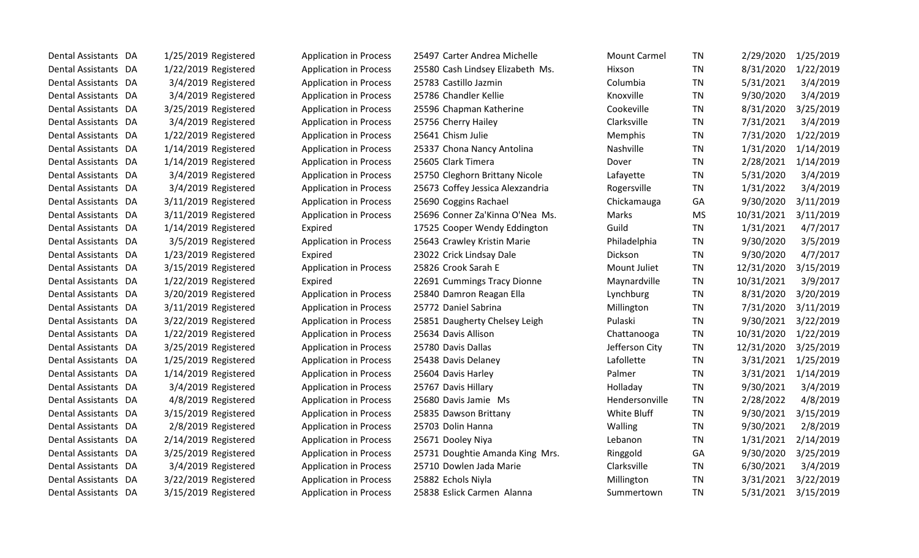| | | | | | | | | | | |
|---|---|---|---|---|---|---|---|---|---|---|
| Dental Assistants | DA | 1/25/2019 | Registered | Application in Process | 25497 | Carter Andrea Michelle | Mount Carmel | TN | 2/29/2020 | 1/25/2019 |
| Dental Assistants | DA | 1/22/2019 | Registered | Application in Process | 25580 | Cash Lindsey Elizabeth Ms. | Hixson | TN | 8/31/2020 | 1/22/2019 |
| Dental Assistants | DA | 3/4/2019 | Registered | Application in Process | 25783 | Castillo Jazmin | Columbia | TN | 5/31/2021 | 3/4/2019 |
| Dental Assistants | DA | 3/4/2019 | Registered | Application in Process | 25786 | Chandler Kellie | Knoxville | TN | 9/30/2020 | 3/4/2019 |
| Dental Assistants | DA | 3/25/2019 | Registered | Application in Process | 25596 | Chapman Katherine | Cookeville | TN | 8/31/2020 | 3/25/2019 |
| Dental Assistants | DA | 3/4/2019 | Registered | Application in Process | 25756 | Cherry Hailey | Clarksville | TN | 7/31/2021 | 3/4/2019 |
| Dental Assistants | DA | 1/22/2019 | Registered | Application in Process | 25641 | Chism Julie | Memphis | TN | 7/31/2020 | 1/22/2019 |
| Dental Assistants | DA | 1/14/2019 | Registered | Application in Process | 25337 | Chona Nancy Antolina | Nashville | TN | 1/31/2020 | 1/14/2019 |
| Dental Assistants | DA | 1/14/2019 | Registered | Application in Process | 25605 | Clark Timera | Dover | TN | 2/28/2021 | 1/14/2019 |
| Dental Assistants | DA | 3/4/2019 | Registered | Application in Process | 25750 | Cleghorn Brittany Nicole | Lafayette | TN | 5/31/2020 | 3/4/2019 |
| Dental Assistants | DA | 3/4/2019 | Registered | Application in Process | 25673 | Coffey Jessica Alexzandria | Rogersville | TN | 1/31/2022 | 3/4/2019 |
| Dental Assistants | DA | 3/11/2019 | Registered | Application in Process | 25690 | Coggins Rachael | Chickamauga | GA | 9/30/2020 | 3/11/2019 |
| Dental Assistants | DA | 3/11/2019 | Registered | Application in Process | 25696 | Conner Za'Kinna O'Nea Ms. | Marks | MS | 10/31/2021 | 3/11/2019 |
| Dental Assistants | DA | 1/14/2019 | Registered | Expired | 17525 | Cooper Wendy Eddington | Guild | TN | 1/31/2021 | 4/7/2017 |
| Dental Assistants | DA | 3/5/2019 | Registered | Application in Process | 25643 | Crawley Kristin Marie | Philadelphia | TN | 9/30/2020 | 3/5/2019 |
| Dental Assistants | DA | 1/23/2019 | Registered | Expired | 23022 | Crick Lindsay Dale | Dickson | TN | 9/30/2020 | 4/7/2017 |
| Dental Assistants | DA | 3/15/2019 | Registered | Application in Process | 25826 | Crook Sarah E | Mount Juliet | TN | 12/31/2020 | 3/15/2019 |
| Dental Assistants | DA | 1/22/2019 | Registered | Expired | 22691 | Cummings Tracy Dionne | Maynardville | TN | 10/31/2021 | 3/9/2017 |
| Dental Assistants | DA | 3/20/2019 | Registered | Application in Process | 25840 | Damron Reagan Ella | Lynchburg | TN | 8/31/2020 | 3/20/2019 |
| Dental Assistants | DA | 3/11/2019 | Registered | Application in Process | 25772 | Daniel Sabrina | Millington | TN | 7/31/2020 | 3/11/2019 |
| Dental Assistants | DA | 3/22/2019 | Registered | Application in Process | 25851 | Daugherty Chelsey Leigh | Pulaski | TN | 9/30/2021 | 3/22/2019 |
| Dental Assistants | DA | 1/22/2019 | Registered | Application in Process | 25634 | Davis Allison | Chattanooga | TN | 10/31/2020 | 1/22/2019 |
| Dental Assistants | DA | 3/25/2019 | Registered | Application in Process | 25780 | Davis Dallas | Jefferson City | TN | 12/31/2020 | 3/25/2019 |
| Dental Assistants | DA | 1/25/2019 | Registered | Application in Process | 25438 | Davis Delaney | Lafollette | TN | 3/31/2021 | 1/25/2019 |
| Dental Assistants | DA | 1/14/2019 | Registered | Application in Process | 25604 | Davis Harley | Palmer | TN | 3/31/2021 | 1/14/2019 |
| Dental Assistants | DA | 3/4/2019 | Registered | Application in Process | 25767 | Davis Hillary | Holladay | TN | 9/30/2021 | 3/4/2019 |
| Dental Assistants | DA | 4/8/2019 | Registered | Application in Process | 25680 | Davis Jamie Ms | Hendersonville | TN | 2/28/2022 | 4/8/2019 |
| Dental Assistants | DA | 3/15/2019 | Registered | Application in Process | 25835 | Dawson Brittany | White Bluff | TN | 9/30/2021 | 3/15/2019 |
| Dental Assistants | DA | 2/8/2019 | Registered | Application in Process | 25703 | Dolin Hanna | Walling | TN | 9/30/2021 | 2/8/2019 |
| Dental Assistants | DA | 2/14/2019 | Registered | Application in Process | 25671 | Dooley Niya | Lebanon | TN | 1/31/2021 | 2/14/2019 |
| Dental Assistants | DA | 3/25/2019 | Registered | Application in Process | 25731 | Doughtie Amanda King Mrs. | Ringgold | GA | 9/30/2020 | 3/25/2019 |
| Dental Assistants | DA | 3/4/2019 | Registered | Application in Process | 25710 | Dowlen Jada Marie | Clarksville | TN | 6/30/2021 | 3/4/2019 |
| Dental Assistants | DA | 3/22/2019 | Registered | Application in Process | 25882 | Echols Niyla | Millington | TN | 3/31/2021 | 3/22/2019 |
| Dental Assistants | DA | 3/15/2019 | Registered | Application in Process | 25838 | Eslick Carmen Alanna | Summertown | TN | 5/31/2021 | 3/15/2019 |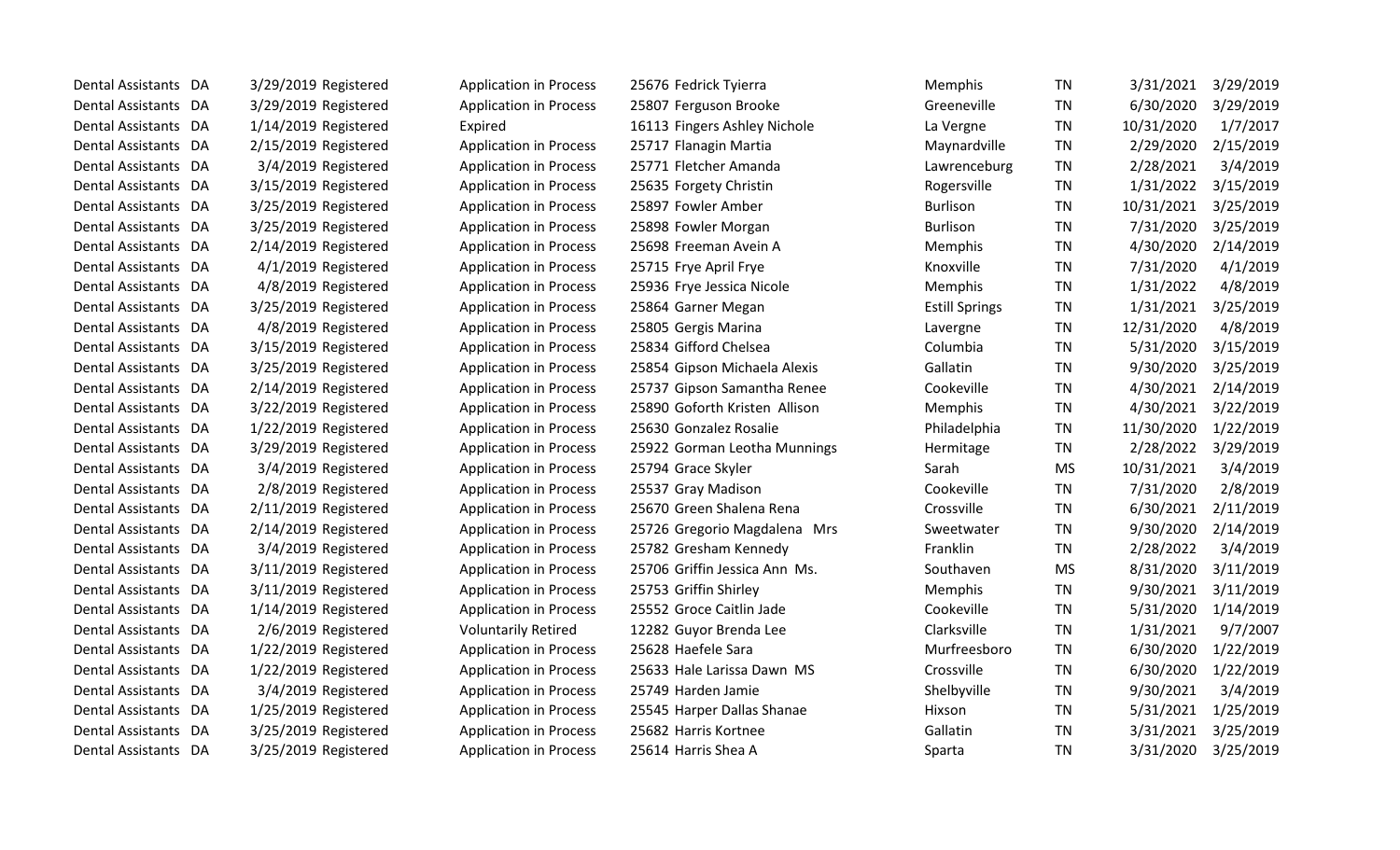| | | | | | | | | | | | |
|---|---|---|---|---|---|---|---|---|---|---|---|
| Dental Assistants | DA | 3/29/2019 | Registered | Application in Process | 25676 | Fedrick Tyierra | Memphis | TN | 3/31/2021 | 3/29/2019 |
| Dental Assistants | DA | 3/29/2019 | Registered | Application in Process | 25807 | Ferguson Brooke | Greeneville | TN | 6/30/2020 | 3/29/2019 |
| Dental Assistants | DA | 1/14/2019 | Registered | Expired | 16113 | Fingers Ashley Nichole | La Vergne | TN | 10/31/2020 | 1/7/2017 |
| Dental Assistants | DA | 2/15/2019 | Registered | Application in Process | 25717 | Flanagin Martia | Maynardville | TN | 2/29/2020 | 2/15/2019 |
| Dental Assistants | DA | 3/4/2019 | Registered | Application in Process | 25771 | Fletcher Amanda | Lawrenceburg | TN | 2/28/2021 | 3/4/2019 |
| Dental Assistants | DA | 3/15/2019 | Registered | Application in Process | 25635 | Forgety Christin | Rogersville | TN | 1/31/2022 | 3/15/2019 |
| Dental Assistants | DA | 3/25/2019 | Registered | Application in Process | 25897 | Fowler Amber | Burlison | TN | 10/31/2021 | 3/25/2019 |
| Dental Assistants | DA | 3/25/2019 | Registered | Application in Process | 25898 | Fowler Morgan | Burlison | TN | 7/31/2020 | 3/25/2019 |
| Dental Assistants | DA | 2/14/2019 | Registered | Application in Process | 25698 | Freeman Avein A | Memphis | TN | 4/30/2020 | 2/14/2019 |
| Dental Assistants | DA | 4/1/2019 | Registered | Application in Process | 25715 | Frye April Frye | Knoxville | TN | 7/31/2020 | 4/1/2019 |
| Dental Assistants | DA | 4/8/2019 | Registered | Application in Process | 25936 | Frye Jessica Nicole | Memphis | TN | 1/31/2022 | 4/8/2019 |
| Dental Assistants | DA | 3/25/2019 | Registered | Application in Process | 25864 | Garner Megan | Estill Springs | TN | 1/31/2021 | 3/25/2019 |
| Dental Assistants | DA | 4/8/2019 | Registered | Application in Process | 25805 | Gergis Marina | Lavergne | TN | 12/31/2020 | 4/8/2019 |
| Dental Assistants | DA | 3/15/2019 | Registered | Application in Process | 25834 | Gifford Chelsea | Columbia | TN | 5/31/2020 | 3/15/2019 |
| Dental Assistants | DA | 3/25/2019 | Registered | Application in Process | 25854 | Gipson Michaela Alexis | Gallatin | TN | 9/30/2020 | 3/25/2019 |
| Dental Assistants | DA | 2/14/2019 | Registered | Application in Process | 25737 | Gipson Samantha Renee | Cookeville | TN | 4/30/2021 | 2/14/2019 |
| Dental Assistants | DA | 3/22/2019 | Registered | Application in Process | 25890 | Goforth Kristen Allison | Memphis | TN | 4/30/2021 | 3/22/2019 |
| Dental Assistants | DA | 1/22/2019 | Registered | Application in Process | 25630 | Gonzalez Rosalie | Philadelphia | TN | 11/30/2020 | 1/22/2019 |
| Dental Assistants | DA | 3/29/2019 | Registered | Application in Process | 25922 | Gorman Leotha Munnings | Hermitage | TN | 2/28/2022 | 3/29/2019 |
| Dental Assistants | DA | 3/4/2019 | Registered | Application in Process | 25794 | Grace Skyler | Sarah | MS | 10/31/2021 | 3/4/2019 |
| Dental Assistants | DA | 2/8/2019 | Registered | Application in Process | 25537 | Gray Madison | Cookeville | TN | 7/31/2020 | 2/8/2019 |
| Dental Assistants | DA | 2/11/2019 | Registered | Application in Process | 25670 | Green Shalena Rena | Crossville | TN | 6/30/2021 | 2/11/2019 |
| Dental Assistants | DA | 2/14/2019 | Registered | Application in Process | 25726 | Gregorio Magdalena Mrs | Sweetwater | TN | 9/30/2020 | 2/14/2019 |
| Dental Assistants | DA | 3/4/2019 | Registered | Application in Process | 25782 | Gresham Kennedy | Franklin | TN | 2/28/2022 | 3/4/2019 |
| Dental Assistants | DA | 3/11/2019 | Registered | Application in Process | 25706 | Griffin Jessica Ann Ms. | Southaven | MS | 8/31/2020 | 3/11/2019 |
| Dental Assistants | DA | 3/11/2019 | Registered | Application in Process | 25753 | Griffin Shirley | Memphis | TN | 9/30/2021 | 3/11/2019 |
| Dental Assistants | DA | 1/14/2019 | Registered | Application in Process | 25552 | Groce Caitlin Jade | Cookeville | TN | 5/31/2020 | 1/14/2019 |
| Dental Assistants | DA | 2/6/2019 | Registered | Voluntarily Retired | 12282 | Guyor Brenda Lee | Clarksville | TN | 1/31/2021 | 9/7/2007 |
| Dental Assistants | DA | 1/22/2019 | Registered | Application in Process | 25628 | Haefele Sara | Murfreesboro | TN | 6/30/2020 | 1/22/2019 |
| Dental Assistants | DA | 1/22/2019 | Registered | Application in Process | 25633 | Hale Larissa Dawn MS | Crossville | TN | 6/30/2020 | 1/22/2019 |
| Dental Assistants | DA | 3/4/2019 | Registered | Application in Process | 25749 | Harden Jamie | Shelbyville | TN | 9/30/2021 | 3/4/2019 |
| Dental Assistants | DA | 1/25/2019 | Registered | Application in Process | 25545 | Harper Dallas Shanae | Hixson | TN | 5/31/2021 | 1/25/2019 |
| Dental Assistants | DA | 3/25/2019 | Registered | Application in Process | 25682 | Harris Kortnee | Gallatin | TN | 3/31/2021 | 3/25/2019 |
| Dental Assistants | DA | 3/25/2019 | Registered | Application in Process | 25614 | Harris Shea A | Sparta | TN | 3/31/2020 | 3/25/2019 |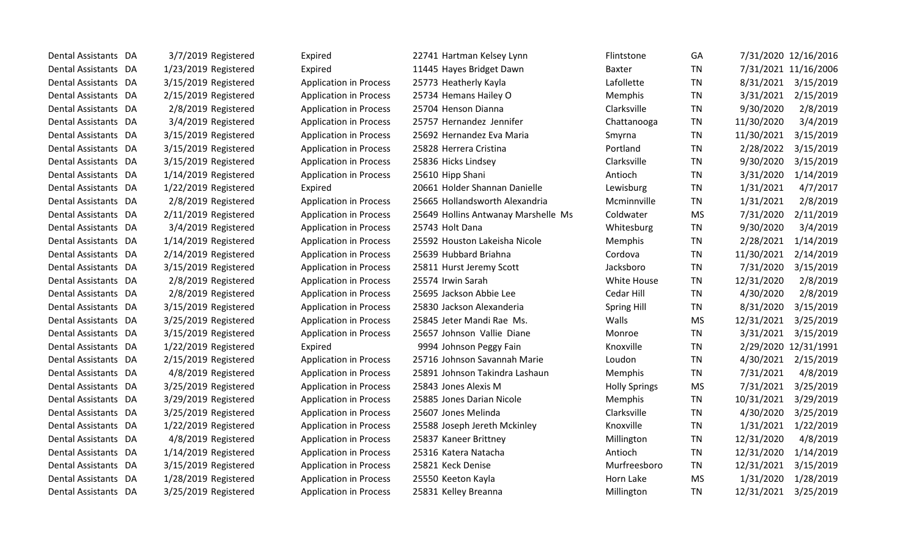| | | | | | | | | | | |
|---|---|---|---|---|---|---|---|---|---|---|
| Dental Assistants | DA | 3/7/2019 | Registered | Expired | 22741 | Hartman Kelsey Lynn | Flintstone | GA | 7/31/2020 | 12/16/2016 |
| Dental Assistants | DA | 1/23/2019 | Registered | Expired | 11445 | Hayes Bridget Dawn | Baxter | TN | 7/31/2021 | 11/16/2006 |
| Dental Assistants | DA | 3/15/2019 | Registered | Application in Process | 25773 | Heatherly Kayla | Lafollette | TN | 8/31/2021 | 3/15/2019 |
| Dental Assistants | DA | 2/15/2019 | Registered | Application in Process | 25734 | Hemans Hailey O | Memphis | TN | 3/31/2021 | 2/15/2019 |
| Dental Assistants | DA | 2/8/2019 | Registered | Application in Process | 25704 | Henson Dianna | Clarksville | TN | 9/30/2020 | 2/8/2019 |
| Dental Assistants | DA | 3/4/2019 | Registered | Application in Process | 25757 | Hernandez Jennifer | Chattanooga | TN | 11/30/2020 | 3/4/2019 |
| Dental Assistants | DA | 3/15/2019 | Registered | Application in Process | 25692 | Hernandez Eva Maria | Smyrna | TN | 11/30/2021 | 3/15/2019 |
| Dental Assistants | DA | 3/15/2019 | Registered | Application in Process | 25828 | Herrera Cristina | Portland | TN | 2/28/2022 | 3/15/2019 |
| Dental Assistants | DA | 3/15/2019 | Registered | Application in Process | 25836 | Hicks Lindsey | Clarksville | TN | 9/30/2020 | 3/15/2019 |
| Dental Assistants | DA | 1/14/2019 | Registered | Application in Process | 25610 | Hipp Shani | Antioch | TN | 3/31/2020 | 1/14/2019 |
| Dental Assistants | DA | 1/22/2019 | Registered | Expired | 20661 | Holder Shannan Danielle | Lewisburg | TN | 1/31/2021 | 4/7/2017 |
| Dental Assistants | DA | 2/8/2019 | Registered | Application in Process | 25665 | Hollandsworth Alexandria | Mcminnville | TN | 1/31/2021 | 2/8/2019 |
| Dental Assistants | DA | 2/11/2019 | Registered | Application in Process | 25649 | Hollins Antwanay Marshelle Ms | Coldwater | MS | 7/31/2020 | 2/11/2019 |
| Dental Assistants | DA | 3/4/2019 | Registered | Application in Process | 25743 | Holt Dana | Whitesburg | TN | 9/30/2020 | 3/4/2019 |
| Dental Assistants | DA | 1/14/2019 | Registered | Application in Process | 25592 | Houston Lakeisha Nicole | Memphis | TN | 2/28/2021 | 1/14/2019 |
| Dental Assistants | DA | 2/14/2019 | Registered | Application in Process | 25639 | Hubbard Briahna | Cordova | TN | 11/30/2021 | 2/14/2019 |
| Dental Assistants | DA | 3/15/2019 | Registered | Application in Process | 25811 | Hurst Jeremy Scott | Jacksboro | TN | 7/31/2020 | 3/15/2019 |
| Dental Assistants | DA | 2/8/2019 | Registered | Application in Process | 25574 | Irwin Sarah | White House | TN | 12/31/2020 | 2/8/2019 |
| Dental Assistants | DA | 2/8/2019 | Registered | Application in Process | 25695 | Jackson Abbie Lee | Cedar Hill | TN | 4/30/2020 | 2/8/2019 |
| Dental Assistants | DA | 3/15/2019 | Registered | Application in Process | 25830 | Jackson Alexanderia | Spring Hill | TN | 8/31/2020 | 3/15/2019 |
| Dental Assistants | DA | 3/25/2019 | Registered | Application in Process | 25845 | Jeter Mandi Rae Ms. | Walls | MS | 12/31/2021 | 3/25/2019 |
| Dental Assistants | DA | 3/15/2019 | Registered | Application in Process | 25657 | Johnson Vallie Diane | Monroe | TN | 3/31/2021 | 3/15/2019 |
| Dental Assistants | DA | 1/22/2019 | Registered | Expired | 9994 | Johnson Peggy Fain | Knoxville | TN | 2/29/2020 | 12/31/1991 |
| Dental Assistants | DA | 2/15/2019 | Registered | Application in Process | 25716 | Johnson Savannah Marie | Loudon | TN | 4/30/2021 | 2/15/2019 |
| Dental Assistants | DA | 4/8/2019 | Registered | Application in Process | 25891 | Johnson Takindra Lashaun | Memphis | TN | 7/31/2021 | 4/8/2019 |
| Dental Assistants | DA | 3/25/2019 | Registered | Application in Process | 25843 | Jones Alexis M | Holly Springs | MS | 7/31/2021 | 3/25/2019 |
| Dental Assistants | DA | 3/29/2019 | Registered | Application in Process | 25885 | Jones Darian Nicole | Memphis | TN | 10/31/2021 | 3/29/2019 |
| Dental Assistants | DA | 3/25/2019 | Registered | Application in Process | 25607 | Jones Melinda | Clarksville | TN | 4/30/2020 | 3/25/2019 |
| Dental Assistants | DA | 1/22/2019 | Registered | Application in Process | 25588 | Joseph Jereth Mckinley | Knoxville | TN | 1/31/2021 | 1/22/2019 |
| Dental Assistants | DA | 4/8/2019 | Registered | Application in Process | 25837 | Kaneer Brittney | Millington | TN | 12/31/2020 | 4/8/2019 |
| Dental Assistants | DA | 1/14/2019 | Registered | Application in Process | 25316 | Katera Natacha | Antioch | TN | 12/31/2020 | 1/14/2019 |
| Dental Assistants | DA | 3/15/2019 | Registered | Application in Process | 25821 | Keck Denise | Murfreesboro | TN | 12/31/2021 | 3/15/2019 |
| Dental Assistants | DA | 1/28/2019 | Registered | Application in Process | 25550 | Keeton Kayla | Horn Lake | MS | 1/31/2020 | 1/28/2019 |
| Dental Assistants | DA | 3/25/2019 | Registered | Application in Process | 25831 | Kelley Breanna | Millington | TN | 12/31/2021 | 3/25/2019 |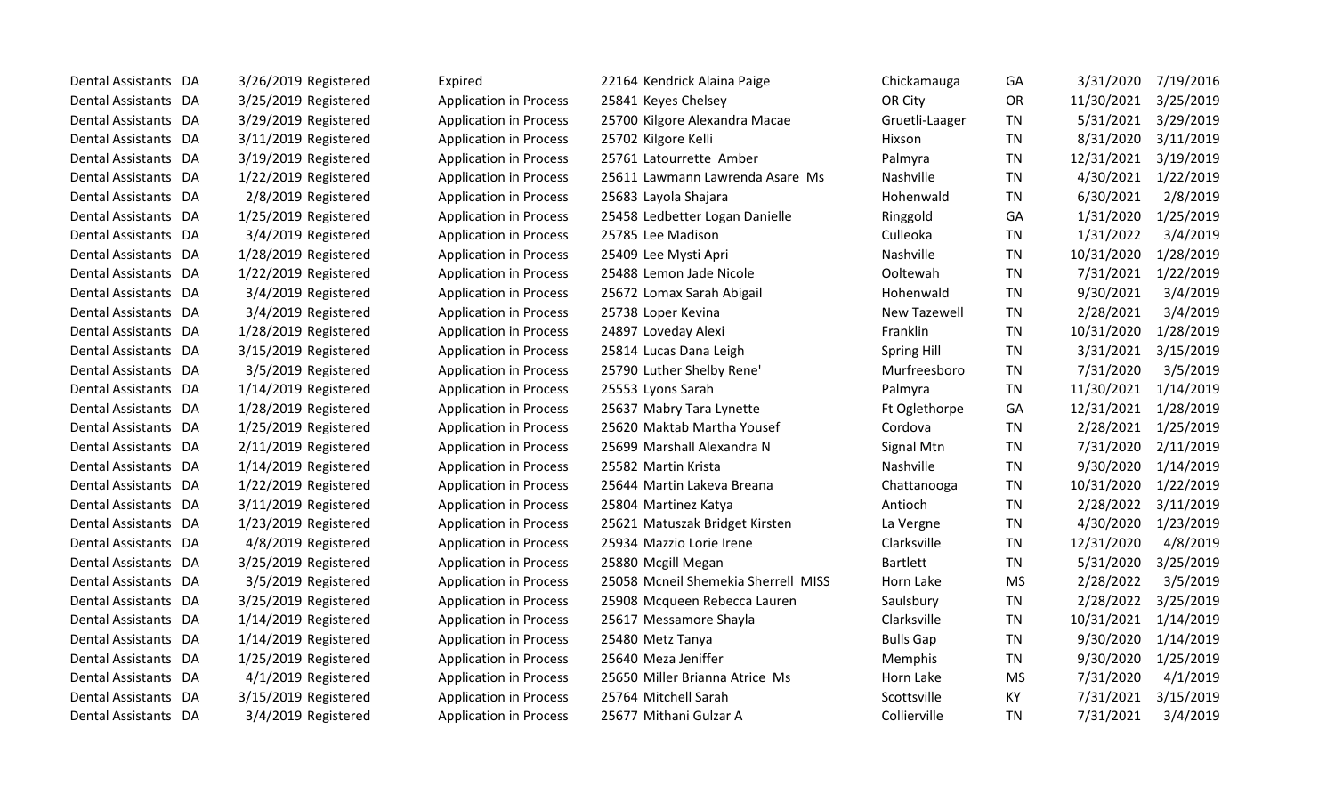| | | | | | | | | | | | |
|---|---|---|---|---|---|---|---|---|---|---|---|
| Dental Assistants | DA | 3/26/2019 | Registered | Expired | 22164 | Kendrick Alaina Paige | Chickamauga | GA | 3/31/2020 | 7/19/2016 |
| Dental Assistants | DA | 3/25/2019 | Registered | Application in Process | 25841 | Keyes Chelsey | OR City | OR | 11/30/2021 | 3/25/2019 |
| Dental Assistants | DA | 3/29/2019 | Registered | Application in Process | 25700 | Kilgore Alexandra Macae | Gruetli-Laager | TN | 5/31/2021 | 3/29/2019 |
| Dental Assistants | DA | 3/11/2019 | Registered | Application in Process | 25702 | Kilgore Kelli | Hixson | TN | 8/31/2020 | 3/11/2019 |
| Dental Assistants | DA | 3/19/2019 | Registered | Application in Process | 25761 | Latourrette Amber | Palmyra | TN | 12/31/2021 | 3/19/2019 |
| Dental Assistants | DA | 1/22/2019 | Registered | Application in Process | 25611 | Lawmann Lawrenda Asare Ms | Nashville | TN | 4/30/2021 | 1/22/2019 |
| Dental Assistants | DA | 2/8/2019 | Registered | Application in Process | 25683 | Layola Shajara | Hohenwald | TN | 6/30/2021 | 2/8/2019 |
| Dental Assistants | DA | 1/25/2019 | Registered | Application in Process | 25458 | Ledbetter Logan Danielle | Ringgold | GA | 1/31/2020 | 1/25/2019 |
| Dental Assistants | DA | 3/4/2019 | Registered | Application in Process | 25785 | Lee Madison | Culleoka | TN | 1/31/2022 | 3/4/2019 |
| Dental Assistants | DA | 1/28/2019 | Registered | Application in Process | 25409 | Lee Mysti Apri | Nashville | TN | 10/31/2020 | 1/28/2019 |
| Dental Assistants | DA | 1/22/2019 | Registered | Application in Process | 25488 | Lemon Jade Nicole | Ooltewah | TN | 7/31/2021 | 1/22/2019 |
| Dental Assistants | DA | 3/4/2019 | Registered | Application in Process | 25672 | Lomax Sarah Abigail | Hohenwald | TN | 9/30/2021 | 3/4/2019 |
| Dental Assistants | DA | 3/4/2019 | Registered | Application in Process | 25738 | Loper Kevina | New Tazewell | TN | 2/28/2021 | 3/4/2019 |
| Dental Assistants | DA | 1/28/2019 | Registered | Application in Process | 24897 | Loveday Alexi | Franklin | TN | 10/31/2020 | 1/28/2019 |
| Dental Assistants | DA | 3/15/2019 | Registered | Application in Process | 25814 | Lucas Dana Leigh | Spring Hill | TN | 3/31/2021 | 3/15/2019 |
| Dental Assistants | DA | 3/5/2019 | Registered | Application in Process | 25790 | Luther Shelby Rene' | Murfreesboro | TN | 7/31/2020 | 3/5/2019 |
| Dental Assistants | DA | 1/14/2019 | Registered | Application in Process | 25553 | Lyons Sarah | Palmyra | TN | 11/30/2021 | 1/14/2019 |
| Dental Assistants | DA | 1/28/2019 | Registered | Application in Process | 25637 | Mabry Tara Lynette | Ft Oglethorpe | GA | 12/31/2021 | 1/28/2019 |
| Dental Assistants | DA | 1/25/2019 | Registered | Application in Process | 25620 | Maktab Martha Yousef | Cordova | TN | 2/28/2021 | 1/25/2019 |
| Dental Assistants | DA | 2/11/2019 | Registered | Application in Process | 25699 | Marshall Alexandra N | Signal Mtn | TN | 7/31/2020 | 2/11/2019 |
| Dental Assistants | DA | 1/14/2019 | Registered | Application in Process | 25582 | Martin Krista | Nashville | TN | 9/30/2020 | 1/14/2019 |
| Dental Assistants | DA | 1/22/2019 | Registered | Application in Process | 25644 | Martin Lakeva Breana | Chattanooga | TN | 10/31/2020 | 1/22/2019 |
| Dental Assistants | DA | 3/11/2019 | Registered | Application in Process | 25804 | Martinez Katya | Antioch | TN | 2/28/2022 | 3/11/2019 |
| Dental Assistants | DA | 1/23/2019 | Registered | Application in Process | 25621 | Matuszak Bridget Kirsten | La Vergne | TN | 4/30/2020 | 1/23/2019 |
| Dental Assistants | DA | 4/8/2019 | Registered | Application in Process | 25934 | Mazzio Lorie Irene | Clarksville | TN | 12/31/2020 | 4/8/2019 |
| Dental Assistants | DA | 3/25/2019 | Registered | Application in Process | 25880 | Mcgill Megan | Bartlett | TN | 5/31/2020 | 3/25/2019 |
| Dental Assistants | DA | 3/5/2019 | Registered | Application in Process | 25058 | Mcneil Shemekia Sherrell MISS | Horn Lake | MS | 2/28/2022 | 3/5/2019 |
| Dental Assistants | DA | 3/25/2019 | Registered | Application in Process | 25908 | Mcqueen Rebecca Lauren | Saulsbury | TN | 2/28/2022 | 3/25/2019 |
| Dental Assistants | DA | 1/14/2019 | Registered | Application in Process | 25617 | Messamore Shayla | Clarksville | TN | 10/31/2021 | 1/14/2019 |
| Dental Assistants | DA | 1/14/2019 | Registered | Application in Process | 25480 | Metz Tanya | Bulls Gap | TN | 9/30/2020 | 1/14/2019 |
| Dental Assistants | DA | 1/25/2019 | Registered | Application in Process | 25640 | Meza Jeniffer | Memphis | TN | 9/30/2020 | 1/25/2019 |
| Dental Assistants | DA | 4/1/2019 | Registered | Application in Process | 25650 | Miller Brianna Atrice Ms | Horn Lake | MS | 7/31/2020 | 4/1/2019 |
| Dental Assistants | DA | 3/15/2019 | Registered | Application in Process | 25764 | Mitchell Sarah | Scottsville | KY | 7/31/2021 | 3/15/2019 |
| Dental Assistants | DA | 3/4/2019 | Registered | Application in Process | 25677 | Mithani Gulzar A | Collierville | TN | 7/31/2021 | 3/4/2019 |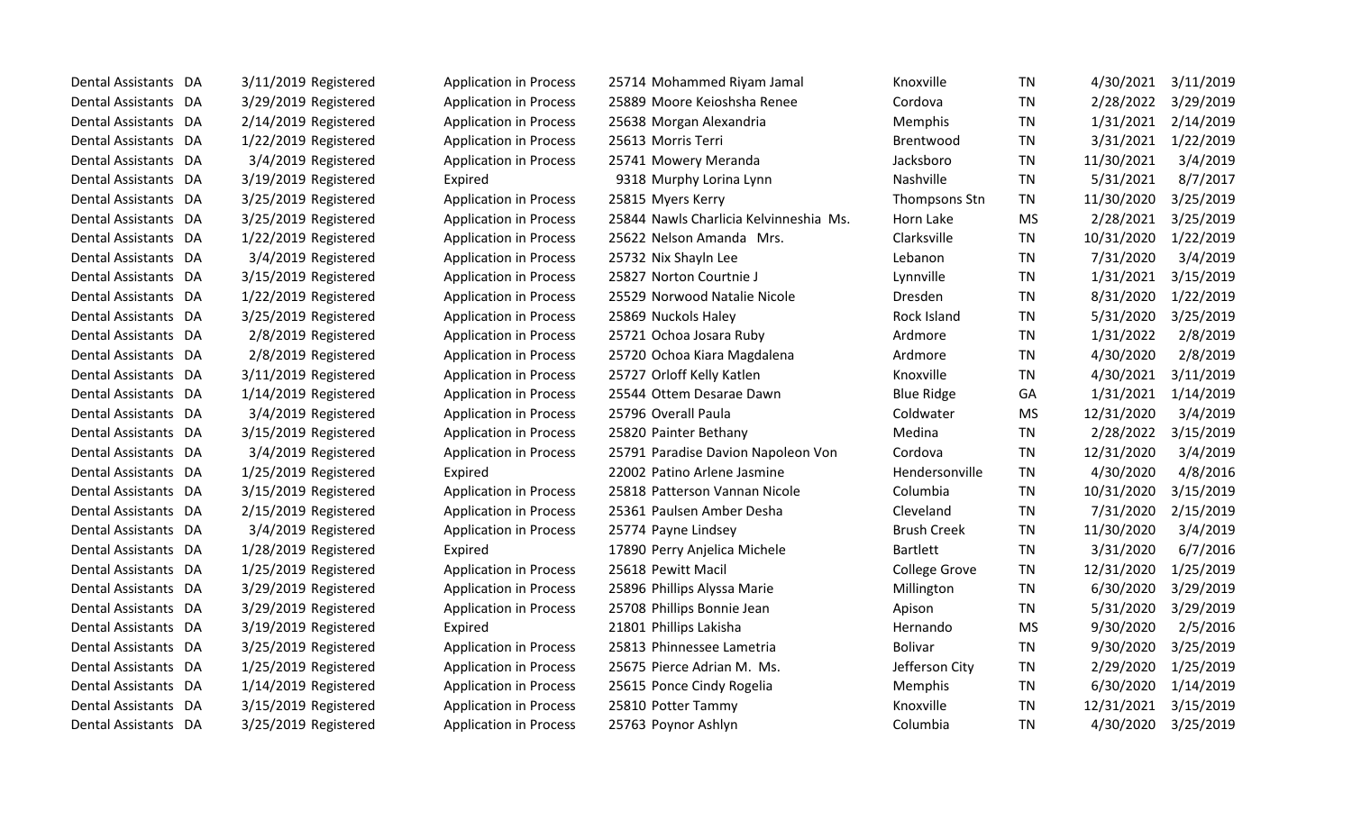| | | | | | | | | | | |
|---|---|---|---|---|---|---|---|---|---|---|
| Dental Assistants | DA | 3/11/2019 | Registered | Application in Process | 25714 | Mohammed Riyam Jamal | Knoxville | TN | 4/30/2021 | 3/11/2019 |
| Dental Assistants | DA | 3/29/2019 | Registered | Application in Process | 25889 | Moore Keioshsha Renee | Cordova | TN | 2/28/2022 | 3/29/2019 |
| Dental Assistants | DA | 2/14/2019 | Registered | Application in Process | 25638 | Morgan Alexandria | Memphis | TN | 1/31/2021 | 2/14/2019 |
| Dental Assistants | DA | 1/22/2019 | Registered | Application in Process | 25613 | Morris Terri | Brentwood | TN | 3/31/2021 | 1/22/2019 |
| Dental Assistants | DA | 3/4/2019 | Registered | Application in Process | 25741 | Mowery Meranda | Jacksboro | TN | 11/30/2021 | 3/4/2019 |
| Dental Assistants | DA | 3/19/2019 | Registered | Expired | 9318 | Murphy Lorina Lynn | Nashville | TN | 5/31/2021 | 8/7/2017 |
| Dental Assistants | DA | 3/25/2019 | Registered | Application in Process | 25815 | Myers Kerry | Thompsons Stn | TN | 11/30/2020 | 3/25/2019 |
| Dental Assistants | DA | 3/25/2019 | Registered | Application in Process | 25844 | Nawls Charlicia Kelvinneshia Ms. | Horn Lake | MS | 2/28/2021 | 3/25/2019 |
| Dental Assistants | DA | 1/22/2019 | Registered | Application in Process | 25622 | Nelson Amanda Mrs. | Clarksville | TN | 10/31/2020 | 1/22/2019 |
| Dental Assistants | DA | 3/4/2019 | Registered | Application in Process | 25732 | Nix Shayln Lee | Lebanon | TN | 7/31/2020 | 3/4/2019 |
| Dental Assistants | DA | 3/15/2019 | Registered | Application in Process | 25827 | Norton Courtnie J | Lynnville | TN | 1/31/2021 | 3/15/2019 |
| Dental Assistants | DA | 1/22/2019 | Registered | Application in Process | 25529 | Norwood Natalie Nicole | Dresden | TN | 8/31/2020 | 1/22/2019 |
| Dental Assistants | DA | 3/25/2019 | Registered | Application in Process | 25869 | Nuckols Haley | Rock Island | TN | 5/31/2020 | 3/25/2019 |
| Dental Assistants | DA | 2/8/2019 | Registered | Application in Process | 25721 | Ochoa Josara Ruby | Ardmore | TN | 1/31/2022 | 2/8/2019 |
| Dental Assistants | DA | 2/8/2019 | Registered | Application in Process | 25720 | Ochoa Kiara Magdalena | Ardmore | TN | 4/30/2020 | 2/8/2019 |
| Dental Assistants | DA | 3/11/2019 | Registered | Application in Process | 25727 | Orloff Kelly Katlen | Knoxville | TN | 4/30/2021 | 3/11/2019 |
| Dental Assistants | DA | 1/14/2019 | Registered | Application in Process | 25544 | Ottem Desarae Dawn | Blue Ridge | GA | 1/31/2021 | 1/14/2019 |
| Dental Assistants | DA | 3/4/2019 | Registered | Application in Process | 25796 | Overall Paula | Coldwater | MS | 12/31/2020 | 3/4/2019 |
| Dental Assistants | DA | 3/15/2019 | Registered | Application in Process | 25820 | Painter Bethany | Medina | TN | 2/28/2022 | 3/15/2019 |
| Dental Assistants | DA | 3/4/2019 | Registered | Application in Process | 25791 | Paradise Davion Napoleon Von | Cordova | TN | 12/31/2020 | 3/4/2019 |
| Dental Assistants | DA | 1/25/2019 | Registered | Expired | 22002 | Patino Arlene Jasmine | Hendersonville | TN | 4/30/2020 | 4/8/2016 |
| Dental Assistants | DA | 3/15/2019 | Registered | Application in Process | 25818 | Patterson Vannan Nicole | Columbia | TN | 10/31/2020 | 3/15/2019 |
| Dental Assistants | DA | 2/15/2019 | Registered | Application in Process | 25361 | Paulsen Amber Desha | Cleveland | TN | 7/31/2020 | 2/15/2019 |
| Dental Assistants | DA | 3/4/2019 | Registered | Application in Process | 25774 | Payne Lindsey | Brush Creek | TN | 11/30/2020 | 3/4/2019 |
| Dental Assistants | DA | 1/28/2019 | Registered | Expired | 17890 | Perry Anjelica Michele | Bartlett | TN | 3/31/2020 | 6/7/2016 |
| Dental Assistants | DA | 1/25/2019 | Registered | Application in Process | 25618 | Pewitt Macil | College Grove | TN | 12/31/2020 | 1/25/2019 |
| Dental Assistants | DA | 3/29/2019 | Registered | Application in Process | 25896 | Phillips Alyssa Marie | Millington | TN | 6/30/2020 | 3/29/2019 |
| Dental Assistants | DA | 3/29/2019 | Registered | Application in Process | 25708 | Phillips Bonnie Jean | Apison | TN | 5/31/2020 | 3/29/2019 |
| Dental Assistants | DA | 3/19/2019 | Registered | Expired | 21801 | Phillips Lakisha | Hernando | MS | 9/30/2020 | 2/5/2016 |
| Dental Assistants | DA | 3/25/2019 | Registered | Application in Process | 25813 | Phinnessee Lametria | Bolivar | TN | 9/30/2020 | 3/25/2019 |
| Dental Assistants | DA | 1/25/2019 | Registered | Application in Process | 25675 | Pierce Adrian M. Ms. | Jefferson City | TN | 2/29/2020 | 1/25/2019 |
| Dental Assistants | DA | 1/14/2019 | Registered | Application in Process | 25615 | Ponce Cindy Rogelia | Memphis | TN | 6/30/2020 | 1/14/2019 |
| Dental Assistants | DA | 3/15/2019 | Registered | Application in Process | 25810 | Potter Tammy | Knoxville | TN | 12/31/2021 | 3/15/2019 |
| Dental Assistants | DA | 3/25/2019 | Registered | Application in Process | 25763 | Poynor Ashlyn | Columbia | TN | 4/30/2020 | 3/25/2019 |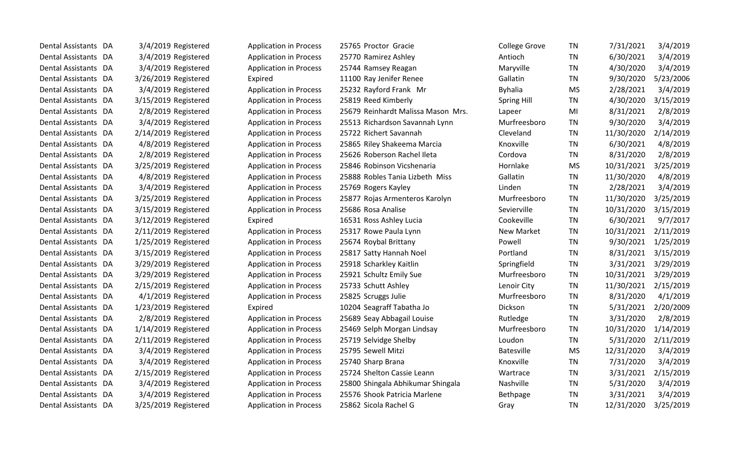| | | | | | | | | | | |
|---|---|---|---|---|---|---|---|---|---|---|
| Dental Assistants | DA | 3/4/2019 | Registered | Application in Process | 25765 | Proctor Gracie | College Grove | TN | 7/31/2021 | 3/4/2019 |
| Dental Assistants | DA | 3/4/2019 | Registered | Application in Process | 25770 | Ramirez Ashley | Antioch | TN | 6/30/2021 | 3/4/2019 |
| Dental Assistants | DA | 3/4/2019 | Registered | Application in Process | 25744 | Ramsey Reagan | Maryville | TN | 4/30/2020 | 3/4/2019 |
| Dental Assistants | DA | 3/26/2019 | Registered | Expired | 11100 | Ray Jenifer Renee | Gallatin | TN | 9/30/2020 | 5/23/2006 |
| Dental Assistants | DA | 3/4/2019 | Registered | Application in Process | 25232 | Rayford Frank Mr | Byhalia | MS | 2/28/2021 | 3/4/2019 |
| Dental Assistants | DA | 3/15/2019 | Registered | Application in Process | 25819 | Reed Kimberly | Spring Hill | TN | 4/30/2020 | 3/15/2019 |
| Dental Assistants | DA | 2/8/2019 | Registered | Application in Process | 25679 | Reinhardt Malissa Mason Mrs. | Lapeer | MI | 8/31/2021 | 2/8/2019 |
| Dental Assistants | DA | 3/4/2019 | Registered | Application in Process | 25513 | Richardson Savannah Lynn | Murfreesboro | TN | 9/30/2020 | 3/4/2019 |
| Dental Assistants | DA | 2/14/2019 | Registered | Application in Process | 25722 | Richert Savannah | Cleveland | TN | 11/30/2020 | 2/14/2019 |
| Dental Assistants | DA | 4/8/2019 | Registered | Application in Process | 25865 | Riley Shakeema Marcia | Knoxville | TN | 6/30/2021 | 4/8/2019 |
| Dental Assistants | DA | 2/8/2019 | Registered | Application in Process | 25626 | Roberson Rachel Ileta | Cordova | TN | 8/31/2020 | 2/8/2019 |
| Dental Assistants | DA | 3/25/2019 | Registered | Application in Process | 25846 | Robinson Vicshenaria | Hornlake | MS | 10/31/2021 | 3/25/2019 |
| Dental Assistants | DA | 4/8/2019 | Registered | Application in Process | 25888 | Robles Tania Lizbeth Miss | Gallatin | TN | 11/30/2020 | 4/8/2019 |
| Dental Assistants | DA | 3/4/2019 | Registered | Application in Process | 25769 | Rogers Kayley | Linden | TN | 2/28/2021 | 3/4/2019 |
| Dental Assistants | DA | 3/25/2019 | Registered | Application in Process | 25877 | Rojas Armenteros Karolyn | Murfreesboro | TN | 11/30/2020 | 3/25/2019 |
| Dental Assistants | DA | 3/15/2019 | Registered | Application in Process | 25686 | Rosa Analise | Sevierville | TN | 10/31/2020 | 3/15/2019 |
| Dental Assistants | DA | 3/12/2019 | Registered | Expired | 16531 | Ross Ashley Lucia | Cookeville | TN | 6/30/2021 | 9/7/2017 |
| Dental Assistants | DA | 2/11/2019 | Registered | Application in Process | 25317 | Rowe Paula Lynn | New Market | TN | 10/31/2021 | 2/11/2019 |
| Dental Assistants | DA | 1/25/2019 | Registered | Application in Process | 25674 | Roybal Brittany | Powell | TN | 9/30/2021 | 1/25/2019 |
| Dental Assistants | DA | 3/15/2019 | Registered | Application in Process | 25817 | Satty Hannah Noel | Portland | TN | 8/31/2021 | 3/15/2019 |
| Dental Assistants | DA | 3/29/2019 | Registered | Application in Process | 25918 | Scharkley Kaitlin | Springfield | TN | 3/31/2021 | 3/29/2019 |
| Dental Assistants | DA | 3/29/2019 | Registered | Application in Process | 25921 | Schultz Emily Sue | Murfreesboro | TN | 10/31/2021 | 3/29/2019 |
| Dental Assistants | DA | 2/15/2019 | Registered | Application in Process | 25733 | Schutt Ashley | Lenoir City | TN | 11/30/2021 | 2/15/2019 |
| Dental Assistants | DA | 4/1/2019 | Registered | Application in Process | 25825 | Scruggs Julie | Murfreesboro | TN | 8/31/2020 | 4/1/2019 |
| Dental Assistants | DA | 1/23/2019 | Registered | Expired | 10204 | Seagraff Tabatha Jo | Dickson | TN | 5/31/2021 | 2/20/2009 |
| Dental Assistants | DA | 2/8/2019 | Registered | Application in Process | 25689 | Seay Abbagail Louise | Rutledge | TN | 3/31/2020 | 2/8/2019 |
| Dental Assistants | DA | 1/14/2019 | Registered | Application in Process | 25469 | Selph Morgan Lindsay | Murfreesboro | TN | 10/31/2020 | 1/14/2019 |
| Dental Assistants | DA | 2/11/2019 | Registered | Application in Process | 25719 | Selvidge Shelby | Loudon | TN | 5/31/2020 | 2/11/2019 |
| Dental Assistants | DA | 3/4/2019 | Registered | Application in Process | 25795 | Sewell Mitzi | Batesville | MS | 12/31/2020 | 3/4/2019 |
| Dental Assistants | DA | 3/4/2019 | Registered | Application in Process | 25740 | Sharp Brana | Knoxville | TN | 7/31/2020 | 3/4/2019 |
| Dental Assistants | DA | 2/15/2019 | Registered | Application in Process | 25724 | Shelton Cassie Leann | Wartrace | TN | 3/31/2021 | 2/15/2019 |
| Dental Assistants | DA | 3/4/2019 | Registered | Application in Process | 25800 | Shingala Abhikumar Shingala | Nashville | TN | 5/31/2020 | 3/4/2019 |
| Dental Assistants | DA | 3/4/2019 | Registered | Application in Process | 25576 | Shook Patricia Marlene | Bethpage | TN | 3/31/2021 | 3/4/2019 |
| Dental Assistants | DA | 3/25/2019 | Registered | Application in Process | 25862 | Sicola Rachel G | Gray | TN | 12/31/2020 | 3/25/2019 |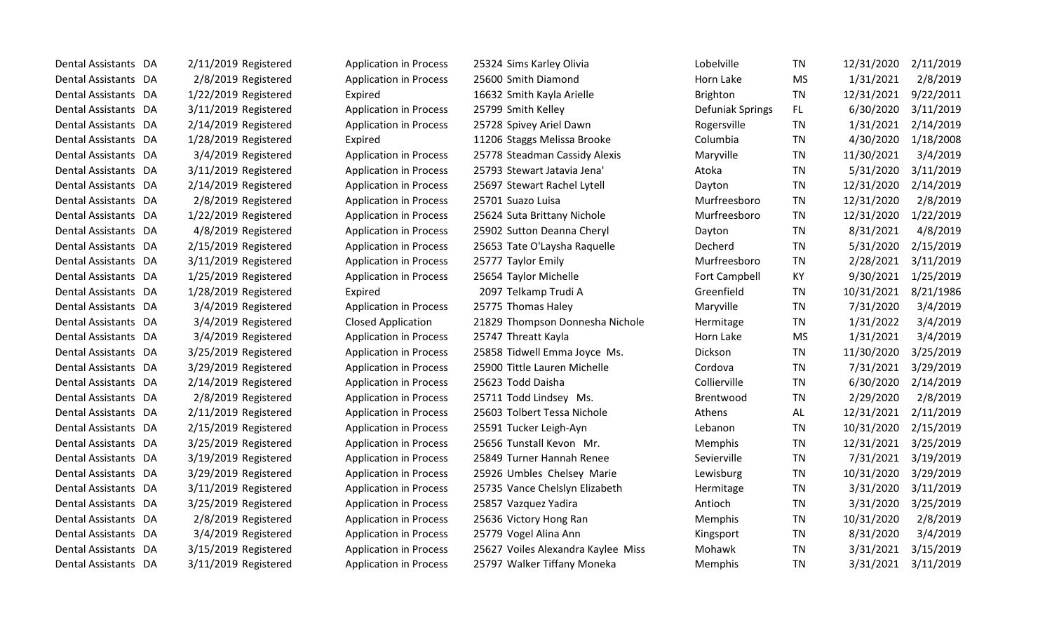| | | | | | | | | | | |
|---|---|---|---|---|---|---|---|---|---|---|
| Dental Assistants | DA | 2/11/2019 | Registered | Application in Process | 25324 | Sims Karley Olivia | Lobelville | TN | 12/31/2020 | 2/11/2019 |
| Dental Assistants | DA | 2/8/2019 | Registered | Application in Process | 25600 | Smith Diamond | Horn Lake | MS | 1/31/2021 | 2/8/2019 |
| Dental Assistants | DA | 1/22/2019 | Registered | Expired | 16632 | Smith Kayla Arielle | Brighton | TN | 12/31/2021 | 9/22/2011 |
| Dental Assistants | DA | 3/11/2019 | Registered | Application in Process | 25799 | Smith Kelley | Defuniak Springs | FL | 6/30/2020 | 3/11/2019 |
| Dental Assistants | DA | 2/14/2019 | Registered | Application in Process | 25728 | Spivey Ariel Dawn | Rogersville | TN | 1/31/2021 | 2/14/2019 |
| Dental Assistants | DA | 1/28/2019 | Registered | Expired | 11206 | Staggs Melissa Brooke | Columbia | TN | 4/30/2020 | 1/18/2008 |
| Dental Assistants | DA | 3/4/2019 | Registered | Application in Process | 25778 | Steadman Cassidy Alexis | Maryville | TN | 11/30/2021 | 3/4/2019 |
| Dental Assistants | DA | 3/11/2019 | Registered | Application in Process | 25793 | Stewart Jatavia Jena' | Atoka | TN | 5/31/2020 | 3/11/2019 |
| Dental Assistants | DA | 2/14/2019 | Registered | Application in Process | 25697 | Stewart Rachel Lytell | Dayton | TN | 12/31/2020 | 2/14/2019 |
| Dental Assistants | DA | 2/8/2019 | Registered | Application in Process | 25701 | Suazo Luisa | Murfreesboro | TN | 12/31/2020 | 2/8/2019 |
| Dental Assistants | DA | 1/22/2019 | Registered | Application in Process | 25624 | Suta Brittany Nichole | Murfreesboro | TN | 12/31/2020 | 1/22/2019 |
| Dental Assistants | DA | 4/8/2019 | Registered | Application in Process | 25902 | Sutton Deanna Cheryl | Dayton | TN | 8/31/2021 | 4/8/2019 |
| Dental Assistants | DA | 2/15/2019 | Registered | Application in Process | 25653 | Tate O'Laysha Raquelle | Decherd | TN | 5/31/2020 | 2/15/2019 |
| Dental Assistants | DA | 3/11/2019 | Registered | Application in Process | 25777 | Taylor Emily | Murfreesboro | TN | 2/28/2021 | 3/11/2019 |
| Dental Assistants | DA | 1/25/2019 | Registered | Application in Process | 25654 | Taylor Michelle | Fort Campbell | KY | 9/30/2021 | 1/25/2019 |
| Dental Assistants | DA | 1/28/2019 | Registered | Expired | 2097 | Telkamp Trudi A | Greenfield | TN | 10/31/2021 | 8/21/1986 |
| Dental Assistants | DA | 3/4/2019 | Registered | Application in Process | 25775 | Thomas Haley | Maryville | TN | 7/31/2020 | 3/4/2019 |
| Dental Assistants | DA | 3/4/2019 | Registered | Closed Application | 21829 | Thompson Donnesha Nichole | Hermitage | TN | 1/31/2022 | 3/4/2019 |
| Dental Assistants | DA | 3/4/2019 | Registered | Application in Process | 25747 | Threatt Kayla | Horn Lake | MS | 1/31/2021 | 3/4/2019 |
| Dental Assistants | DA | 3/25/2019 | Registered | Application in Process | 25858 | Tidwell Emma Joyce Ms. | Dickson | TN | 11/30/2020 | 3/25/2019 |
| Dental Assistants | DA | 3/29/2019 | Registered | Application in Process | 25900 | Tittle Lauren Michelle | Cordova | TN | 7/31/2021 | 3/29/2019 |
| Dental Assistants | DA | 2/14/2019 | Registered | Application in Process | 25623 | Todd Daisha | Collierville | TN | 6/30/2020 | 2/14/2019 |
| Dental Assistants | DA | 2/8/2019 | Registered | Application in Process | 25711 | Todd Lindsey Ms. | Brentwood | TN | 2/29/2020 | 2/8/2019 |
| Dental Assistants | DA | 2/11/2019 | Registered | Application in Process | 25603 | Tolbert Tessa Nichole | Athens | AL | 12/31/2021 | 2/11/2019 |
| Dental Assistants | DA | 2/15/2019 | Registered | Application in Process | 25591 | Tucker Leigh-Ayn | Lebanon | TN | 10/31/2020 | 2/15/2019 |
| Dental Assistants | DA | 3/25/2019 | Registered | Application in Process | 25656 | Tunstall Kevon Mr. | Memphis | TN | 12/31/2021 | 3/25/2019 |
| Dental Assistants | DA | 3/19/2019 | Registered | Application in Process | 25849 | Turner Hannah Renee | Sevierville | TN | 7/31/2021 | 3/19/2019 |
| Dental Assistants | DA | 3/29/2019 | Registered | Application in Process | 25926 | Umbles Chelsey Marie | Lewisburg | TN | 10/31/2020 | 3/29/2019 |
| Dental Assistants | DA | 3/11/2019 | Registered | Application in Process | 25735 | Vance Chelslyn Elizabeth | Hermitage | TN | 3/31/2020 | 3/11/2019 |
| Dental Assistants | DA | 3/25/2019 | Registered | Application in Process | 25857 | Vazquez Yadira | Antioch | TN | 3/31/2020 | 3/25/2019 |
| Dental Assistants | DA | 2/8/2019 | Registered | Application in Process | 25636 | Victory Hong Ran | Memphis | TN | 10/31/2020 | 2/8/2019 |
| Dental Assistants | DA | 3/4/2019 | Registered | Application in Process | 25779 | Vogel Alina Ann | Kingsport | TN | 8/31/2020 | 3/4/2019 |
| Dental Assistants | DA | 3/15/2019 | Registered | Application in Process | 25627 | Voiles Alexandra Kaylee Miss | Mohawk | TN | 3/31/2021 | 3/15/2019 |
| Dental Assistants | DA | 3/11/2019 | Registered | Application in Process | 25797 | Walker Tiffany Moneka | Memphis | TN | 3/31/2021 | 3/11/2019 |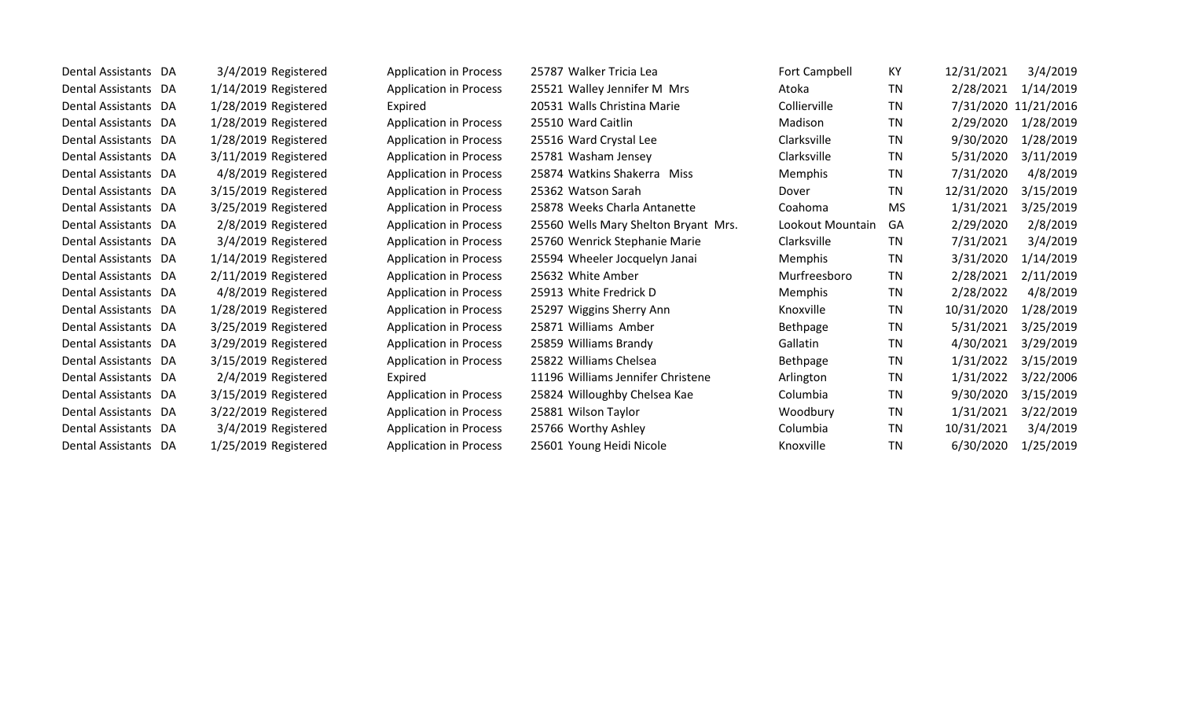| | | | | | | | | | | |
|---|---|---|---|---|---|---|---|---|---|---|
| Dental Assistants | DA | 3/4/2019 | Registered | Application in Process | 25787 | Walker Tricia Lea | Fort Campbell | KY | 12/31/2021 | 3/4/2019 |
| Dental Assistants | DA | 1/14/2019 | Registered | Application in Process | 25521 | Walley Jennifer M Mrs | Atoka | TN | 2/28/2021 | 1/14/2019 |
| Dental Assistants | DA | 1/28/2019 | Registered | Expired | 20531 | Walls Christina Marie | Collierville | TN | 7/31/2020 | 11/21/2016 |
| Dental Assistants | DA | 1/28/2019 | Registered | Application in Process | 25510 | Ward Caitlin | Madison | TN | 2/29/2020 | 1/28/2019 |
| Dental Assistants | DA | 1/28/2019 | Registered | Application in Process | 25516 | Ward Crystal Lee | Clarksville | TN | 9/30/2020 | 1/28/2019 |
| Dental Assistants | DA | 3/11/2019 | Registered | Application in Process | 25781 | Washam Jensey | Clarksville | TN | 5/31/2020 | 3/11/2019 |
| Dental Assistants | DA | 4/8/2019 | Registered | Application in Process | 25874 | Watkins Shakerra Miss | Memphis | TN | 7/31/2020 | 4/8/2019 |
| Dental Assistants | DA | 3/15/2019 | Registered | Application in Process | 25362 | Watson Sarah | Dover | TN | 12/31/2020 | 3/15/2019 |
| Dental Assistants | DA | 3/25/2019 | Registered | Application in Process | 25878 | Weeks Charla Antanette | Coahoma | MS | 1/31/2021 | 3/25/2019 |
| Dental Assistants | DA | 2/8/2019 | Registered | Application in Process | 25560 | Wells Mary Shelton Bryant Mrs. | Lookout Mountain | GA | 2/29/2020 | 2/8/2019 |
| Dental Assistants | DA | 3/4/2019 | Registered | Application in Process | 25760 | Wenrick Stephanie Marie | Clarksville | TN | 7/31/2021 | 3/4/2019 |
| Dental Assistants | DA | 1/14/2019 | Registered | Application in Process | 25594 | Wheeler Jocquelyn Janai | Memphis | TN | 3/31/2020 | 1/14/2019 |
| Dental Assistants | DA | 2/11/2019 | Registered | Application in Process | 25632 | White Amber | Murfreesboro | TN | 2/28/2021 | 2/11/2019 |
| Dental Assistants | DA | 4/8/2019 | Registered | Application in Process | 25913 | White Fredrick D | Memphis | TN | 2/28/2022 | 4/8/2019 |
| Dental Assistants | DA | 1/28/2019 | Registered | Application in Process | 25297 | Wiggins Sherry Ann | Knoxville | TN | 10/31/2020 | 1/28/2019 |
| Dental Assistants | DA | 3/25/2019 | Registered | Application in Process | 25871 | Williams Amber | Bethpage | TN | 5/31/2021 | 3/25/2019 |
| Dental Assistants | DA | 3/29/2019 | Registered | Application in Process | 25859 | Williams Brandy | Gallatin | TN | 4/30/2021 | 3/29/2019 |
| Dental Assistants | DA | 3/15/2019 | Registered | Application in Process | 25822 | Williams Chelsea | Bethpage | TN | 1/31/2022 | 3/15/2019 |
| Dental Assistants | DA | 2/4/2019 | Registered | Expired | 11196 | Williams Jennifer Christene | Arlington | TN | 1/31/2022 | 3/22/2006 |
| Dental Assistants | DA | 3/15/2019 | Registered | Application in Process | 25824 | Willoughby Chelsea Kae | Columbia | TN | 9/30/2020 | 3/15/2019 |
| Dental Assistants | DA | 3/22/2019 | Registered | Application in Process | 25881 | Wilson Taylor | Woodbury | TN | 1/31/2021 | 3/22/2019 |
| Dental Assistants | DA | 3/4/2019 | Registered | Application in Process | 25766 | Worthy Ashley | Columbia | TN | 10/31/2021 | 3/4/2019 |
| Dental Assistants | DA | 1/25/2019 | Registered | Application in Process | 25601 | Young Heidi Nicole | Knoxville | TN | 6/30/2020 | 1/25/2019 |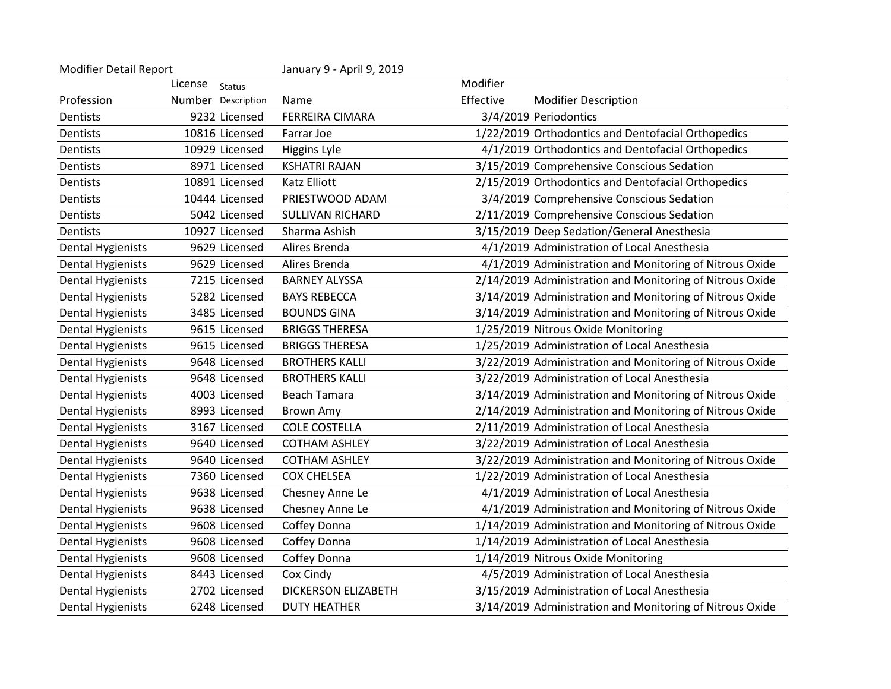Modifier Detail Report January 9 - April 9, 2019

| Profession | License Number | Status Description | Name | Modifier Effective | Modifier Description |
|---|---|---|---|---|---|
| Dentists | 9232 | Licensed | FERREIRA CIMARA | 3/4/2019 | Periodontics |
| Dentists | 10816 | Licensed | Farrar Joe | 1/22/2019 | Orthodontics and Dentofacial Orthopedics |
| Dentists | 10929 | Licensed | Higgins Lyle | 4/1/2019 | Orthodontics and Dentofacial Orthopedics |
| Dentists | 8971 | Licensed | KSHATRI RAJAN | 3/15/2019 | Comprehensive Conscious Sedation |
| Dentists | 10891 | Licensed | Katz Elliott | 2/15/2019 | Orthodontics and Dentofacial Orthopedics |
| Dentists | 10444 | Licensed | PRIESTWOOD ADAM | 3/4/2019 | Comprehensive Conscious Sedation |
| Dentists | 5042 | Licensed | SULLIVAN RICHARD | 2/11/2019 | Comprehensive Conscious Sedation |
| Dentists | 10927 | Licensed | Sharma Ashish | 3/15/2019 | Deep Sedation/General Anesthesia |
| Dental Hygienists | 9629 | Licensed | Alires Brenda | 4/1/2019 | Administration of Local Anesthesia |
| Dental Hygienists | 9629 | Licensed | Alires Brenda | 4/1/2019 | Administration and Monitoring of Nitrous Oxide |
| Dental Hygienists | 7215 | Licensed | BARNEY ALYSSA | 2/14/2019 | Administration and Monitoring of Nitrous Oxide |
| Dental Hygienists | 5282 | Licensed | BAYS REBECCA | 3/14/2019 | Administration and Monitoring of Nitrous Oxide |
| Dental Hygienists | 3485 | Licensed | BOUNDS GINA | 3/14/2019 | Administration and Monitoring of Nitrous Oxide |
| Dental Hygienists | 9615 | Licensed | BRIGGS THERESA | 1/25/2019 | Nitrous Oxide Monitoring |
| Dental Hygienists | 9615 | Licensed | BRIGGS THERESA | 1/25/2019 | Administration of Local Anesthesia |
| Dental Hygienists | 9648 | Licensed | BROTHERS KALLI | 3/22/2019 | Administration and Monitoring of Nitrous Oxide |
| Dental Hygienists | 9648 | Licensed | BROTHERS KALLI | 3/22/2019 | Administration of Local Anesthesia |
| Dental Hygienists | 4003 | Licensed | Beach Tamara | 3/14/2019 | Administration and Monitoring of Nitrous Oxide |
| Dental Hygienists | 8993 | Licensed | Brown Amy | 2/14/2019 | Administration and Monitoring of Nitrous Oxide |
| Dental Hygienists | 3167 | Licensed | COLE COSTELLA | 2/11/2019 | Administration of Local Anesthesia |
| Dental Hygienists | 9640 | Licensed | COTHAM ASHLEY | 3/22/2019 | Administration of Local Anesthesia |
| Dental Hygienists | 9640 | Licensed | COTHAM ASHLEY | 3/22/2019 | Administration and Monitoring of Nitrous Oxide |
| Dental Hygienists | 7360 | Licensed | COX CHELSEA | 1/22/2019 | Administration of Local Anesthesia |
| Dental Hygienists | 9638 | Licensed | Chesney Anne Le | 4/1/2019 | Administration of Local Anesthesia |
| Dental Hygienists | 9638 | Licensed | Chesney Anne Le | 4/1/2019 | Administration and Monitoring of Nitrous Oxide |
| Dental Hygienists | 9608 | Licensed | Coffey Donna | 1/14/2019 | Administration and Monitoring of Nitrous Oxide |
| Dental Hygienists | 9608 | Licensed | Coffey Donna | 1/14/2019 | Administration of Local Anesthesia |
| Dental Hygienists | 9608 | Licensed | Coffey Donna | 1/14/2019 | Nitrous Oxide Monitoring |
| Dental Hygienists | 8443 | Licensed | Cox Cindy | 4/5/2019 | Administration of Local Anesthesia |
| Dental Hygienists | 2702 | Licensed | DICKERSON ELIZABETH | 3/15/2019 | Administration of Local Anesthesia |
| Dental Hygienists | 6248 | Licensed | DUTY HEATHER | 3/14/2019 | Administration and Monitoring of Nitrous Oxide |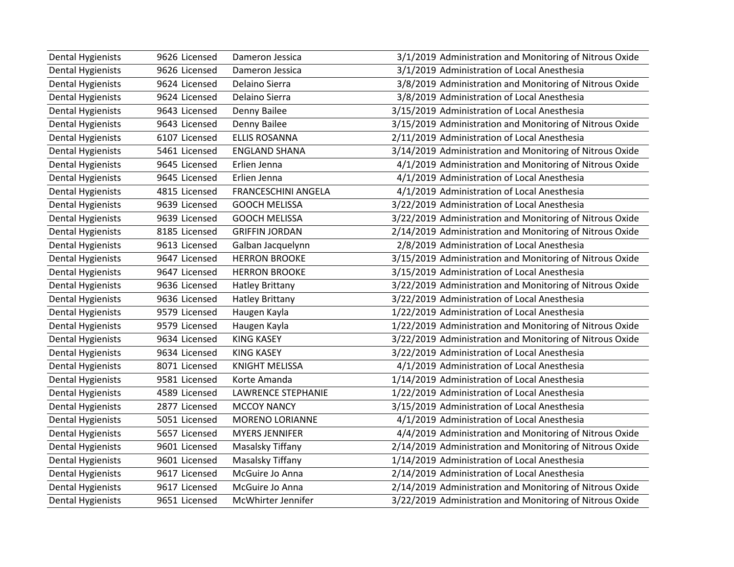| | | | | | |
|---|---|---|---|---|---|
| Dental Hygienists | 9626 | Licensed | Dameron Jessica | 3/1/2019 | Administration and Monitoring of Nitrous Oxide |
| Dental Hygienists | 9626 | Licensed | Dameron Jessica | 3/1/2019 | Administration of Local Anesthesia |
| Dental Hygienists | 9624 | Licensed | Delaino Sierra | 3/8/2019 | Administration and Monitoring of Nitrous Oxide |
| Dental Hygienists | 9624 | Licensed | Delaino Sierra | 3/8/2019 | Administration of Local Anesthesia |
| Dental Hygienists | 9643 | Licensed | Denny Bailee | 3/15/2019 | Administration of Local Anesthesia |
| Dental Hygienists | 9643 | Licensed | Denny Bailee | 3/15/2019 | Administration and Monitoring of Nitrous Oxide |
| Dental Hygienists | 6107 | Licensed | ELLIS ROSANNA | 2/11/2019 | Administration of Local Anesthesia |
| Dental Hygienists | 5461 | Licensed | ENGLAND SHANA | 3/14/2019 | Administration and Monitoring of Nitrous Oxide |
| Dental Hygienists | 9645 | Licensed | Erlien Jenna | 4/1/2019 | Administration and Monitoring of Nitrous Oxide |
| Dental Hygienists | 9645 | Licensed | Erlien Jenna | 4/1/2019 | Administration of Local Anesthesia |
| Dental Hygienists | 4815 | Licensed | FRANCESCHINI ANGELA | 4/1/2019 | Administration of Local Anesthesia |
| Dental Hygienists | 9639 | Licensed | GOOCH MELISSA | 3/22/2019 | Administration of Local Anesthesia |
| Dental Hygienists | 9639 | Licensed | GOOCH MELISSA | 3/22/2019 | Administration and Monitoring of Nitrous Oxide |
| Dental Hygienists | 8185 | Licensed | GRIFFIN JORDAN | 2/14/2019 | Administration and Monitoring of Nitrous Oxide |
| Dental Hygienists | 9613 | Licensed | Galban Jacquelynn | 2/8/2019 | Administration of Local Anesthesia |
| Dental Hygienists | 9647 | Licensed | HERRON BROOKE | 3/15/2019 | Administration and Monitoring of Nitrous Oxide |
| Dental Hygienists | 9647 | Licensed | HERRON BROOKE | 3/15/2019 | Administration of Local Anesthesia |
| Dental Hygienists | 9636 | Licensed | Hatley Brittany | 3/22/2019 | Administration and Monitoring of Nitrous Oxide |
| Dental Hygienists | 9636 | Licensed | Hatley Brittany | 3/22/2019 | Administration of Local Anesthesia |
| Dental Hygienists | 9579 | Licensed | Haugen Kayla | 1/22/2019 | Administration of Local Anesthesia |
| Dental Hygienists | 9579 | Licensed | Haugen Kayla | 1/22/2019 | Administration and Monitoring of Nitrous Oxide |
| Dental Hygienists | 9634 | Licensed | KING KASEY | 3/22/2019 | Administration and Monitoring of Nitrous Oxide |
| Dental Hygienists | 9634 | Licensed | KING KASEY | 3/22/2019 | Administration of Local Anesthesia |
| Dental Hygienists | 8071 | Licensed | KNIGHT MELISSA | 4/1/2019 | Administration of Local Anesthesia |
| Dental Hygienists | 9581 | Licensed | Korte Amanda | 1/14/2019 | Administration of Local Anesthesia |
| Dental Hygienists | 4589 | Licensed | LAWRENCE STEPHANIE | 1/22/2019 | Administration of Local Anesthesia |
| Dental Hygienists | 2877 | Licensed | MCCOY NANCY | 3/15/2019 | Administration of Local Anesthesia |
| Dental Hygienists | 5051 | Licensed | MORENO LORIANNE | 4/1/2019 | Administration of Local Anesthesia |
| Dental Hygienists | 5657 | Licensed | MYERS JENNIFER | 4/4/2019 | Administration and Monitoring of Nitrous Oxide |
| Dental Hygienists | 9601 | Licensed | Masalsky Tiffany | 2/14/2019 | Administration and Monitoring of Nitrous Oxide |
| Dental Hygienists | 9601 | Licensed | Masalsky Tiffany | 1/14/2019 | Administration of Local Anesthesia |
| Dental Hygienists | 9617 | Licensed | McGuire Jo Anna | 2/14/2019 | Administration of Local Anesthesia |
| Dental Hygienists | 9617 | Licensed | McGuire Jo Anna | 2/14/2019 | Administration and Monitoring of Nitrous Oxide |
| Dental Hygienists | 9651 | Licensed | McWhirter Jennifer | 3/22/2019 | Administration and Monitoring of Nitrous Oxide |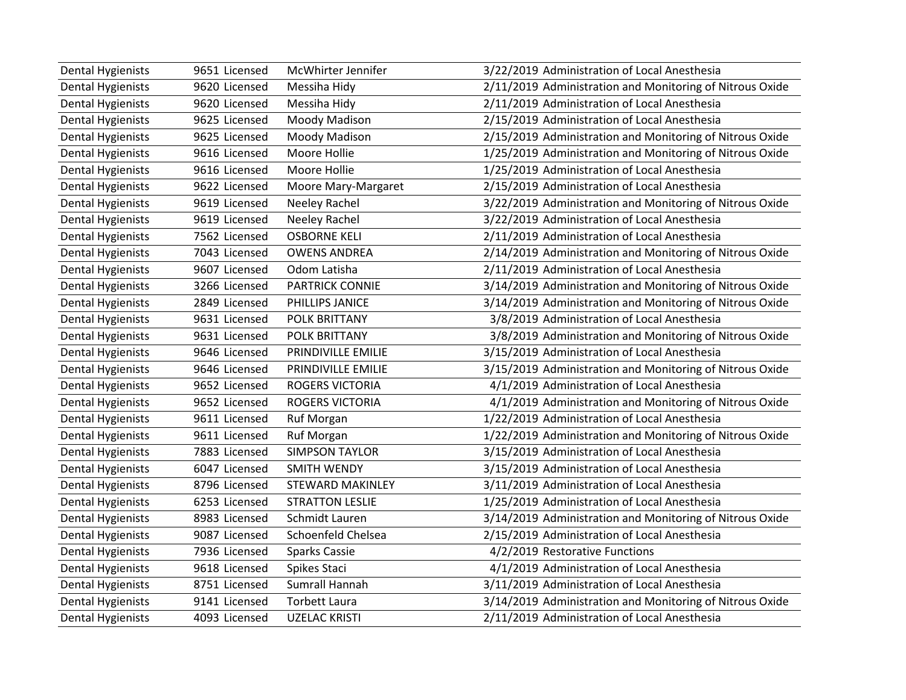| Dental Hygienists | 9651 | Licensed | McWhirter Jennifer | 3/22/2019 | Administration of Local Anesthesia |
|---|---|---|---|---|---|
| Dental Hygienists | 9620 | Licensed | Messiha Hidy | 2/11/2019 | Administration and Monitoring of Nitrous Oxide |
| Dental Hygienists | 9620 | Licensed | Messiha Hidy | 2/11/2019 | Administration of Local Anesthesia |
| Dental Hygienists | 9625 | Licensed | Moody Madison | 2/15/2019 | Administration of Local Anesthesia |
| Dental Hygienists | 9625 | Licensed | Moody Madison | 2/15/2019 | Administration and Monitoring of Nitrous Oxide |
| Dental Hygienists | 9616 | Licensed | Moore Hollie | 1/25/2019 | Administration and Monitoring of Nitrous Oxide |
| Dental Hygienists | 9616 | Licensed | Moore Hollie | 1/25/2019 | Administration of Local Anesthesia |
| Dental Hygienists | 9622 | Licensed | Moore Mary-Margaret | 2/15/2019 | Administration of Local Anesthesia |
| Dental Hygienists | 9619 | Licensed | Neeley Rachel | 3/22/2019 | Administration and Monitoring of Nitrous Oxide |
| Dental Hygienists | 9619 | Licensed | Neeley Rachel | 3/22/2019 | Administration of Local Anesthesia |
| Dental Hygienists | 7562 | Licensed | OSBORNE KELI | 2/11/2019 | Administration of Local Anesthesia |
| Dental Hygienists | 7043 | Licensed | OWENS ANDREA | 2/14/2019 | Administration and Monitoring of Nitrous Oxide |
| Dental Hygienists | 9607 | Licensed | Odom Latisha | 2/11/2019 | Administration of Local Anesthesia |
| Dental Hygienists | 3266 | Licensed | PARTRICK CONNIE | 3/14/2019 | Administration and Monitoring of Nitrous Oxide |
| Dental Hygienists | 2849 | Licensed | PHILLIPS JANICE | 3/14/2019 | Administration and Monitoring of Nitrous Oxide |
| Dental Hygienists | 9631 | Licensed | POLK BRITTANY | 3/8/2019 | Administration of Local Anesthesia |
| Dental Hygienists | 9631 | Licensed | POLK BRITTANY | 3/8/2019 | Administration and Monitoring of Nitrous Oxide |
| Dental Hygienists | 9646 | Licensed | PRINDIVILLE EMILIE | 3/15/2019 | Administration of Local Anesthesia |
| Dental Hygienists | 9646 | Licensed | PRINDIVILLE EMILIE | 3/15/2019 | Administration and Monitoring of Nitrous Oxide |
| Dental Hygienists | 9652 | Licensed | ROGERS VICTORIA | 4/1/2019 | Administration of Local Anesthesia |
| Dental Hygienists | 9652 | Licensed | ROGERS VICTORIA | 4/1/2019 | Administration and Monitoring of Nitrous Oxide |
| Dental Hygienists | 9611 | Licensed | Ruf Morgan | 1/22/2019 | Administration of Local Anesthesia |
| Dental Hygienists | 9611 | Licensed | Ruf Morgan | 1/22/2019 | Administration and Monitoring of Nitrous Oxide |
| Dental Hygienists | 7883 | Licensed | SIMPSON TAYLOR | 3/15/2019 | Administration of Local Anesthesia |
| Dental Hygienists | 6047 | Licensed | SMITH WENDY | 3/15/2019 | Administration of Local Anesthesia |
| Dental Hygienists | 8796 | Licensed | STEWARD MAKINLEY | 3/11/2019 | Administration of Local Anesthesia |
| Dental Hygienists | 6253 | Licensed | STRATTON LESLIE | 1/25/2019 | Administration of Local Anesthesia |
| Dental Hygienists | 8983 | Licensed | Schmidt Lauren | 3/14/2019 | Administration and Monitoring of Nitrous Oxide |
| Dental Hygienists | 9087 | Licensed | Schoenfeld Chelsea | 2/15/2019 | Administration of Local Anesthesia |
| Dental Hygienists | 7936 | Licensed | Sparks Cassie | 4/2/2019 | Restorative Functions |
| Dental Hygienists | 9618 | Licensed | Spikes Staci | 4/1/2019 | Administration of Local Anesthesia |
| Dental Hygienists | 8751 | Licensed | Sumrall Hannah | 3/11/2019 | Administration of Local Anesthesia |
| Dental Hygienists | 9141 | Licensed | Torbett Laura | 3/14/2019 | Administration and Monitoring of Nitrous Oxide |
| Dental Hygienists | 4093 | Licensed | UZELAC KRISTI | 2/11/2019 | Administration of Local Anesthesia |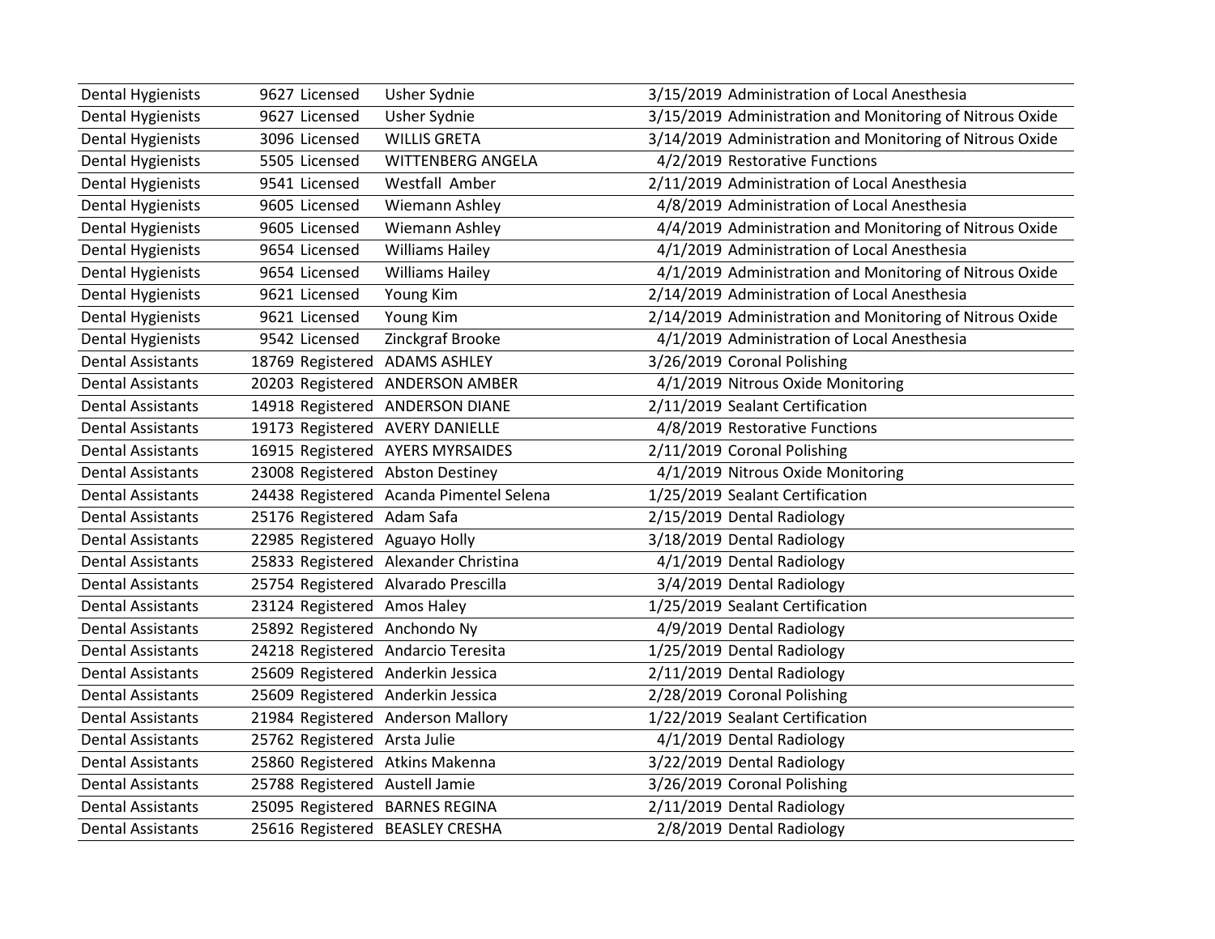| | | | | | |
|---|---|---|---|---|---|
| Dental Hygienists | 9627 | Licensed | Usher Sydnie | 3/15/2019 | Administration of Local Anesthesia |
| Dental Hygienists | 9627 | Licensed | Usher Sydnie | 3/15/2019 | Administration and Monitoring of Nitrous Oxide |
| Dental Hygienists | 3096 | Licensed | WILLIS GRETA | 3/14/2019 | Administration and Monitoring of Nitrous Oxide |
| Dental Hygienists | 5505 | Licensed | WITTENBERG ANGELA | 4/2/2019 | Restorative Functions |
| Dental Hygienists | 9541 | Licensed | Westfall Amber | 2/11/2019 | Administration of Local Anesthesia |
| Dental Hygienists | 9605 | Licensed | Wiemann Ashley | 4/8/2019 | Administration of Local Anesthesia |
| Dental Hygienists | 9605 | Licensed | Wiemann Ashley | 4/4/2019 | Administration and Monitoring of Nitrous Oxide |
| Dental Hygienists | 9654 | Licensed | Williams Hailey | 4/1/2019 | Administration of Local Anesthesia |
| Dental Hygienists | 9654 | Licensed | Williams Hailey | 4/1/2019 | Administration and Monitoring of Nitrous Oxide |
| Dental Hygienists | 9621 | Licensed | Young Kim | 2/14/2019 | Administration of Local Anesthesia |
| Dental Hygienists | 9621 | Licensed | Young Kim | 2/14/2019 | Administration and Monitoring of Nitrous Oxide |
| Dental Hygienists | 9542 | Licensed | Zinckgraf Brooke | 4/1/2019 | Administration of Local Anesthesia |
| Dental Assistants | 18769 | Registered | ADAMS ASHLEY | 3/26/2019 | Coronal Polishing |
| Dental Assistants | 20203 | Registered | ANDERSON AMBER | 4/1/2019 | Nitrous Oxide Monitoring |
| Dental Assistants | 14918 | Registered | ANDERSON DIANE | 2/11/2019 | Sealant Certification |
| Dental Assistants | 19173 | Registered | AVERY DANIELLE | 4/8/2019 | Restorative Functions |
| Dental Assistants | 16915 | Registered | AYERS MYRSAIDES | 2/11/2019 | Coronal Polishing |
| Dental Assistants | 23008 | Registered | Abston Destiney | 4/1/2019 | Nitrous Oxide Monitoring |
| Dental Assistants | 24438 | Registered | Acanda Pimentel Selena | 1/25/2019 | Sealant Certification |
| Dental Assistants | 25176 | Registered | Adam Safa | 2/15/2019 | Dental Radiology |
| Dental Assistants | 22985 | Registered | Aguayo Holly | 3/18/2019 | Dental Radiology |
| Dental Assistants | 25833 | Registered | Alexander Christina | 4/1/2019 | Dental Radiology |
| Dental Assistants | 25754 | Registered | Alvarado Prescilla | 3/4/2019 | Dental Radiology |
| Dental Assistants | 23124 | Registered | Amos Haley | 1/25/2019 | Sealant Certification |
| Dental Assistants | 25892 | Registered | Anchondo Ny | 4/9/2019 | Dental Radiology |
| Dental Assistants | 24218 | Registered | Andarcio Teresita | 1/25/2019 | Dental Radiology |
| Dental Assistants | 25609 | Registered | Anderkin Jessica | 2/11/2019 | Dental Radiology |
| Dental Assistants | 25609 | Registered | Anderkin Jessica | 2/28/2019 | Coronal Polishing |
| Dental Assistants | 21984 | Registered | Anderson Mallory | 1/22/2019 | Sealant Certification |
| Dental Assistants | 25762 | Registered | Arsta Julie | 4/1/2019 | Dental Radiology |
| Dental Assistants | 25860 | Registered | Atkins Makenna | 3/22/2019 | Dental Radiology |
| Dental Assistants | 25788 | Registered | Austell Jamie | 3/26/2019 | Coronal Polishing |
| Dental Assistants | 25095 | Registered | BARNES REGINA | 2/11/2019 | Dental Radiology |
| Dental Assistants | 25616 | Registered | BEASLEY CRESHA | 2/8/2019 | Dental Radiology |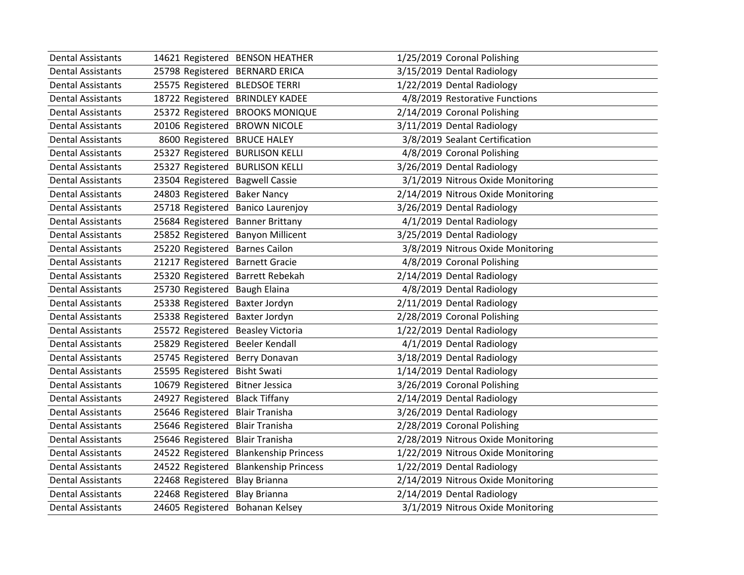| | | | | | |
|---|---|---|---|---|---|
| Dental Assistants | 14621 | Registered | BENSON HEATHER | 1/25/2019 | Coronal Polishing |
| Dental Assistants | 25798 | Registered | BERNARD ERICA | 3/15/2019 | Dental Radiology |
| Dental Assistants | 25575 | Registered | BLEDSOE TERRI | 1/22/2019 | Dental Radiology |
| Dental Assistants | 18722 | Registered | BRINDLEY KADEE | 4/8/2019 | Restorative Functions |
| Dental Assistants | 25372 | Registered | BROOKS MONIQUE | 2/14/2019 | Coronal Polishing |
| Dental Assistants | 20106 | Registered | BROWN NICOLE | 3/11/2019 | Dental Radiology |
| Dental Assistants | 8600 | Registered | BRUCE HALEY | 3/8/2019 | Sealant Certification |
| Dental Assistants | 25327 | Registered | BURLISON KELLI | 4/8/2019 | Coronal Polishing |
| Dental Assistants | 25327 | Registered | BURLISON KELLI | 3/26/2019 | Dental Radiology |
| Dental Assistants | 23504 | Registered | Bagwell Cassie | 3/1/2019 | Nitrous Oxide Monitoring |
| Dental Assistants | 24803 | Registered | Baker Nancy | 2/14/2019 | Nitrous Oxide Monitoring |
| Dental Assistants | 25718 | Registered | Banico Laurenjoy | 3/26/2019 | Dental Radiology |
| Dental Assistants | 25684 | Registered | Banner Brittany | 4/1/2019 | Dental Radiology |
| Dental Assistants | 25852 | Registered | Banyon Millicent | 3/25/2019 | Dental Radiology |
| Dental Assistants | 25220 | Registered | Barnes Cailon | 3/8/2019 | Nitrous Oxide Monitoring |
| Dental Assistants | 21217 | Registered | Barnett Gracie | 4/8/2019 | Coronal Polishing |
| Dental Assistants | 25320 | Registered | Barrett Rebekah | 2/14/2019 | Dental Radiology |
| Dental Assistants | 25730 | Registered | Baugh Elaina | 4/8/2019 | Dental Radiology |
| Dental Assistants | 25338 | Registered | Baxter Jordyn | 2/11/2019 | Dental Radiology |
| Dental Assistants | 25338 | Registered | Baxter Jordyn | 2/28/2019 | Coronal Polishing |
| Dental Assistants | 25572 | Registered | Beasley Victoria | 1/22/2019 | Dental Radiology |
| Dental Assistants | 25829 | Registered | Beeler Kendall | 4/1/2019 | Dental Radiology |
| Dental Assistants | 25745 | Registered | Berry Donavan | 3/18/2019 | Dental Radiology |
| Dental Assistants | 25595 | Registered | Bisht Swati | 1/14/2019 | Dental Radiology |
| Dental Assistants | 10679 | Registered | Bitner Jessica | 3/26/2019 | Coronal Polishing |
| Dental Assistants | 24927 | Registered | Black Tiffany | 2/14/2019 | Dental Radiology |
| Dental Assistants | 25646 | Registered | Blair Tranisha | 3/26/2019 | Dental Radiology |
| Dental Assistants | 25646 | Registered | Blair Tranisha | 2/28/2019 | Coronal Polishing |
| Dental Assistants | 25646 | Registered | Blair Tranisha | 2/28/2019 | Nitrous Oxide Monitoring |
| Dental Assistants | 24522 | Registered | Blankenship Princess | 1/22/2019 | Nitrous Oxide Monitoring |
| Dental Assistants | 24522 | Registered | Blankenship Princess | 1/22/2019 | Dental Radiology |
| Dental Assistants | 22468 | Registered | Blay Brianna | 2/14/2019 | Nitrous Oxide Monitoring |
| Dental Assistants | 22468 | Registered | Blay Brianna | 2/14/2019 | Dental Radiology |
| Dental Assistants | 24605 | Registered | Bohanan Kelsey | 3/1/2019 | Nitrous Oxide Monitoring |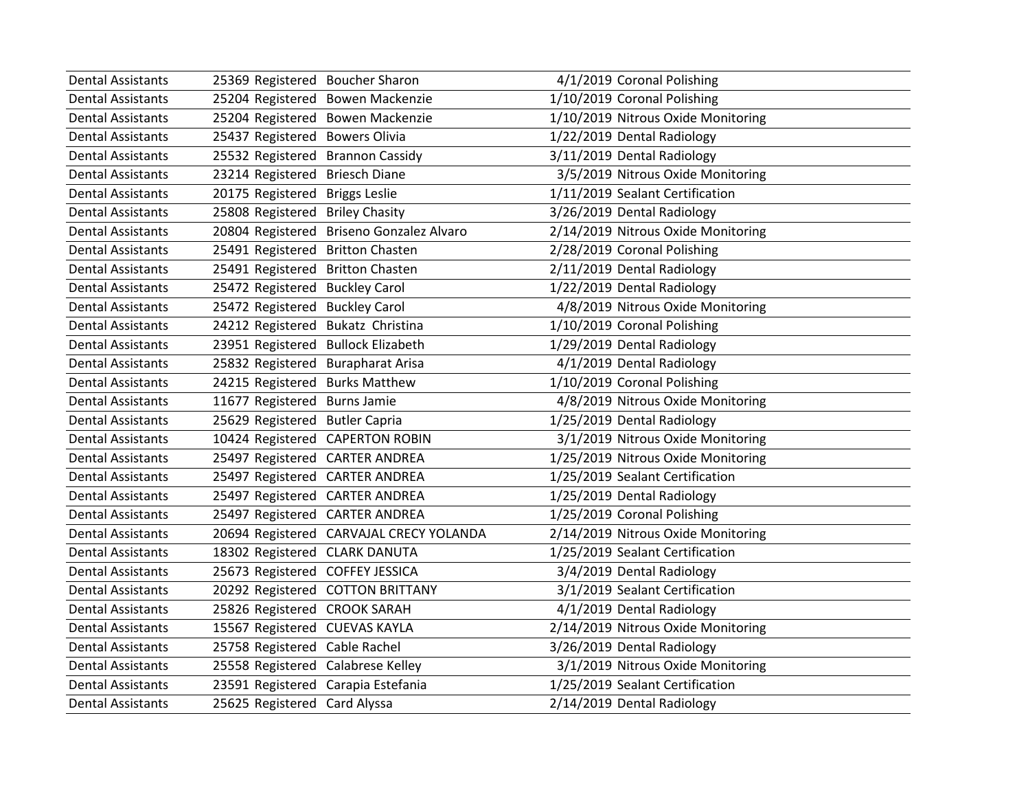| | | | | | |
|---|---|---|---|---|---|
| Dental Assistants | 25369 | Registered | Boucher Sharon | 4/1/2019 | Coronal Polishing |
| Dental Assistants | 25204 | Registered | Bowen Mackenzie | 1/10/2019 | Coronal Polishing |
| Dental Assistants | 25204 | Registered | Bowen Mackenzie | 1/10/2019 | Nitrous Oxide Monitoring |
| Dental Assistants | 25437 | Registered | Bowers Olivia | 1/22/2019 | Dental Radiology |
| Dental Assistants | 25532 | Registered | Brannon Cassidy | 3/11/2019 | Dental Radiology |
| Dental Assistants | 23214 | Registered | Briesch Diane | 3/5/2019 | Nitrous Oxide Monitoring |
| Dental Assistants | 20175 | Registered | Briggs Leslie | 1/11/2019 | Sealant Certification |
| Dental Assistants | 25808 | Registered | Briley Chasity | 3/26/2019 | Dental Radiology |
| Dental Assistants | 20804 | Registered | Briseno Gonzalez Alvaro | 2/14/2019 | Nitrous Oxide Monitoring |
| Dental Assistants | 25491 | Registered | Britton Chasten | 2/28/2019 | Coronal Polishing |
| Dental Assistants | 25491 | Registered | Britton Chasten | 2/11/2019 | Dental Radiology |
| Dental Assistants | 25472 | Registered | Buckley Carol | 1/22/2019 | Dental Radiology |
| Dental Assistants | 25472 | Registered | Buckley Carol | 4/8/2019 | Nitrous Oxide Monitoring |
| Dental Assistants | 24212 | Registered | Bukatz Christina | 1/10/2019 | Coronal Polishing |
| Dental Assistants | 23951 | Registered | Bullock Elizabeth | 1/29/2019 | Dental Radiology |
| Dental Assistants | 25832 | Registered | Burapharat Arisa | 4/1/2019 | Dental Radiology |
| Dental Assistants | 24215 | Registered | Burks Matthew | 1/10/2019 | Coronal Polishing |
| Dental Assistants | 11677 | Registered | Burns Jamie | 4/8/2019 | Nitrous Oxide Monitoring |
| Dental Assistants | 25629 | Registered | Butler Capria | 1/25/2019 | Dental Radiology |
| Dental Assistants | 10424 | Registered | CAPERTON ROBIN | 3/1/2019 | Nitrous Oxide Monitoring |
| Dental Assistants | 25497 | Registered | CARTER ANDREA | 1/25/2019 | Nitrous Oxide Monitoring |
| Dental Assistants | 25497 | Registered | CARTER ANDREA | 1/25/2019 | Sealant Certification |
| Dental Assistants | 25497 | Registered | CARTER ANDREA | 1/25/2019 | Dental Radiology |
| Dental Assistants | 25497 | Registered | CARTER ANDREA | 1/25/2019 | Coronal Polishing |
| Dental Assistants | 20694 | Registered | CARVAJAL CRECY YOLANDA | 2/14/2019 | Nitrous Oxide Monitoring |
| Dental Assistants | 18302 | Registered | CLARK DANUTA | 1/25/2019 | Sealant Certification |
| Dental Assistants | 25673 | Registered | COFFEY JESSICA | 3/4/2019 | Dental Radiology |
| Dental Assistants | 20292 | Registered | COTTON BRITTANY | 3/1/2019 | Sealant Certification |
| Dental Assistants | 25826 | Registered | CROOK SARAH | 4/1/2019 | Dental Radiology |
| Dental Assistants | 15567 | Registered | CUEVAS KAYLA | 2/14/2019 | Nitrous Oxide Monitoring |
| Dental Assistants | 25758 | Registered | Cable Rachel | 3/26/2019 | Dental Radiology |
| Dental Assistants | 25558 | Registered | Calabrese Kelley | 3/1/2019 | Nitrous Oxide Monitoring |
| Dental Assistants | 23591 | Registered | Carapia Estefania | 1/25/2019 | Sealant Certification |
| Dental Assistants | 25625 | Registered | Card Alyssa | 2/14/2019 | Dental Radiology |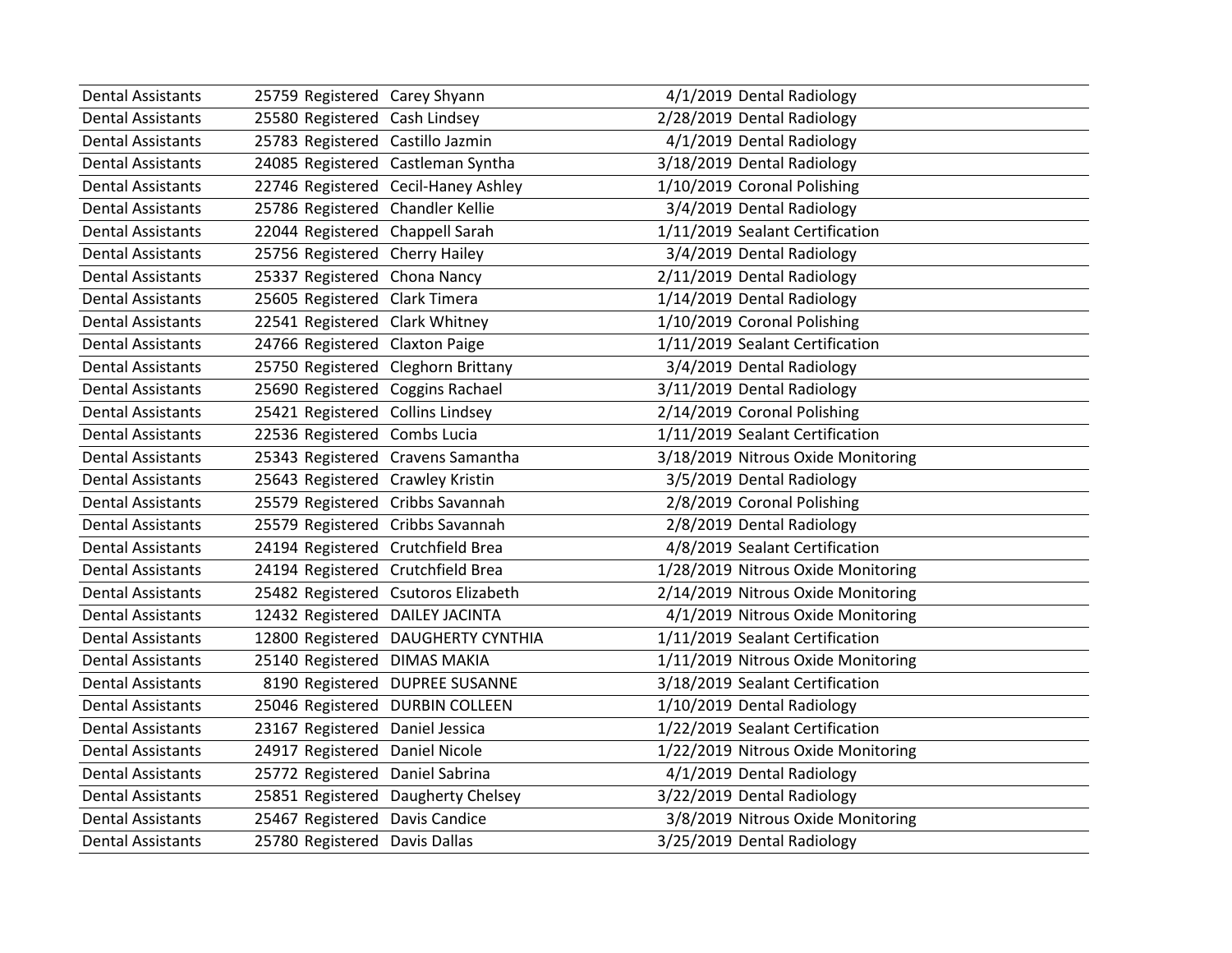| | | | | | |
|---|---|---|---|---|---|
| Dental Assistants | 25759 | Registered | Carey Shyann | 4/1/2019 | Dental Radiology |
| Dental Assistants | 25580 | Registered | Cash Lindsey | 2/28/2019 | Dental Radiology |
| Dental Assistants | 25783 | Registered | Castillo Jazmin | 4/1/2019 | Dental Radiology |
| Dental Assistants | 24085 | Registered | Castleman Syntha | 3/18/2019 | Dental Radiology |
| Dental Assistants | 22746 | Registered | Cecil-Haney Ashley | 1/10/2019 | Coronal Polishing |
| Dental Assistants | 25786 | Registered | Chandler Kellie | 3/4/2019 | Dental Radiology |
| Dental Assistants | 22044 | Registered | Chappell Sarah | 1/11/2019 | Sealant Certification |
| Dental Assistants | 25756 | Registered | Cherry Hailey | 3/4/2019 | Dental Radiology |
| Dental Assistants | 25337 | Registered | Chona Nancy | 2/11/2019 | Dental Radiology |
| Dental Assistants | 25605 | Registered | Clark Timera | 1/14/2019 | Dental Radiology |
| Dental Assistants | 22541 | Registered | Clark Whitney | 1/10/2019 | Coronal Polishing |
| Dental Assistants | 24766 | Registered | Claxton Paige | 1/11/2019 | Sealant Certification |
| Dental Assistants | 25750 | Registered | Cleghorn Brittany | 3/4/2019 | Dental Radiology |
| Dental Assistants | 25690 | Registered | Coggins Rachael | 3/11/2019 | Dental Radiology |
| Dental Assistants | 25421 | Registered | Collins Lindsey | 2/14/2019 | Coronal Polishing |
| Dental Assistants | 22536 | Registered | Combs Lucia | 1/11/2019 | Sealant Certification |
| Dental Assistants | 25343 | Registered | Cravens Samantha | 3/18/2019 | Nitrous Oxide Monitoring |
| Dental Assistants | 25643 | Registered | Crawley Kristin | 3/5/2019 | Dental Radiology |
| Dental Assistants | 25579 | Registered | Cribbs Savannah | 2/8/2019 | Coronal Polishing |
| Dental Assistants | 25579 | Registered | Cribbs Savannah | 2/8/2019 | Dental Radiology |
| Dental Assistants | 24194 | Registered | Crutchfield Brea | 4/8/2019 | Sealant Certification |
| Dental Assistants | 24194 | Registered | Crutchfield Brea | 1/28/2019 | Nitrous Oxide Monitoring |
| Dental Assistants | 25482 | Registered | Csutoros Elizabeth | 2/14/2019 | Nitrous Oxide Monitoring |
| Dental Assistants | 12432 | Registered | DAILEY JACINTA | 4/1/2019 | Nitrous Oxide Monitoring |
| Dental Assistants | 12800 | Registered | DAUGHERTY CYNTHIA | 1/11/2019 | Sealant Certification |
| Dental Assistants | 25140 | Registered | DIMAS MAKIA | 1/11/2019 | Nitrous Oxide Monitoring |
| Dental Assistants | 8190 | Registered | DUPREE SUSANNE | 3/18/2019 | Sealant Certification |
| Dental Assistants | 25046 | Registered | DURBIN COLLEEN | 1/10/2019 | Dental Radiology |
| Dental Assistants | 23167 | Registered | Daniel Jessica | 1/22/2019 | Sealant Certification |
| Dental Assistants | 24917 | Registered | Daniel Nicole | 1/22/2019 | Nitrous Oxide Monitoring |
| Dental Assistants | 25772 | Registered | Daniel Sabrina | 4/1/2019 | Dental Radiology |
| Dental Assistants | 25851 | Registered | Daugherty Chelsey | 3/22/2019 | Dental Radiology |
| Dental Assistants | 25467 | Registered | Davis Candice | 3/8/2019 | Nitrous Oxide Monitoring |
| Dental Assistants | 25780 | Registered | Davis Dallas | 3/25/2019 | Dental Radiology |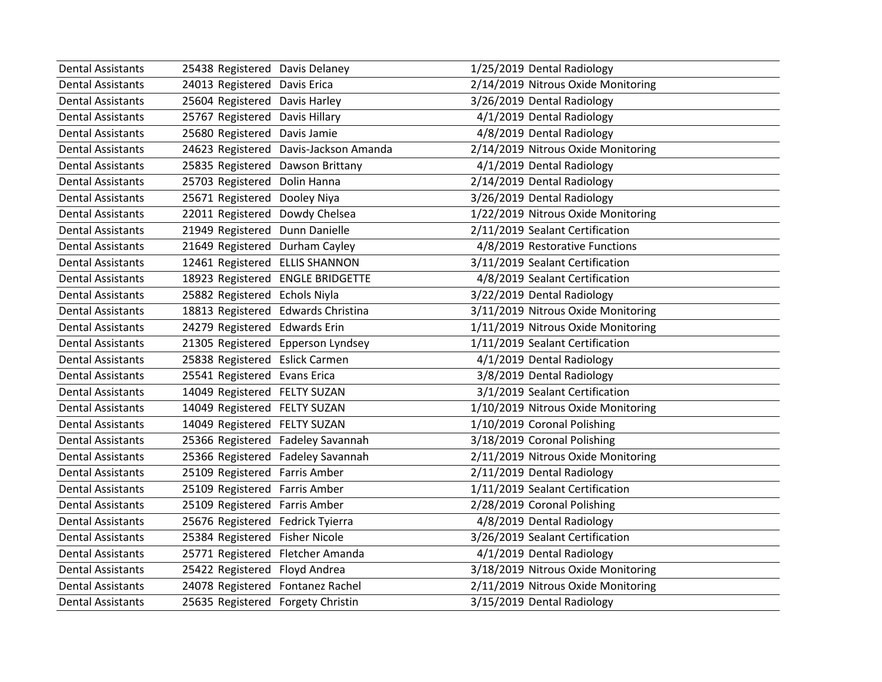| | | | | | |
|---|---|---|---|---|---|
| Dental Assistants | 25438 | Registered | Davis Delaney | 1/25/2019 | Dental Radiology |
| Dental Assistants | 24013 | Registered | Davis Erica | 2/14/2019 | Nitrous Oxide Monitoring |
| Dental Assistants | 25604 | Registered | Davis Harley | 3/26/2019 | Dental Radiology |
| Dental Assistants | 25767 | Registered | Davis Hillary | 4/1/2019 | Dental Radiology |
| Dental Assistants | 25680 | Registered | Davis Jamie | 4/8/2019 | Dental Radiology |
| Dental Assistants | 24623 | Registered | Davis-Jackson Amanda | 2/14/2019 | Nitrous Oxide Monitoring |
| Dental Assistants | 25835 | Registered | Dawson Brittany | 4/1/2019 | Dental Radiology |
| Dental Assistants | 25703 | Registered | Dolin Hanna | 2/14/2019 | Dental Radiology |
| Dental Assistants | 25671 | Registered | Dooley Niya | 3/26/2019 | Dental Radiology |
| Dental Assistants | 22011 | Registered | Dowdy Chelsea | 1/22/2019 | Nitrous Oxide Monitoring |
| Dental Assistants | 21949 | Registered | Dunn Danielle | 2/11/2019 | Sealant Certification |
| Dental Assistants | 21649 | Registered | Durham Cayley | 4/8/2019 | Restorative Functions |
| Dental Assistants | 12461 | Registered | ELLIS SHANNON | 3/11/2019 | Sealant Certification |
| Dental Assistants | 18923 | Registered | ENGLE BRIDGETTE | 4/8/2019 | Sealant Certification |
| Dental Assistants | 25882 | Registered | Echols Niyla | 3/22/2019 | Dental Radiology |
| Dental Assistants | 18813 | Registered | Edwards Christina | 3/11/2019 | Nitrous Oxide Monitoring |
| Dental Assistants | 24279 | Registered | Edwards Erin | 1/11/2019 | Nitrous Oxide Monitoring |
| Dental Assistants | 21305 | Registered | Epperson Lyndsey | 1/11/2019 | Sealant Certification |
| Dental Assistants | 25838 | Registered | Eslick Carmen | 4/1/2019 | Dental Radiology |
| Dental Assistants | 25541 | Registered | Evans Erica | 3/8/2019 | Dental Radiology |
| Dental Assistants | 14049 | Registered | FELTY SUZAN | 3/1/2019 | Sealant Certification |
| Dental Assistants | 14049 | Registered | FELTY SUZAN | 1/10/2019 | Nitrous Oxide Monitoring |
| Dental Assistants | 14049 | Registered | FELTY SUZAN | 1/10/2019 | Coronal Polishing |
| Dental Assistants | 25366 | Registered | Fadeley Savannah | 3/18/2019 | Coronal Polishing |
| Dental Assistants | 25366 | Registered | Fadeley Savannah | 2/11/2019 | Nitrous Oxide Monitoring |
| Dental Assistants | 25109 | Registered | Farris Amber | 2/11/2019 | Dental Radiology |
| Dental Assistants | 25109 | Registered | Farris Amber | 1/11/2019 | Sealant Certification |
| Dental Assistants | 25109 | Registered | Farris Amber | 2/28/2019 | Coronal Polishing |
| Dental Assistants | 25676 | Registered | Fedrick Tyierra | 4/8/2019 | Dental Radiology |
| Dental Assistants | 25384 | Registered | Fisher Nicole | 3/26/2019 | Sealant Certification |
| Dental Assistants | 25771 | Registered | Fletcher Amanda | 4/1/2019 | Dental Radiology |
| Dental Assistants | 25422 | Registered | Floyd Andrea | 3/18/2019 | Nitrous Oxide Monitoring |
| Dental Assistants | 24078 | Registered | Fontanez Rachel | 2/11/2019 | Nitrous Oxide Monitoring |
| Dental Assistants | 25635 | Registered | Forgety Christin | 3/15/2019 | Dental Radiology |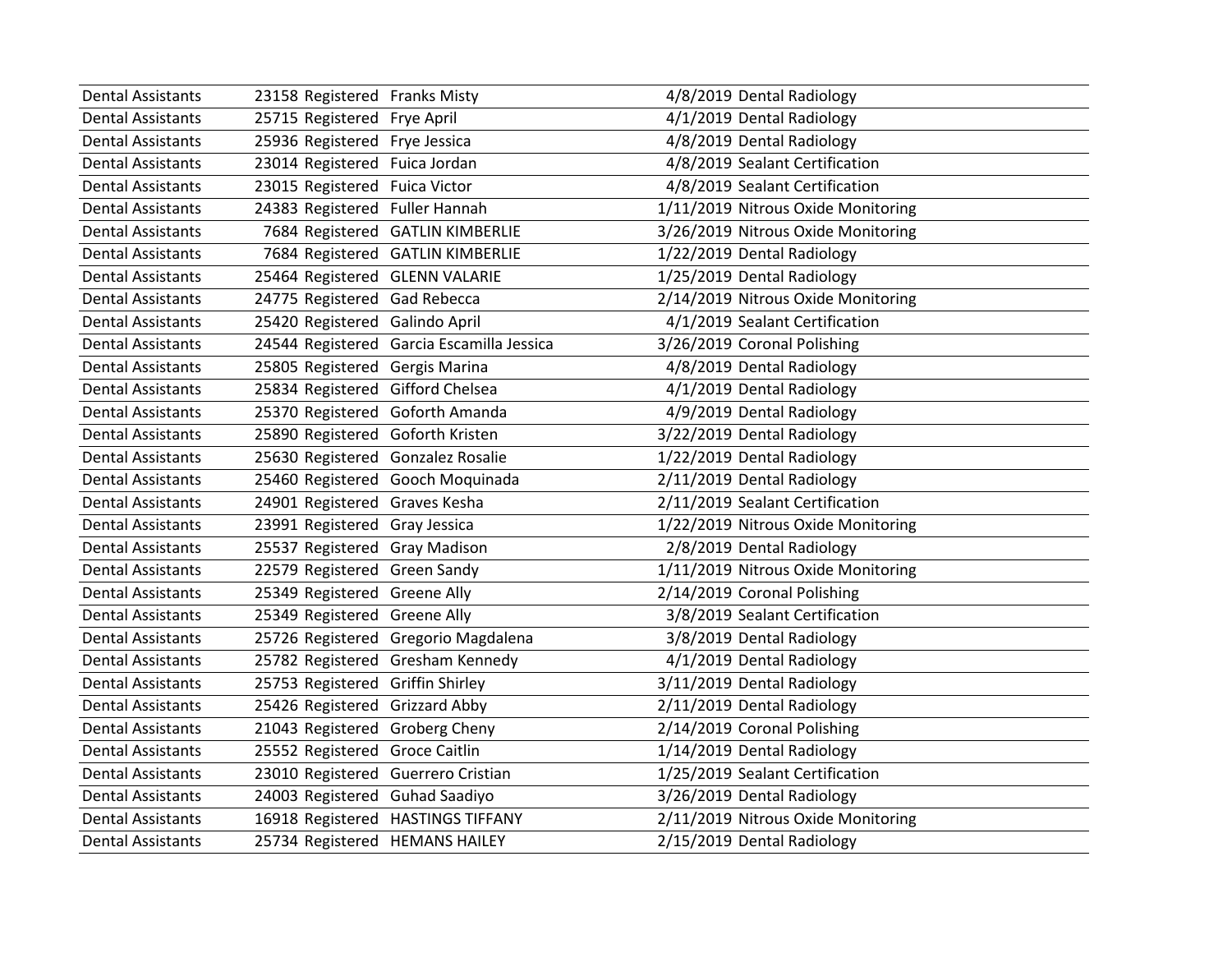| | | | | | |
|---|---|---|---|---|---|
| Dental Assistants | 23158 | Registered | Franks Misty | 4/8/2019 | Dental Radiology |
| Dental Assistants | 25715 | Registered | Frye April | 4/1/2019 | Dental Radiology |
| Dental Assistants | 25936 | Registered | Frye Jessica | 4/8/2019 | Dental Radiology |
| Dental Assistants | 23014 | Registered | Fuica Jordan | 4/8/2019 | Sealant Certification |
| Dental Assistants | 23015 | Registered | Fuica Victor | 4/8/2019 | Sealant Certification |
| Dental Assistants | 24383 | Registered | Fuller Hannah | 1/11/2019 | Nitrous Oxide Monitoring |
| Dental Assistants | 7684 | Registered | GATLIN KIMBERLIE | 3/26/2019 | Nitrous Oxide Monitoring |
| Dental Assistants | 7684 | Registered | GATLIN KIMBERLIE | 1/22/2019 | Dental Radiology |
| Dental Assistants | 25464 | Registered | GLENN VALARIE | 1/25/2019 | Dental Radiology |
| Dental Assistants | 24775 | Registered | Gad Rebecca | 2/14/2019 | Nitrous Oxide Monitoring |
| Dental Assistants | 25420 | Registered | Galindo April | 4/1/2019 | Sealant Certification |
| Dental Assistants | 24544 | Registered | Garcia Escamilla Jessica | 3/26/2019 | Coronal Polishing |
| Dental Assistants | 25805 | Registered | Gergis Marina | 4/8/2019 | Dental Radiology |
| Dental Assistants | 25834 | Registered | Gifford Chelsea | 4/1/2019 | Dental Radiology |
| Dental Assistants | 25370 | Registered | Goforth Amanda | 4/9/2019 | Dental Radiology |
| Dental Assistants | 25890 | Registered | Goforth Kristen | 3/22/2019 | Dental Radiology |
| Dental Assistants | 25630 | Registered | Gonzalez Rosalie | 1/22/2019 | Dental Radiology |
| Dental Assistants | 25460 | Registered | Gooch Moquinada | 2/11/2019 | Dental Radiology |
| Dental Assistants | 24901 | Registered | Graves Kesha | 2/11/2019 | Sealant Certification |
| Dental Assistants | 23991 | Registered | Gray Jessica | 1/22/2019 | Nitrous Oxide Monitoring |
| Dental Assistants | 25537 | Registered | Gray Madison | 2/8/2019 | Dental Radiology |
| Dental Assistants | 22579 | Registered | Green Sandy | 1/11/2019 | Nitrous Oxide Monitoring |
| Dental Assistants | 25349 | Registered | Greene Ally | 2/14/2019 | Coronal Polishing |
| Dental Assistants | 25349 | Registered | Greene Ally | 3/8/2019 | Sealant Certification |
| Dental Assistants | 25726 | Registered | Gregorio Magdalena | 3/8/2019 | Dental Radiology |
| Dental Assistants | 25782 | Registered | Gresham Kennedy | 4/1/2019 | Dental Radiology |
| Dental Assistants | 25753 | Registered | Griffin Shirley | 3/11/2019 | Dental Radiology |
| Dental Assistants | 25426 | Registered | Grizzard Abby | 2/11/2019 | Dental Radiology |
| Dental Assistants | 21043 | Registered | Groberg Cheny | 2/14/2019 | Coronal Polishing |
| Dental Assistants | 25552 | Registered | Groce Caitlin | 1/14/2019 | Dental Radiology |
| Dental Assistants | 23010 | Registered | Guerrero Cristian | 1/25/2019 | Sealant Certification |
| Dental Assistants | 24003 | Registered | Guhad Saadiyo | 3/26/2019 | Dental Radiology |
| Dental Assistants | 16918 | Registered | HASTINGS TIFFANY | 2/11/2019 | Nitrous Oxide Monitoring |
| Dental Assistants | 25734 | Registered | HEMANS HAILEY | 2/15/2019 | Dental Radiology |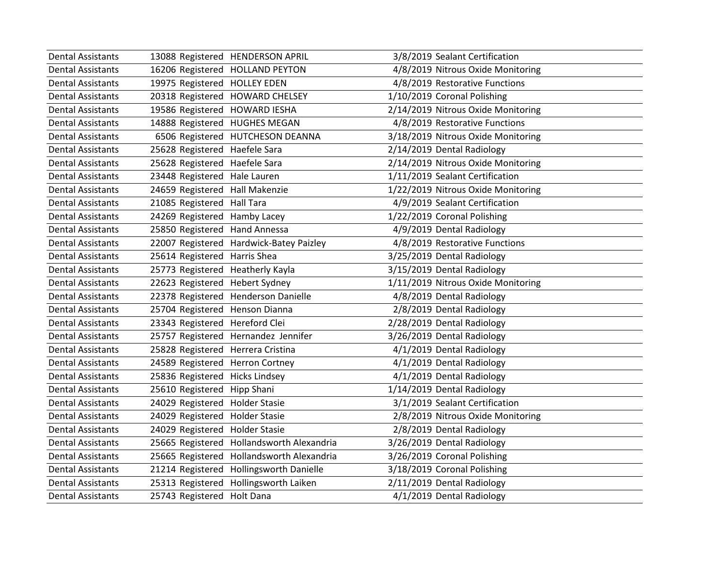| | | | | | |
|---|---|---|---|---|---|
| Dental Assistants | 13088 | Registered | HENDERSON APRIL | 3/8/2019 | Sealant Certification |
| Dental Assistants | 16206 | Registered | HOLLAND PEYTON | 4/8/2019 | Nitrous Oxide Monitoring |
| Dental Assistants | 19975 | Registered | HOLLEY EDEN | 4/8/2019 | Restorative Functions |
| Dental Assistants | 20318 | Registered | HOWARD CHELSEY | 1/10/2019 | Coronal Polishing |
| Dental Assistants | 19586 | Registered | HOWARD IESHA | 2/14/2019 | Nitrous Oxide Monitoring |
| Dental Assistants | 14888 | Registered | HUGHES MEGAN | 4/8/2019 | Restorative Functions |
| Dental Assistants | 6506 | Registered | HUTCHESON DEANNA | 3/18/2019 | Nitrous Oxide Monitoring |
| Dental Assistants | 25628 | Registered | Haefele Sara | 2/14/2019 | Dental Radiology |
| Dental Assistants | 25628 | Registered | Haefele Sara | 2/14/2019 | Nitrous Oxide Monitoring |
| Dental Assistants | 23448 | Registered | Hale Lauren | 1/11/2019 | Sealant Certification |
| Dental Assistants | 24659 | Registered | Hall Makenzie | 1/22/2019 | Nitrous Oxide Monitoring |
| Dental Assistants | 21085 | Registered | Hall Tara | 4/9/2019 | Sealant Certification |
| Dental Assistants | 24269 | Registered | Hamby Lacey | 1/22/2019 | Coronal Polishing |
| Dental Assistants | 25850 | Registered | Hand Annessa | 4/9/2019 | Dental Radiology |
| Dental Assistants | 22007 | Registered | Hardwick-Batey Paizley | 4/8/2019 | Restorative Functions |
| Dental Assistants | 25614 | Registered | Harris Shea | 3/25/2019 | Dental Radiology |
| Dental Assistants | 25773 | Registered | Heatherly Kayla | 3/15/2019 | Dental Radiology |
| Dental Assistants | 22623 | Registered | Hebert Sydney | 1/11/2019 | Nitrous Oxide Monitoring |
| Dental Assistants | 22378 | Registered | Henderson Danielle | 4/8/2019 | Dental Radiology |
| Dental Assistants | 25704 | Registered | Henson Dianna | 2/8/2019 | Dental Radiology |
| Dental Assistants | 23343 | Registered | Hereford Clei | 2/28/2019 | Dental Radiology |
| Dental Assistants | 25757 | Registered | Hernandez Jennifer | 3/26/2019 | Dental Radiology |
| Dental Assistants | 25828 | Registered | Herrera Cristina | 4/1/2019 | Dental Radiology |
| Dental Assistants | 24589 | Registered | Herron Cortney | 4/1/2019 | Dental Radiology |
| Dental Assistants | 25836 | Registered | Hicks Lindsey | 4/1/2019 | Dental Radiology |
| Dental Assistants | 25610 | Registered | Hipp Shani | 1/14/2019 | Dental Radiology |
| Dental Assistants | 24029 | Registered | Holder Stasie | 3/1/2019 | Sealant Certification |
| Dental Assistants | 24029 | Registered | Holder Stasie | 2/8/2019 | Nitrous Oxide Monitoring |
| Dental Assistants | 24029 | Registered | Holder Stasie | 2/8/2019 | Dental Radiology |
| Dental Assistants | 25665 | Registered | Hollandsworth Alexandria | 3/26/2019 | Dental Radiology |
| Dental Assistants | 25665 | Registered | Hollandsworth Alexandria | 3/26/2019 | Coronal Polishing |
| Dental Assistants | 21214 | Registered | Hollingsworth Danielle | 3/18/2019 | Coronal Polishing |
| Dental Assistants | 25313 | Registered | Hollingsworth Laiken | 2/11/2019 | Dental Radiology |
| Dental Assistants | 25743 | Registered | Holt Dana | 4/1/2019 | Dental Radiology |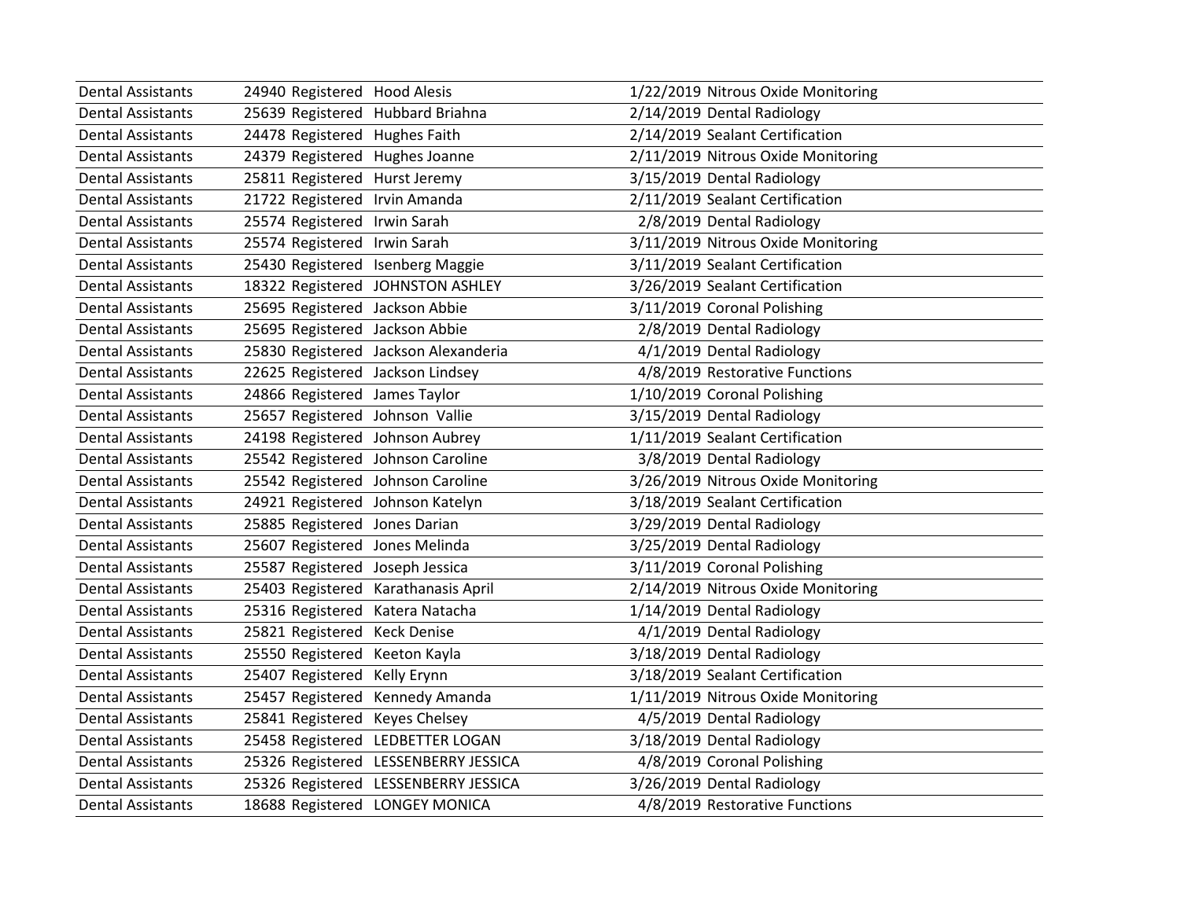| | | | | | |
|---|---|---|---|---|---|
| Dental Assistants | 24940 | Registered | Hood Alesis | 1/22/2019 | Nitrous Oxide Monitoring |
| Dental Assistants | 25639 | Registered | Hubbard Briahna | 2/14/2019 | Dental Radiology |
| Dental Assistants | 24478 | Registered | Hughes Faith | 2/14/2019 | Sealant Certification |
| Dental Assistants | 24379 | Registered | Hughes Joanne | 2/11/2019 | Nitrous Oxide Monitoring |
| Dental Assistants | 25811 | Registered | Hurst Jeremy | 3/15/2019 | Dental Radiology |
| Dental Assistants | 21722 | Registered | Irvin Amanda | 2/11/2019 | Sealant Certification |
| Dental Assistants | 25574 | Registered | Irwin Sarah | 2/8/2019 | Dental Radiology |
| Dental Assistants | 25574 | Registered | Irwin Sarah | 3/11/2019 | Nitrous Oxide Monitoring |
| Dental Assistants | 25430 | Registered | Isenberg Maggie | 3/11/2019 | Sealant Certification |
| Dental Assistants | 18322 | Registered | JOHNSTON ASHLEY | 3/26/2019 | Sealant Certification |
| Dental Assistants | 25695 | Registered | Jackson Abbie | 3/11/2019 | Coronal Polishing |
| Dental Assistants | 25695 | Registered | Jackson Abbie | 2/8/2019 | Dental Radiology |
| Dental Assistants | 25830 | Registered | Jackson Alexanderia | 4/1/2019 | Dental Radiology |
| Dental Assistants | 22625 | Registered | Jackson Lindsey | 4/8/2019 | Restorative Functions |
| Dental Assistants | 24866 | Registered | James Taylor | 1/10/2019 | Coronal Polishing |
| Dental Assistants | 25657 | Registered | Johnson Vallie | 3/15/2019 | Dental Radiology |
| Dental Assistants | 24198 | Registered | Johnson Aubrey | 1/11/2019 | Sealant Certification |
| Dental Assistants | 25542 | Registered | Johnson Caroline | 3/8/2019 | Dental Radiology |
| Dental Assistants | 25542 | Registered | Johnson Caroline | 3/26/2019 | Nitrous Oxide Monitoring |
| Dental Assistants | 24921 | Registered | Johnson Katelyn | 3/18/2019 | Sealant Certification |
| Dental Assistants | 25885 | Registered | Jones Darian | 3/29/2019 | Dental Radiology |
| Dental Assistants | 25607 | Registered | Jones Melinda | 3/25/2019 | Dental Radiology |
| Dental Assistants | 25587 | Registered | Joseph Jessica | 3/11/2019 | Coronal Polishing |
| Dental Assistants | 25403 | Registered | Karathanasis April | 2/14/2019 | Nitrous Oxide Monitoring |
| Dental Assistants | 25316 | Registered | Katera Natacha | 1/14/2019 | Dental Radiology |
| Dental Assistants | 25821 | Registered | Keck Denise | 4/1/2019 | Dental Radiology |
| Dental Assistants | 25550 | Registered | Keeton Kayla | 3/18/2019 | Dental Radiology |
| Dental Assistants | 25407 | Registered | Kelly Erynn | 3/18/2019 | Sealant Certification |
| Dental Assistants | 25457 | Registered | Kennedy Amanda | 1/11/2019 | Nitrous Oxide Monitoring |
| Dental Assistants | 25841 | Registered | Keyes Chelsey | 4/5/2019 | Dental Radiology |
| Dental Assistants | 25458 | Registered | LEDBETTER LOGAN | 3/18/2019 | Dental Radiology |
| Dental Assistants | 25326 | Registered | LESSENBERRY JESSICA | 4/8/2019 | Coronal Polishing |
| Dental Assistants | 25326 | Registered | LESSENBERRY JESSICA | 3/26/2019 | Dental Radiology |
| Dental Assistants | 18688 | Registered | LONGEY MONICA | 4/8/2019 | Restorative Functions |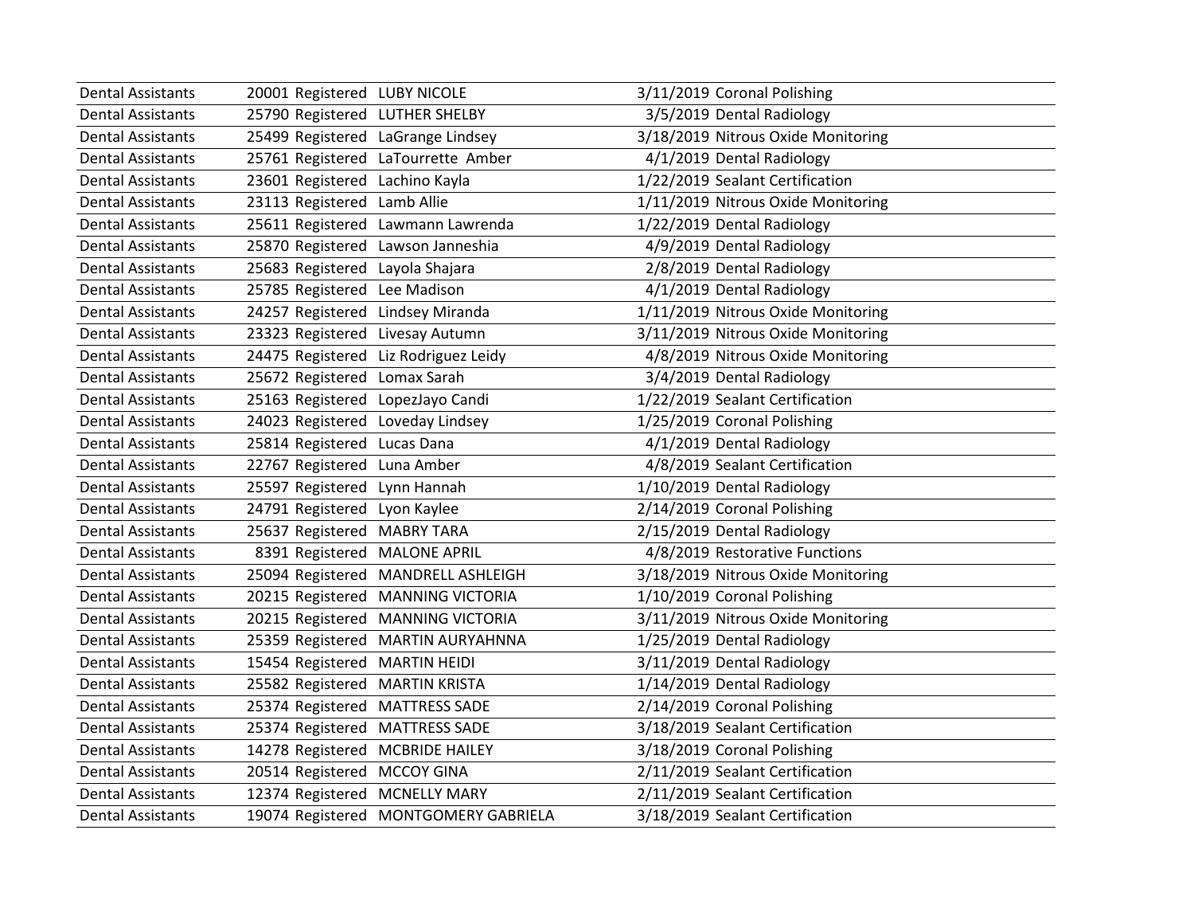| | | | | | |
|---|---|---|---|---|---|
| Dental Assistants | 20001 | Registered | LUBY NICOLE | 3/11/2019 | Coronal Polishing |
| Dental Assistants | 25790 | Registered | LUTHER SHELBY | 3/5/2019 | Dental Radiology |
| Dental Assistants | 25499 | Registered | LaGrange Lindsey | 3/18/2019 | Nitrous Oxide Monitoring |
| Dental Assistants | 25761 | Registered | LaTourrette Amber | 4/1/2019 | Dental Radiology |
| Dental Assistants | 23601 | Registered | Lachino Kayla | 1/22/2019 | Sealant Certification |
| Dental Assistants | 23113 | Registered | Lamb Allie | 1/11/2019 | Nitrous Oxide Monitoring |
| Dental Assistants | 25611 | Registered | Lawmann Lawrenda | 1/22/2019 | Dental Radiology |
| Dental Assistants | 25870 | Registered | Lawson Janneshia | 4/9/2019 | Dental Radiology |
| Dental Assistants | 25683 | Registered | Layola Shajara | 2/8/2019 | Dental Radiology |
| Dental Assistants | 25785 | Registered | Lee Madison | 4/1/2019 | Dental Radiology |
| Dental Assistants | 24257 | Registered | Lindsey Miranda | 1/11/2019 | Nitrous Oxide Monitoring |
| Dental Assistants | 23323 | Registered | Livesay Autumn | 3/11/2019 | Nitrous Oxide Monitoring |
| Dental Assistants | 24475 | Registered | Liz Rodriguez Leidy | 4/8/2019 | Nitrous Oxide Monitoring |
| Dental Assistants | 25672 | Registered | Lomax Sarah | 3/4/2019 | Dental Radiology |
| Dental Assistants | 25163 | Registered | LopezJayo Candi | 1/22/2019 | Sealant Certification |
| Dental Assistants | 24023 | Registered | Loveday Lindsey | 1/25/2019 | Coronal Polishing |
| Dental Assistants | 25814 | Registered | Lucas Dana | 4/1/2019 | Dental Radiology |
| Dental Assistants | 22767 | Registered | Luna Amber | 4/8/2019 | Sealant Certification |
| Dental Assistants | 25597 | Registered | Lynn Hannah | 1/10/2019 | Dental Radiology |
| Dental Assistants | 24791 | Registered | Lyon Kaylee | 2/14/2019 | Coronal Polishing |
| Dental Assistants | 25637 | Registered | MABRY TARA | 2/15/2019 | Dental Radiology |
| Dental Assistants | 8391 | Registered | MALONE APRIL | 4/8/2019 | Restorative Functions |
| Dental Assistants | 25094 | Registered | MANDRELL ASHLEIGH | 3/18/2019 | Nitrous Oxide Monitoring |
| Dental Assistants | 20215 | Registered | MANNING VICTORIA | 1/10/2019 | Coronal Polishing |
| Dental Assistants | 20215 | Registered | MANNING VICTORIA | 3/11/2019 | Nitrous Oxide Monitoring |
| Dental Assistants | 25359 | Registered | MARTIN AURYAHNNA | 1/25/2019 | Dental Radiology |
| Dental Assistants | 15454 | Registered | MARTIN HEIDI | 3/11/2019 | Dental Radiology |
| Dental Assistants | 25582 | Registered | MARTIN KRISTA | 1/14/2019 | Dental Radiology |
| Dental Assistants | 25374 | Registered | MATTRESS SADE | 2/14/2019 | Coronal Polishing |
| Dental Assistants | 25374 | Registered | MATTRESS SADE | 3/18/2019 | Sealant Certification |
| Dental Assistants | 14278 | Registered | MCBRIDE HAILEY | 3/18/2019 | Coronal Polishing |
| Dental Assistants | 20514 | Registered | MCCOY GINA | 2/11/2019 | Sealant Certification |
| Dental Assistants | 12374 | Registered | MCNELLY MARY | 2/11/2019 | Sealant Certification |
| Dental Assistants | 19074 | Registered | MONTGOMERY GABRIELA | 3/18/2019 | Sealant Certification |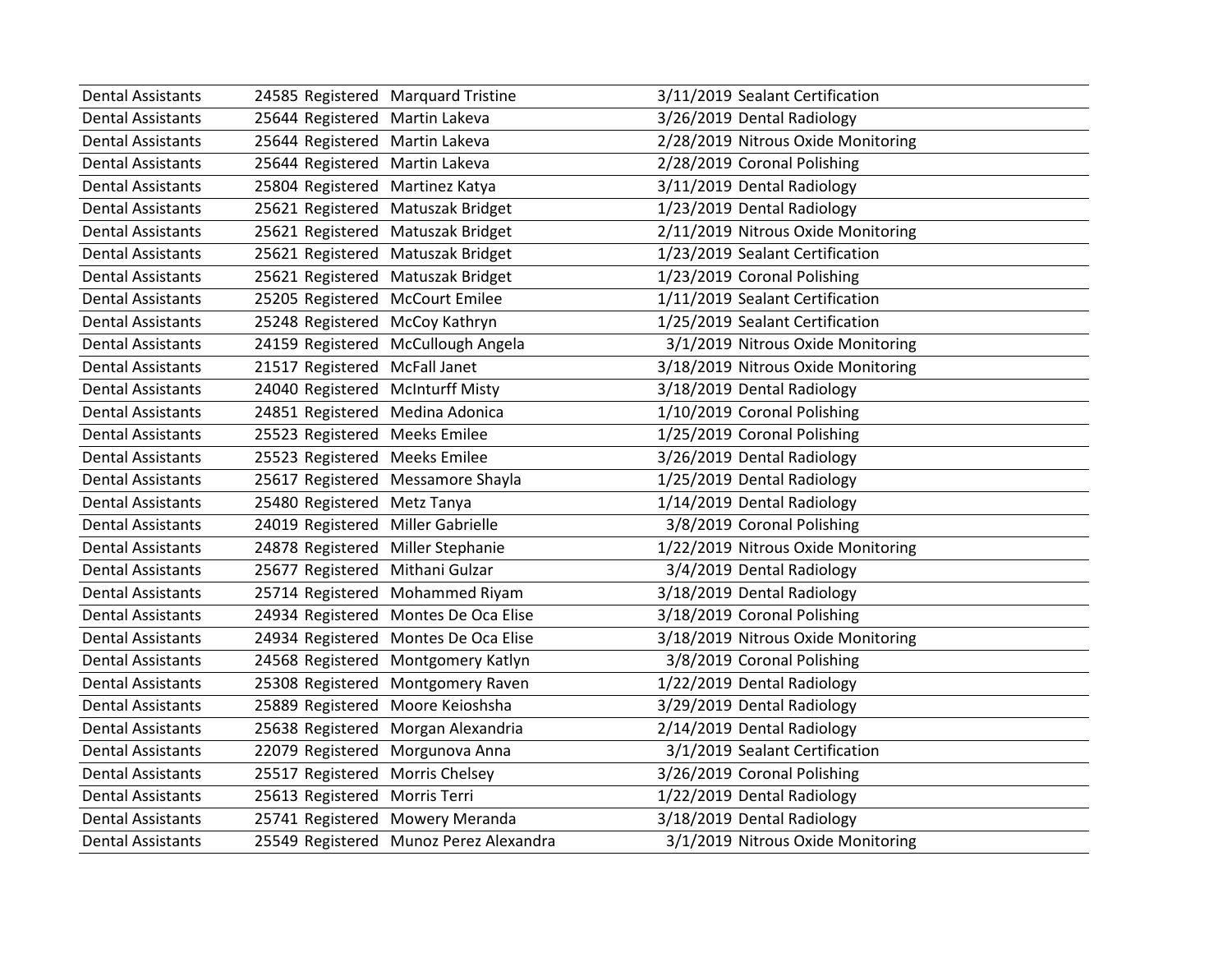| Dental Assistants | 24585 | Registered | Marquard Tristine | 3/11/2019 | Sealant Certification |
|---|---|---|---|---|---|
| Dental Assistants | 25644 | Registered | Martin Lakeva | 3/26/2019 | Dental Radiology |
| Dental Assistants | 25644 | Registered | Martin Lakeva | 2/28/2019 | Nitrous Oxide Monitoring |
| Dental Assistants | 25644 | Registered | Martin Lakeva | 2/28/2019 | Coronal Polishing |
| Dental Assistants | 25804 | Registered | Martinez Katya | 3/11/2019 | Dental Radiology |
| Dental Assistants | 25621 | Registered | Matuszak Bridget | 1/23/2019 | Dental Radiology |
| Dental Assistants | 25621 | Registered | Matuszak Bridget | 2/11/2019 | Nitrous Oxide Monitoring |
| Dental Assistants | 25621 | Registered | Matuszak Bridget | 1/23/2019 | Sealant Certification |
| Dental Assistants | 25621 | Registered | Matuszak Bridget | 1/23/2019 | Coronal Polishing |
| Dental Assistants | 25205 | Registered | McCourt Emilee | 1/11/2019 | Sealant Certification |
| Dental Assistants | 25248 | Registered | McCoy Kathryn | 1/25/2019 | Sealant Certification |
| Dental Assistants | 24159 | Registered | McCullough Angela | 3/1/2019 | Nitrous Oxide Monitoring |
| Dental Assistants | 21517 | Registered | McFall Janet | 3/18/2019 | Nitrous Oxide Monitoring |
| Dental Assistants | 24040 | Registered | McInturff Misty | 3/18/2019 | Dental Radiology |
| Dental Assistants | 24851 | Registered | Medina Adonica | 1/10/2019 | Coronal Polishing |
| Dental Assistants | 25523 | Registered | Meeks Emilee | 1/25/2019 | Coronal Polishing |
| Dental Assistants | 25523 | Registered | Meeks Emilee | 3/26/2019 | Dental Radiology |
| Dental Assistants | 25617 | Registered | Messamore Shayla | 1/25/2019 | Dental Radiology |
| Dental Assistants | 25480 | Registered | Metz Tanya | 1/14/2019 | Dental Radiology |
| Dental Assistants | 24019 | Registered | Miller Gabrielle | 3/8/2019 | Coronal Polishing |
| Dental Assistants | 24878 | Registered | Miller Stephanie | 1/22/2019 | Nitrous Oxide Monitoring |
| Dental Assistants | 25677 | Registered | Mithani Gulzar | 3/4/2019 | Dental Radiology |
| Dental Assistants | 25714 | Registered | Mohammed Riyam | 3/18/2019 | Dental Radiology |
| Dental Assistants | 24934 | Registered | Montes De Oca Elise | 3/18/2019 | Coronal Polishing |
| Dental Assistants | 24934 | Registered | Montes De Oca Elise | 3/18/2019 | Nitrous Oxide Monitoring |
| Dental Assistants | 24568 | Registered | Montgomery Katlyn | 3/8/2019 | Coronal Polishing |
| Dental Assistants | 25308 | Registered | Montgomery Raven | 1/22/2019 | Dental Radiology |
| Dental Assistants | 25889 | Registered | Moore Keioshsha | 3/29/2019 | Dental Radiology |
| Dental Assistants | 25638 | Registered | Morgan Alexandria | 2/14/2019 | Dental Radiology |
| Dental Assistants | 22079 | Registered | Morgunova Anna | 3/1/2019 | Sealant Certification |
| Dental Assistants | 25517 | Registered | Morris Chelsey | 3/26/2019 | Coronal Polishing |
| Dental Assistants | 25613 | Registered | Morris Terri | 1/22/2019 | Dental Radiology |
| Dental Assistants | 25741 | Registered | Mowery Meranda | 3/18/2019 | Dental Radiology |
| Dental Assistants | 25549 | Registered | Munoz Perez Alexandra | 3/1/2019 | Nitrous Oxide Monitoring |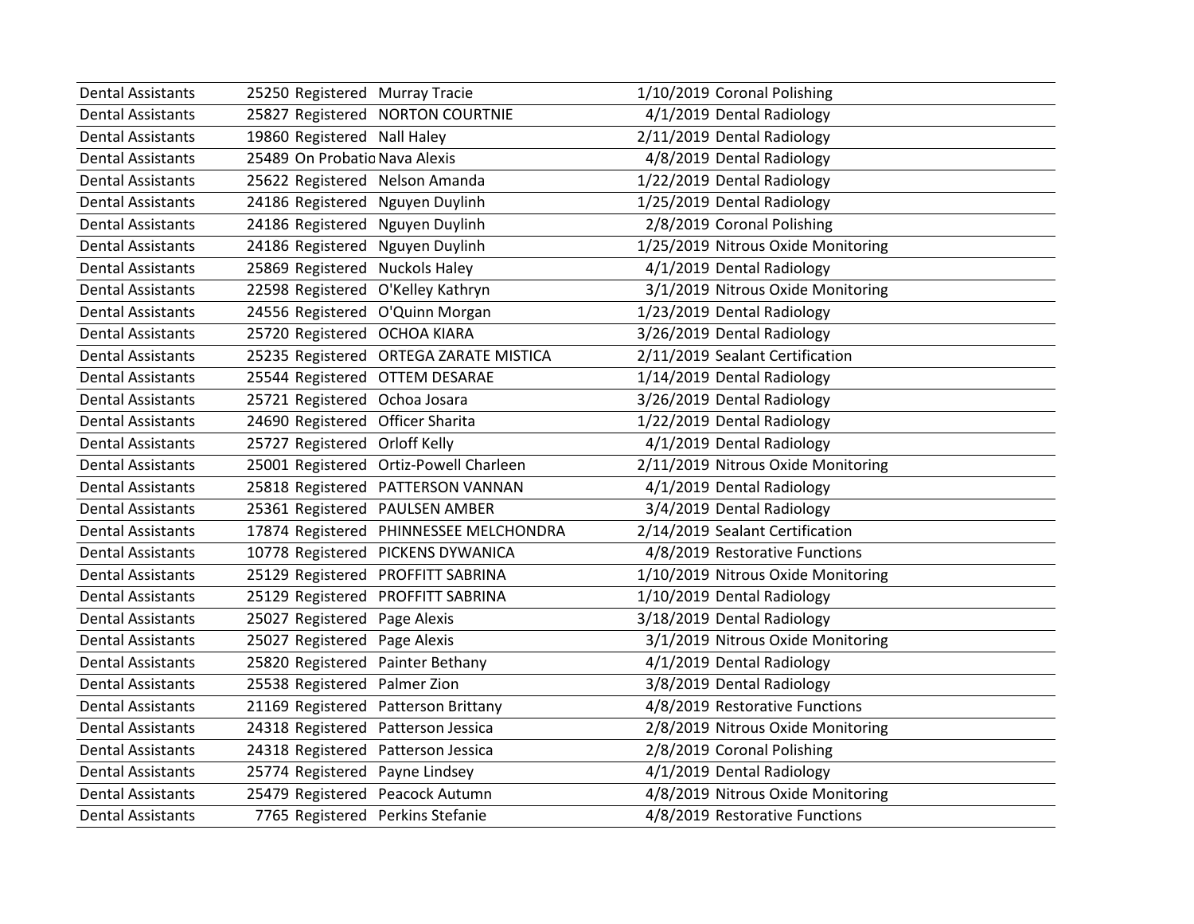| | | | | | |
|---|---|---|---|---|---|
| Dental Assistants | 25250 | Registered | Murray Tracie | 1/10/2019 | Coronal Polishing |
| Dental Assistants | 25827 | Registered | NORTON COURTNIE | 4/1/2019 | Dental Radiology |
| Dental Assistants | 19860 | Registered | Nall Haley | 2/11/2019 | Dental Radiology |
| Dental Assistants | 25489 | On Probatio | Nava Alexis | 4/8/2019 | Dental Radiology |
| Dental Assistants | 25622 | Registered | Nelson Amanda | 1/22/2019 | Dental Radiology |
| Dental Assistants | 24186 | Registered | Nguyen Duylinh | 1/25/2019 | Dental Radiology |
| Dental Assistants | 24186 | Registered | Nguyen Duylinh | 2/8/2019 | Coronal Polishing |
| Dental Assistants | 24186 | Registered | Nguyen Duylinh | 1/25/2019 | Nitrous Oxide Monitoring |
| Dental Assistants | 25869 | Registered | Nuckols Haley | 4/1/2019 | Dental Radiology |
| Dental Assistants | 22598 | Registered | O'Kelley Kathryn | 3/1/2019 | Nitrous Oxide Monitoring |
| Dental Assistants | 24556 | Registered | O'Quinn Morgan | 1/23/2019 | Dental Radiology |
| Dental Assistants | 25720 | Registered | OCHOA KIARA | 3/26/2019 | Dental Radiology |
| Dental Assistants | 25235 | Registered | ORTEGA ZARATE MISTICA | 2/11/2019 | Sealant Certification |
| Dental Assistants | 25544 | Registered | OTTEM DESARAE | 1/14/2019 | Dental Radiology |
| Dental Assistants | 25721 | Registered | Ochoa Josara | 3/26/2019 | Dental Radiology |
| Dental Assistants | 24690 | Registered | Officer Sharita | 1/22/2019 | Dental Radiology |
| Dental Assistants | 25727 | Registered | Orloff Kelly | 4/1/2019 | Dental Radiology |
| Dental Assistants | 25001 | Registered | Ortiz-Powell Charleen | 2/11/2019 | Nitrous Oxide Monitoring |
| Dental Assistants | 25818 | Registered | PATTERSON VANNAN | 4/1/2019 | Dental Radiology |
| Dental Assistants | 25361 | Registered | PAULSEN AMBER | 3/4/2019 | Dental Radiology |
| Dental Assistants | 17874 | Registered | PHINNESSEE MELCHONDRA | 2/14/2019 | Sealant Certification |
| Dental Assistants | 10778 | Registered | PICKENS DYWANICA | 4/8/2019 | Restorative Functions |
| Dental Assistants | 25129 | Registered | PROFFITT SABRINA | 1/10/2019 | Nitrous Oxide Monitoring |
| Dental Assistants | 25129 | Registered | PROFFITT SABRINA | 1/10/2019 | Dental Radiology |
| Dental Assistants | 25027 | Registered | Page Alexis | 3/18/2019 | Dental Radiology |
| Dental Assistants | 25027 | Registered | Page Alexis | 3/1/2019 | Nitrous Oxide Monitoring |
| Dental Assistants | 25820 | Registered | Painter Bethany | 4/1/2019 | Dental Radiology |
| Dental Assistants | 25538 | Registered | Palmer Zion | 3/8/2019 | Dental Radiology |
| Dental Assistants | 21169 | Registered | Patterson Brittany | 4/8/2019 | Restorative Functions |
| Dental Assistants | 24318 | Registered | Patterson Jessica | 2/8/2019 | Nitrous Oxide Monitoring |
| Dental Assistants | 24318 | Registered | Patterson Jessica | 2/8/2019 | Coronal Polishing |
| Dental Assistants | 25774 | Registered | Payne Lindsey | 4/1/2019 | Dental Radiology |
| Dental Assistants | 25479 | Registered | Peacock Autumn | 4/8/2019 | Nitrous Oxide Monitoring |
| Dental Assistants | 7765 | Registered | Perkins Stefanie | 4/8/2019 | Restorative Functions |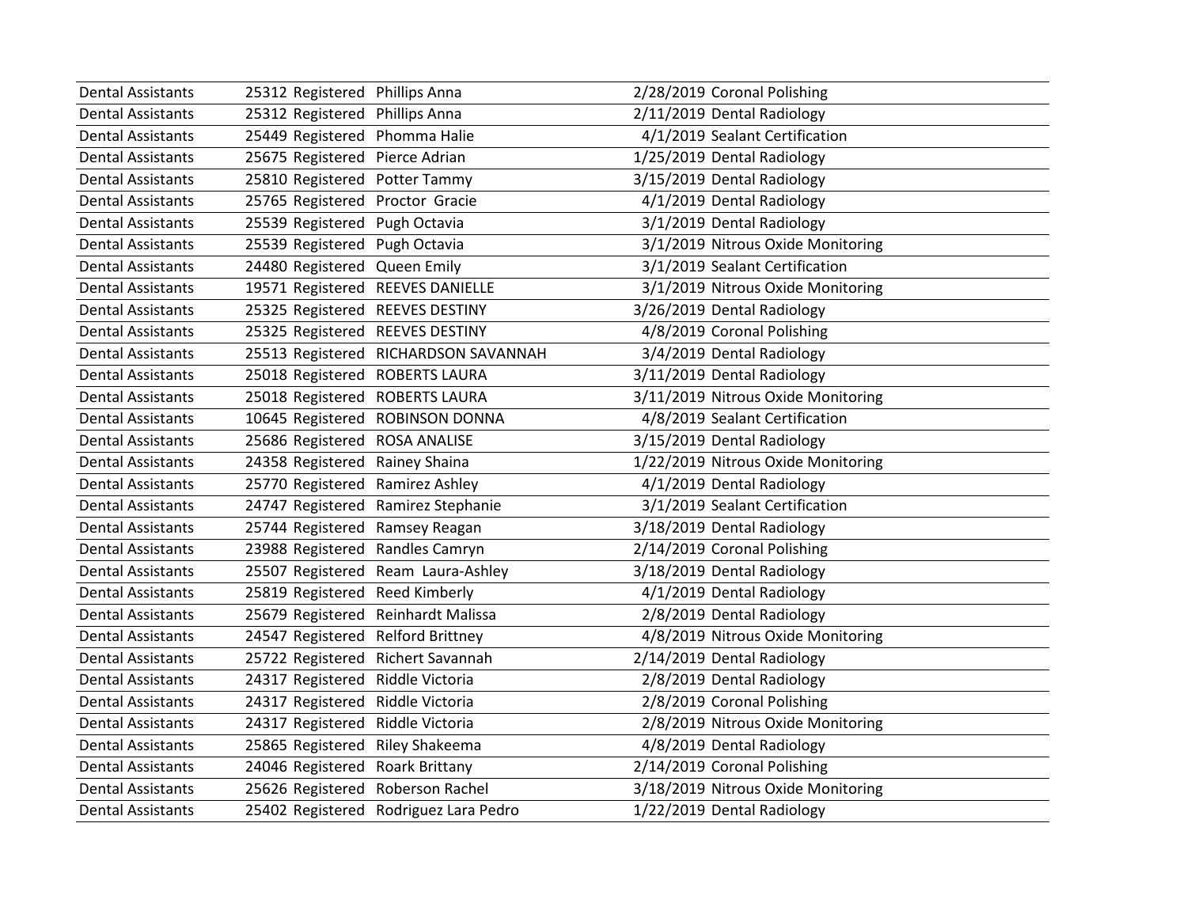| Dental Assistants | 25312 | Registered | Phillips Anna | 2/28/2019 | Coronal Polishing |
|---|---|---|---|---|---|
| Dental Assistants | 25312 | Registered | Phillips Anna | 2/11/2019 | Dental Radiology |
| Dental Assistants | 25449 | Registered | Phomma Halie | 4/1/2019 | Sealant Certification |
| Dental Assistants | 25675 | Registered | Pierce Adrian | 1/25/2019 | Dental Radiology |
| Dental Assistants | 25810 | Registered | Potter Tammy | 3/15/2019 | Dental Radiology |
| Dental Assistants | 25765 | Registered | Proctor  Gracie | 4/1/2019 | Dental Radiology |
| Dental Assistants | 25539 | Registered | Pugh Octavia | 3/1/2019 | Dental Radiology |
| Dental Assistants | 25539 | Registered | Pugh Octavia | 3/1/2019 | Nitrous Oxide Monitoring |
| Dental Assistants | 24480 | Registered | Queen Emily | 3/1/2019 | Sealant Certification |
| Dental Assistants | 19571 | Registered | REEVES DANIELLE | 3/1/2019 | Nitrous Oxide Monitoring |
| Dental Assistants | 25325 | Registered | REEVES DESTINY | 3/26/2019 | Dental Radiology |
| Dental Assistants | 25325 | Registered | REEVES DESTINY | 4/8/2019 | Coronal Polishing |
| Dental Assistants | 25513 | Registered | RICHARDSON SAVANNAH | 3/4/2019 | Dental Radiology |
| Dental Assistants | 25018 | Registered | ROBERTS LAURA | 3/11/2019 | Dental Radiology |
| Dental Assistants | 25018 | Registered | ROBERTS LAURA | 3/11/2019 | Nitrous Oxide Monitoring |
| Dental Assistants | 10645 | Registered | ROBINSON DONNA | 4/8/2019 | Sealant Certification |
| Dental Assistants | 25686 | Registered | ROSA ANALISE | 3/15/2019 | Dental Radiology |
| Dental Assistants | 24358 | Registered | Rainey Shaina | 1/22/2019 | Nitrous Oxide Monitoring |
| Dental Assistants | 25770 | Registered | Ramirez Ashley | 4/1/2019 | Dental Radiology |
| Dental Assistants | 24747 | Registered | Ramirez Stephanie | 3/1/2019 | Sealant Certification |
| Dental Assistants | 25744 | Registered | Ramsey Reagan | 3/18/2019 | Dental Radiology |
| Dental Assistants | 23988 | Registered | Randles Camryn | 2/14/2019 | Coronal Polishing |
| Dental Assistants | 25507 | Registered | Ream  Laura-Ashley | 3/18/2019 | Dental Radiology |
| Dental Assistants | 25819 | Registered | Reed Kimberly | 4/1/2019 | Dental Radiology |
| Dental Assistants | 25679 | Registered | Reinhardt Malissa | 2/8/2019 | Dental Radiology |
| Dental Assistants | 24547 | Registered | Relford Brittney | 4/8/2019 | Nitrous Oxide Monitoring |
| Dental Assistants | 25722 | Registered | Richert Savannah | 2/14/2019 | Dental Radiology |
| Dental Assistants | 24317 | Registered | Riddle Victoria | 2/8/2019 | Dental Radiology |
| Dental Assistants | 24317 | Registered | Riddle Victoria | 2/8/2019 | Coronal Polishing |
| Dental Assistants | 24317 | Registered | Riddle Victoria | 2/8/2019 | Nitrous Oxide Monitoring |
| Dental Assistants | 25865 | Registered | Riley Shakeema | 4/8/2019 | Dental Radiology |
| Dental Assistants | 24046 | Registered | Roark Brittany | 2/14/2019 | Coronal Polishing |
| Dental Assistants | 25626 | Registered | Roberson Rachel | 3/18/2019 | Nitrous Oxide Monitoring |
| Dental Assistants | 25402 | Registered | Rodriguez Lara Pedro | 1/22/2019 | Dental Radiology |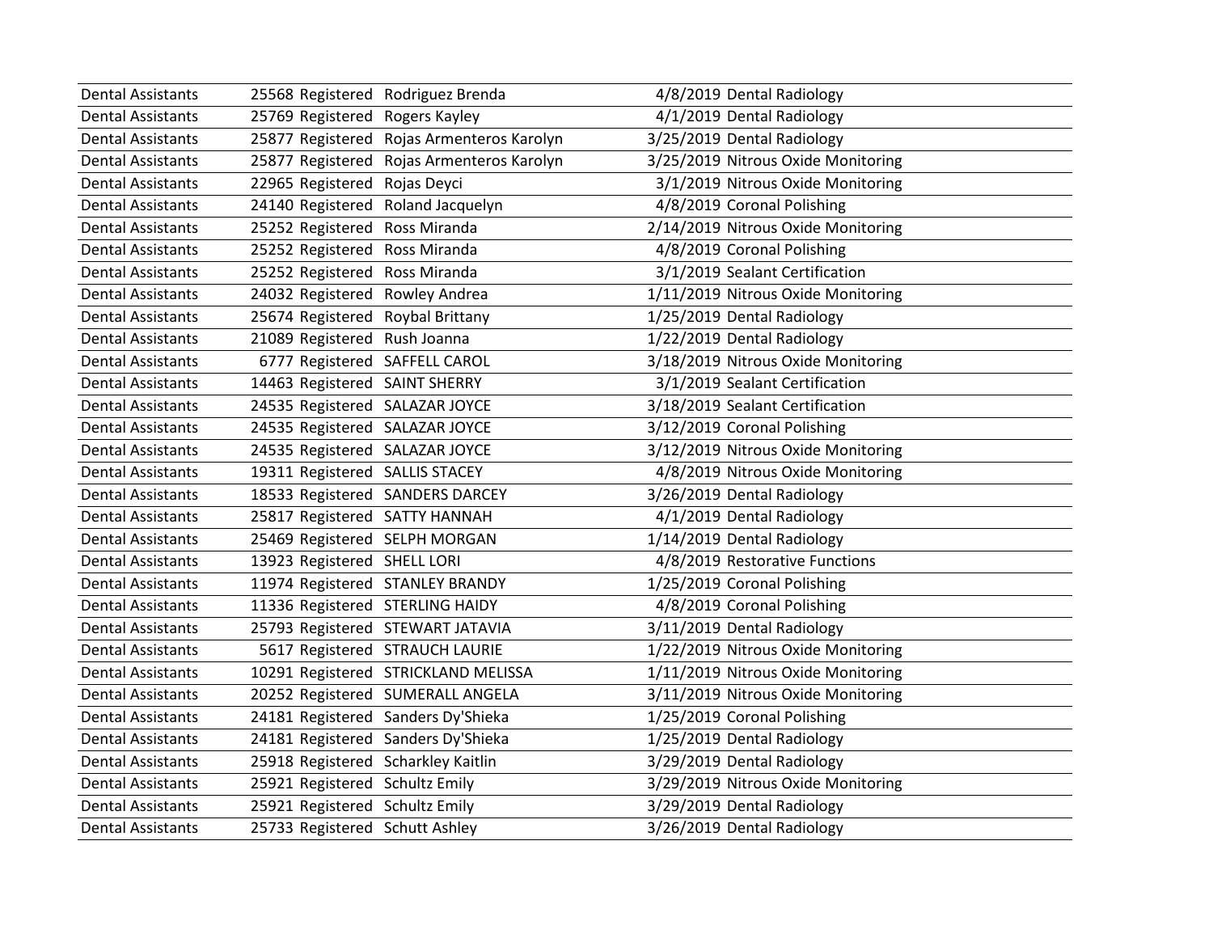| Dental Assistants | 25568 | Registered | Rodriguez Brenda | 4/8/2019 | Dental Radiology |
|---|---|---|---|---|---|
| Dental Assistants | 25769 | Registered | Rogers Kayley | 4/1/2019 | Dental Radiology |
| Dental Assistants | 25877 | Registered | Rojas Armenteros Karolyn | 3/25/2019 | Dental Radiology |
| Dental Assistants | 25877 | Registered | Rojas Armenteros Karolyn | 3/25/2019 | Nitrous Oxide Monitoring |
| Dental Assistants | 22965 | Registered | Rojas Deyci | 3/1/2019 | Nitrous Oxide Monitoring |
| Dental Assistants | 24140 | Registered | Roland Jacquelyn | 4/8/2019 | Coronal Polishing |
| Dental Assistants | 25252 | Registered | Ross Miranda | 2/14/2019 | Nitrous Oxide Monitoring |
| Dental Assistants | 25252 | Registered | Ross Miranda | 4/8/2019 | Coronal Polishing |
| Dental Assistants | 25252 | Registered | Ross Miranda | 3/1/2019 | Sealant Certification |
| Dental Assistants | 24032 | Registered | Rowley Andrea | 1/11/2019 | Nitrous Oxide Monitoring |
| Dental Assistants | 25674 | Registered | Roybal Brittany | 1/25/2019 | Dental Radiology |
| Dental Assistants | 21089 | Registered | Rush Joanna | 1/22/2019 | Dental Radiology |
| Dental Assistants | 6777 | Registered | SAFFELL CAROL | 3/18/2019 | Nitrous Oxide Monitoring |
| Dental Assistants | 14463 | Registered | SAINT SHERRY | 3/1/2019 | Sealant Certification |
| Dental Assistants | 24535 | Registered | SALAZAR JOYCE | 3/18/2019 | Sealant Certification |
| Dental Assistants | 24535 | Registered | SALAZAR JOYCE | 3/12/2019 | Coronal Polishing |
| Dental Assistants | 24535 | Registered | SALAZAR JOYCE | 3/12/2019 | Nitrous Oxide Monitoring |
| Dental Assistants | 19311 | Registered | SALLIS STACEY | 4/8/2019 | Nitrous Oxide Monitoring |
| Dental Assistants | 18533 | Registered | SANDERS DARCEY | 3/26/2019 | Dental Radiology |
| Dental Assistants | 25817 | Registered | SATTY HANNAH | 4/1/2019 | Dental Radiology |
| Dental Assistants | 25469 | Registered | SELPH MORGAN | 1/14/2019 | Dental Radiology |
| Dental Assistants | 13923 | Registered | SHELL LORI | 4/8/2019 | Restorative Functions |
| Dental Assistants | 11974 | Registered | STANLEY BRANDY | 1/25/2019 | Coronal Polishing |
| Dental Assistants | 11336 | Registered | STERLING HAIDY | 4/8/2019 | Coronal Polishing |
| Dental Assistants | 25793 | Registered | STEWART JATAVIA | 3/11/2019 | Dental Radiology |
| Dental Assistants | 5617 | Registered | STRAUCH LAURIE | 1/22/2019 | Nitrous Oxide Monitoring |
| Dental Assistants | 10291 | Registered | STRICKLAND MELISSA | 1/11/2019 | Nitrous Oxide Monitoring |
| Dental Assistants | 20252 | Registered | SUMERALL ANGELA | 3/11/2019 | Nitrous Oxide Monitoring |
| Dental Assistants | 24181 | Registered | Sanders Dy'Shieka | 1/25/2019 | Coronal Polishing |
| Dental Assistants | 24181 | Registered | Sanders Dy'Shieka | 1/25/2019 | Dental Radiology |
| Dental Assistants | 25918 | Registered | Scharkley Kaitlin | 3/29/2019 | Dental Radiology |
| Dental Assistants | 25921 | Registered | Schultz Emily | 3/29/2019 | Nitrous Oxide Monitoring |
| Dental Assistants | 25921 | Registered | Schultz Emily | 3/29/2019 | Dental Radiology |
| Dental Assistants | 25733 | Registered | Schutt Ashley | 3/26/2019 | Dental Radiology |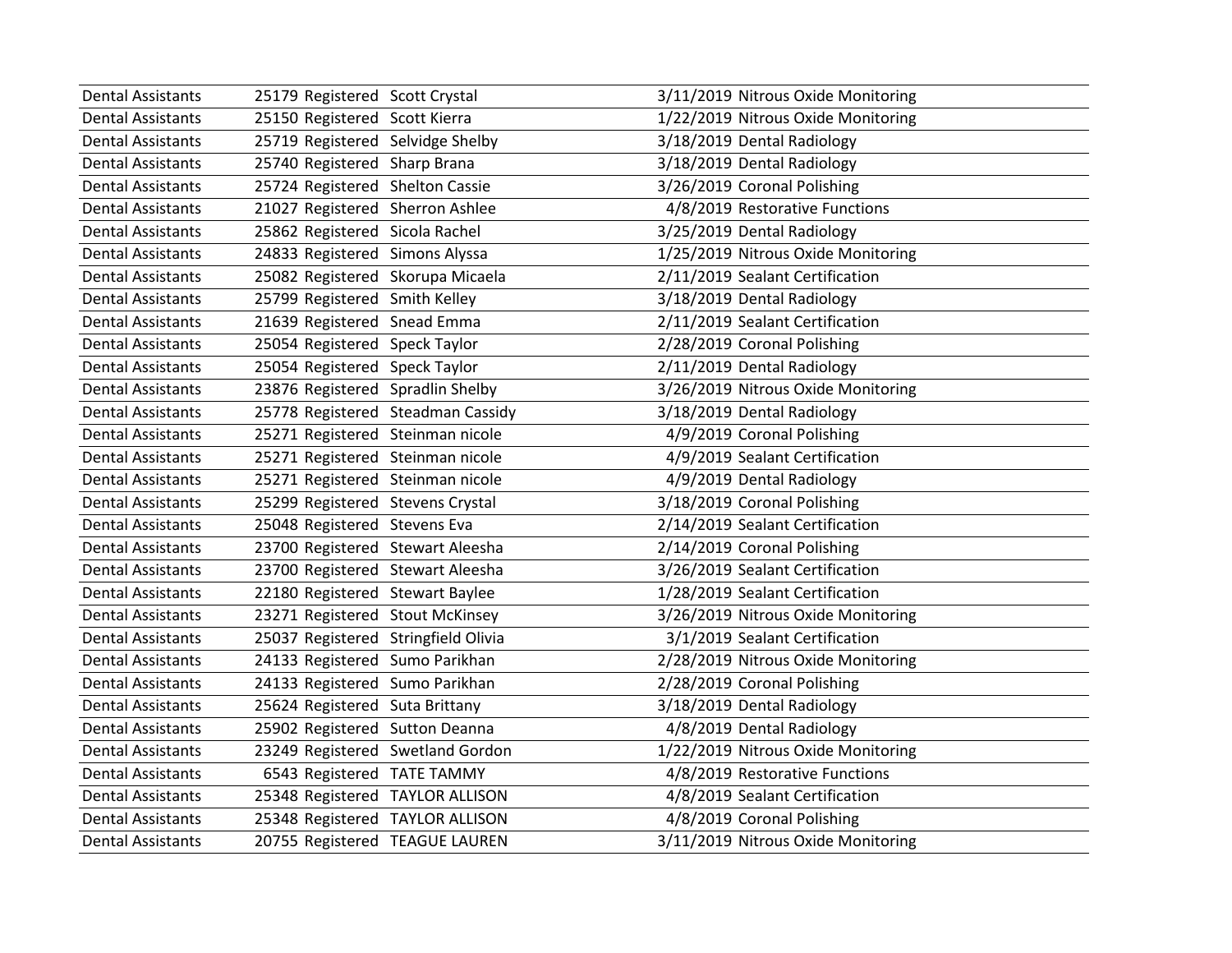| | | | | | |
|---|---|---|---|---|---|
| Dental Assistants | 25179 | Registered | Scott Crystal | 3/11/2019 | Nitrous Oxide Monitoring |
| Dental Assistants | 25150 | Registered | Scott Kierra | 1/22/2019 | Nitrous Oxide Monitoring |
| Dental Assistants | 25719 | Registered | Selvidge Shelby | 3/18/2019 | Dental Radiology |
| Dental Assistants | 25740 | Registered | Sharp Brana | 3/18/2019 | Dental Radiology |
| Dental Assistants | 25724 | Registered | Shelton Cassie | 3/26/2019 | Coronal Polishing |
| Dental Assistants | 21027 | Registered | Sherron Ashlee | 4/8/2019 | Restorative Functions |
| Dental Assistants | 25862 | Registered | Sicola Rachel | 3/25/2019 | Dental Radiology |
| Dental Assistants | 24833 | Registered | Simons Alyssa | 1/25/2019 | Nitrous Oxide Monitoring |
| Dental Assistants | 25082 | Registered | Skorupa Micaela | 2/11/2019 | Sealant Certification |
| Dental Assistants | 25799 | Registered | Smith Kelley | 3/18/2019 | Dental Radiology |
| Dental Assistants | 21639 | Registered | Snead Emma | 2/11/2019 | Sealant Certification |
| Dental Assistants | 25054 | Registered | Speck Taylor | 2/28/2019 | Coronal Polishing |
| Dental Assistants | 25054 | Registered | Speck Taylor | 2/11/2019 | Dental Radiology |
| Dental Assistants | 23876 | Registered | Spradlin Shelby | 3/26/2019 | Nitrous Oxide Monitoring |
| Dental Assistants | 25778 | Registered | Steadman Cassidy | 3/18/2019 | Dental Radiology |
| Dental Assistants | 25271 | Registered | Steinman nicole | 4/9/2019 | Coronal Polishing |
| Dental Assistants | 25271 | Registered | Steinman nicole | 4/9/2019 | Sealant Certification |
| Dental Assistants | 25271 | Registered | Steinman nicole | 4/9/2019 | Dental Radiology |
| Dental Assistants | 25299 | Registered | Stevens Crystal | 3/18/2019 | Coronal Polishing |
| Dental Assistants | 25048 | Registered | Stevens Eva | 2/14/2019 | Sealant Certification |
| Dental Assistants | 23700 | Registered | Stewart Aleesha | 2/14/2019 | Coronal Polishing |
| Dental Assistants | 23700 | Registered | Stewart Aleesha | 3/26/2019 | Sealant Certification |
| Dental Assistants | 22180 | Registered | Stewart Baylee | 1/28/2019 | Sealant Certification |
| Dental Assistants | 23271 | Registered | Stout McKinsey | 3/26/2019 | Nitrous Oxide Monitoring |
| Dental Assistants | 25037 | Registered | Stringfield Olivia | 3/1/2019 | Sealant Certification |
| Dental Assistants | 24133 | Registered | Sumo Parikhan | 2/28/2019 | Nitrous Oxide Monitoring |
| Dental Assistants | 24133 | Registered | Sumo Parikhan | 2/28/2019 | Coronal Polishing |
| Dental Assistants | 25624 | Registered | Suta Brittany | 3/18/2019 | Dental Radiology |
| Dental Assistants | 25902 | Registered | Sutton Deanna | 4/8/2019 | Dental Radiology |
| Dental Assistants | 23249 | Registered | Swetland Gordon | 1/22/2019 | Nitrous Oxide Monitoring |
| Dental Assistants | 6543 | Registered | TATE TAMMY | 4/8/2019 | Restorative Functions |
| Dental Assistants | 25348 | Registered | TAYLOR ALLISON | 4/8/2019 | Sealant Certification |
| Dental Assistants | 25348 | Registered | TAYLOR ALLISON | 4/8/2019 | Coronal Polishing |
| Dental Assistants | 20755 | Registered | TEAGUE LAUREN | 3/11/2019 | Nitrous Oxide Monitoring |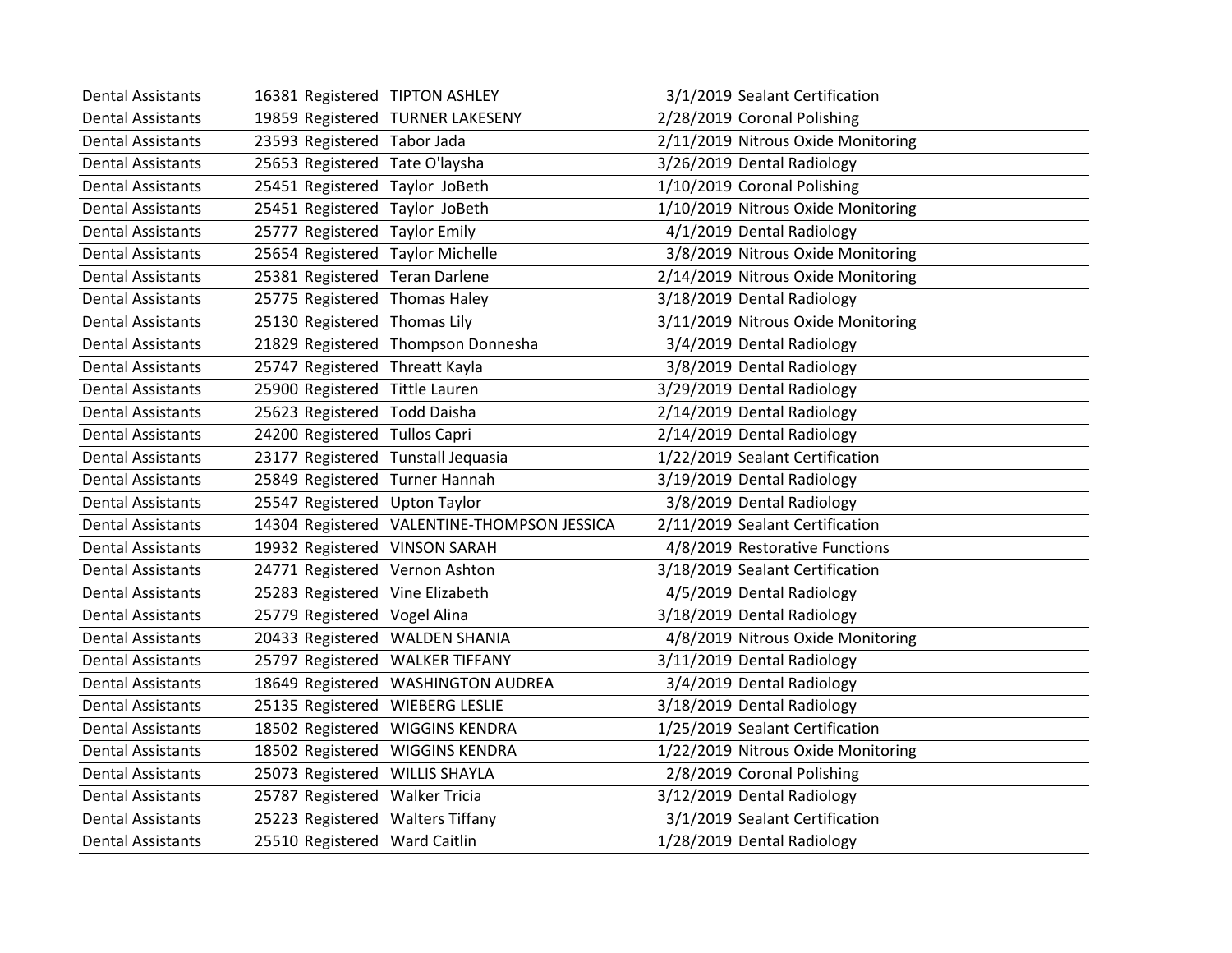| | | | | | |
|---|---|---|---|---|---|
| Dental Assistants | 16381 | Registered | TIPTON ASHLEY | 3/1/2019 | Sealant Certification |
| Dental Assistants | 19859 | Registered | TURNER LAKESENY | 2/28/2019 | Coronal Polishing |
| Dental Assistants | 23593 | Registered | Tabor Jada | 2/11/2019 | Nitrous Oxide Monitoring |
| Dental Assistants | 25653 | Registered | Tate O'laysha | 3/26/2019 | Dental Radiology |
| Dental Assistants | 25451 | Registered | Taylor JoBeth | 1/10/2019 | Coronal Polishing |
| Dental Assistants | 25451 | Registered | Taylor JoBeth | 1/10/2019 | Nitrous Oxide Monitoring |
| Dental Assistants | 25777 | Registered | Taylor Emily | 4/1/2019 | Dental Radiology |
| Dental Assistants | 25654 | Registered | Taylor Michelle | 3/8/2019 | Nitrous Oxide Monitoring |
| Dental Assistants | 25381 | Registered | Teran Darlene | 2/14/2019 | Nitrous Oxide Monitoring |
| Dental Assistants | 25775 | Registered | Thomas Haley | 3/18/2019 | Dental Radiology |
| Dental Assistants | 25130 | Registered | Thomas Lily | 3/11/2019 | Nitrous Oxide Monitoring |
| Dental Assistants | 21829 | Registered | Thompson Donnesha | 3/4/2019 | Dental Radiology |
| Dental Assistants | 25747 | Registered | Threatt Kayla | 3/8/2019 | Dental Radiology |
| Dental Assistants | 25900 | Registered | Tittle Lauren | 3/29/2019 | Dental Radiology |
| Dental Assistants | 25623 | Registered | Todd Daisha | 2/14/2019 | Dental Radiology |
| Dental Assistants | 24200 | Registered | Tullos Capri | 2/14/2019 | Dental Radiology |
| Dental Assistants | 23177 | Registered | Tunstall Jequasia | 1/22/2019 | Sealant Certification |
| Dental Assistants | 25849 | Registered | Turner Hannah | 3/19/2019 | Dental Radiology |
| Dental Assistants | 25547 | Registered | Upton Taylor | 3/8/2019 | Dental Radiology |
| Dental Assistants | 14304 | Registered | VALENTINE-THOMPSON JESSICA | 2/11/2019 | Sealant Certification |
| Dental Assistants | 19932 | Registered | VINSON SARAH | 4/8/2019 | Restorative Functions |
| Dental Assistants | 24771 | Registered | Vernon Ashton | 3/18/2019 | Sealant Certification |
| Dental Assistants | 25283 | Registered | Vine Elizabeth | 4/5/2019 | Dental Radiology |
| Dental Assistants | 25779 | Registered | Vogel Alina | 3/18/2019 | Dental Radiology |
| Dental Assistants | 20433 | Registered | WALDEN SHANIA | 4/8/2019 | Nitrous Oxide Monitoring |
| Dental Assistants | 25797 | Registered | WALKER TIFFANY | 3/11/2019 | Dental Radiology |
| Dental Assistants | 18649 | Registered | WASHINGTON AUDREA | 3/4/2019 | Dental Radiology |
| Dental Assistants | 25135 | Registered | WIEBERG LESLIE | 3/18/2019 | Dental Radiology |
| Dental Assistants | 18502 | Registered | WIGGINS KENDRA | 1/25/2019 | Sealant Certification |
| Dental Assistants | 18502 | Registered | WIGGINS KENDRA | 1/22/2019 | Nitrous Oxide Monitoring |
| Dental Assistants | 25073 | Registered | WILLIS SHAYLA | 2/8/2019 | Coronal Polishing |
| Dental Assistants | 25787 | Registered | Walker Tricia | 3/12/2019 | Dental Radiology |
| Dental Assistants | 25223 | Registered | Walters Tiffany | 3/1/2019 | Sealant Certification |
| Dental Assistants | 25510 | Registered | Ward Caitlin | 1/28/2019 | Dental Radiology |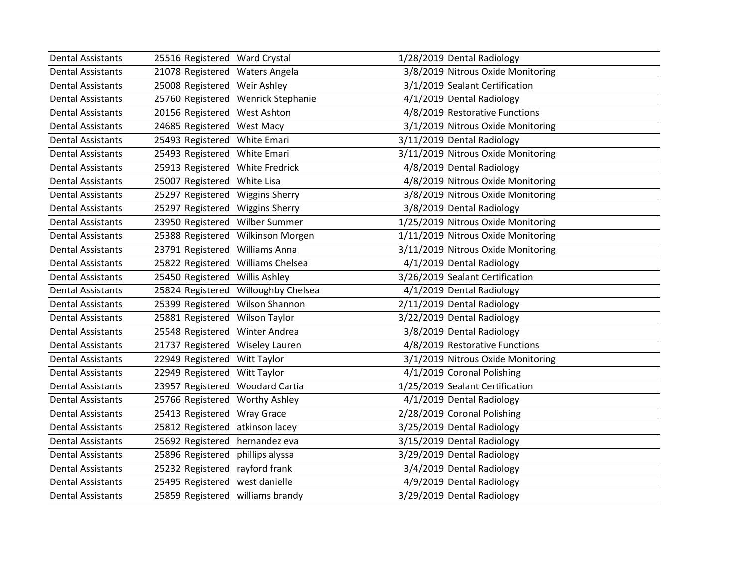| | | | | | |
|---|---|---|---|---|---|
| Dental Assistants | 25516 | Registered | Ward Crystal | 1/28/2019 | Dental Radiology |
| Dental Assistants | 21078 | Registered | Waters Angela | 3/8/2019 | Nitrous Oxide Monitoring |
| Dental Assistants | 25008 | Registered | Weir Ashley | 3/1/2019 | Sealant Certification |
| Dental Assistants | 25760 | Registered | Wenrick Stephanie | 4/1/2019 | Dental Radiology |
| Dental Assistants | 20156 | Registered | West Ashton | 4/8/2019 | Restorative Functions |
| Dental Assistants | 24685 | Registered | West Macy | 3/1/2019 | Nitrous Oxide Monitoring |
| Dental Assistants | 25493 | Registered | White Emari | 3/11/2019 | Dental Radiology |
| Dental Assistants | 25493 | Registered | White Emari | 3/11/2019 | Nitrous Oxide Monitoring |
| Dental Assistants | 25913 | Registered | White Fredrick | 4/8/2019 | Dental Radiology |
| Dental Assistants | 25007 | Registered | White Lisa | 4/8/2019 | Nitrous Oxide Monitoring |
| Dental Assistants | 25297 | Registered | Wiggins Sherry | 3/8/2019 | Nitrous Oxide Monitoring |
| Dental Assistants | 25297 | Registered | Wiggins Sherry | 3/8/2019 | Dental Radiology |
| Dental Assistants | 23950 | Registered | Wilber Summer | 1/25/2019 | Nitrous Oxide Monitoring |
| Dental Assistants | 25388 | Registered | Wilkinson Morgen | 1/11/2019 | Nitrous Oxide Monitoring |
| Dental Assistants | 23791 | Registered | Williams Anna | 3/11/2019 | Nitrous Oxide Monitoring |
| Dental Assistants | 25822 | Registered | Williams Chelsea | 4/1/2019 | Dental Radiology |
| Dental Assistants | 25450 | Registered | Willis Ashley | 3/26/2019 | Sealant Certification |
| Dental Assistants | 25824 | Registered | Willoughby Chelsea | 4/1/2019 | Dental Radiology |
| Dental Assistants | 25399 | Registered | Wilson Shannon | 2/11/2019 | Dental Radiology |
| Dental Assistants | 25881 | Registered | Wilson Taylor | 3/22/2019 | Dental Radiology |
| Dental Assistants | 25548 | Registered | Winter Andrea | 3/8/2019 | Dental Radiology |
| Dental Assistants | 21737 | Registered | Wiseley Lauren | 4/8/2019 | Restorative Functions |
| Dental Assistants | 22949 | Registered | Witt Taylor | 3/1/2019 | Nitrous Oxide Monitoring |
| Dental Assistants | 22949 | Registered | Witt Taylor | 4/1/2019 | Coronal Polishing |
| Dental Assistants | 23957 | Registered | Woodard Cartia | 1/25/2019 | Sealant Certification |
| Dental Assistants | 25766 | Registered | Worthy Ashley | 4/1/2019 | Dental Radiology |
| Dental Assistants | 25413 | Registered | Wray Grace | 2/28/2019 | Coronal Polishing |
| Dental Assistants | 25812 | Registered | atkinson lacey | 3/25/2019 | Dental Radiology |
| Dental Assistants | 25692 | Registered | hernandez eva | 3/15/2019 | Dental Radiology |
| Dental Assistants | 25896 | Registered | phillips alyssa | 3/29/2019 | Dental Radiology |
| Dental Assistants | 25232 | Registered | rayford frank | 3/4/2019 | Dental Radiology |
| Dental Assistants | 25495 | Registered | west danielle | 4/9/2019 | Dental Radiology |
| Dental Assistants | 25859 | Registered | williams brandy | 3/29/2019 | Dental Radiology |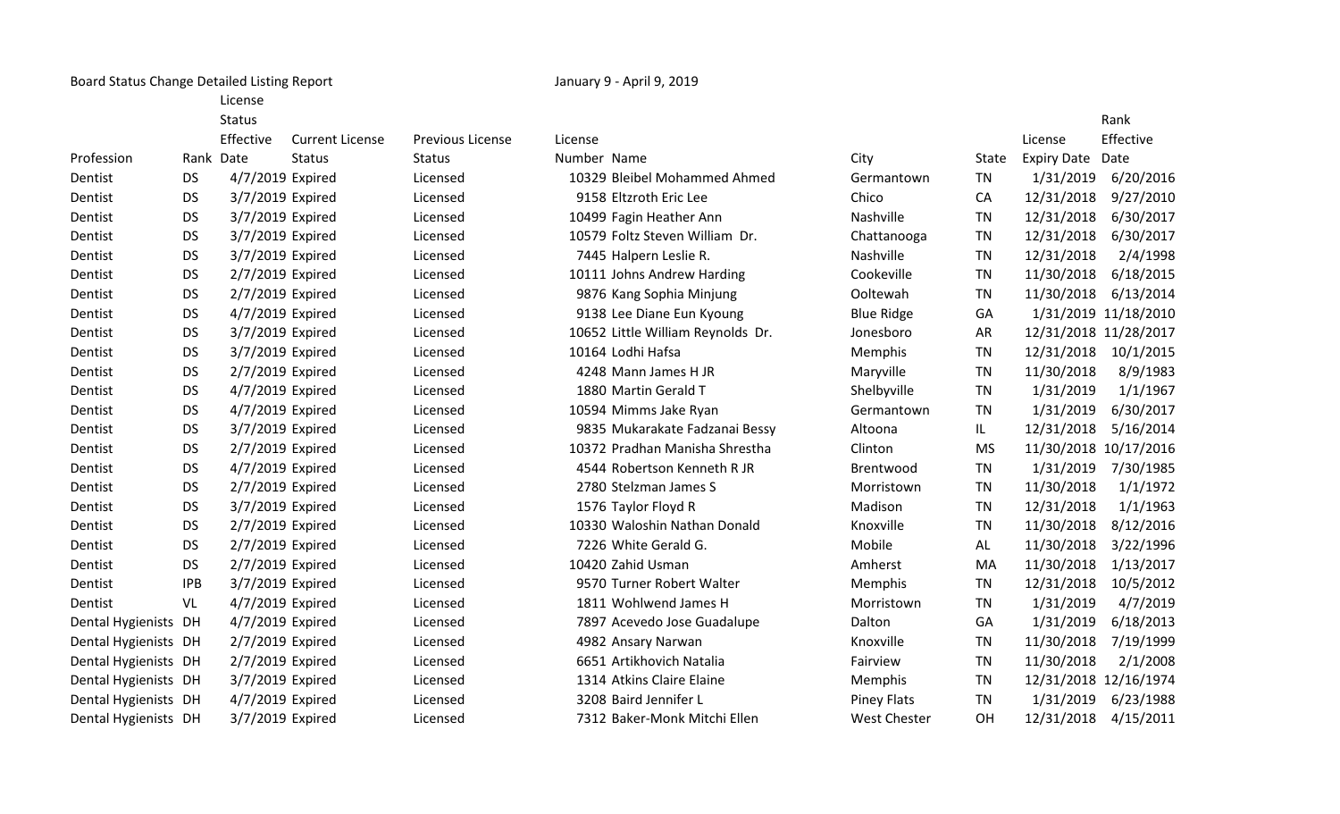Board Status Change Detailed Listing Report

January 9 - April 9, 2019

| Profession | Rank | License Status Effective Date | Current License Status | Previous License Status | License Number | Name | City | State | License Expiry Date | Rank Effective Date |
|---|---|---|---|---|---|---|---|---|---|---|
| Dentist | DS | 4/7/2019 | Expired | Licensed | 10329 | Bleibel Mohammed Ahmed | Germantown | TN | 1/31/2019 | 6/20/2016 |
| Dentist | DS | 3/7/2019 | Expired | Licensed | 9158 | Eltzroth Eric Lee | Chico | CA | 12/31/2018 | 9/27/2010 |
| Dentist | DS | 3/7/2019 | Expired | Licensed | 10499 | Fagin Heather Ann | Nashville | TN | 12/31/2018 | 6/30/2017 |
| Dentist | DS | 3/7/2019 | Expired | Licensed | 10579 | Foltz Steven William Dr. | Chattanooga | TN | 12/31/2018 | 6/30/2017 |
| Dentist | DS | 3/7/2019 | Expired | Licensed | 7445 | Halpern Leslie R. | Nashville | TN | 12/31/2018 | 2/4/1998 |
| Dentist | DS | 2/7/2019 | Expired | Licensed | 10111 | Johns Andrew Harding | Cookeville | TN | 11/30/2018 | 6/18/2015 |
| Dentist | DS | 2/7/2019 | Expired | Licensed | 9876 | Kang Sophia Minjung | Ooltewah | TN | 11/30/2018 | 6/13/2014 |
| Dentist | DS | 4/7/2019 | Expired | Licensed | 9138 | Lee Diane Eun Kyoung | Blue Ridge | GA | 1/31/2019 | 11/18/2010 |
| Dentist | DS | 3/7/2019 | Expired | Licensed | 10652 | Little William Reynolds Dr. | Jonesboro | AR | 12/31/2018 | 11/28/2017 |
| Dentist | DS | 3/7/2019 | Expired | Licensed | 10164 | Lodhi Hafsa | Memphis | TN | 12/31/2018 | 10/1/2015 |
| Dentist | DS | 2/7/2019 | Expired | Licensed | 4248 | Mann James H JR | Maryville | TN | 11/30/2018 | 8/9/1983 |
| Dentist | DS | 4/7/2019 | Expired | Licensed | 1880 | Martin Gerald T | Shelbyville | TN | 1/31/2019 | 1/1/1967 |
| Dentist | DS | 4/7/2019 | Expired | Licensed | 10594 | Mimms Jake Ryan | Germantown | TN | 1/31/2019 | 6/30/2017 |
| Dentist | DS | 3/7/2019 | Expired | Licensed | 9835 | Mukarakate Fadzanai Bessy | Altoona | IL | 12/31/2018 | 5/16/2014 |
| Dentist | DS | 2/7/2019 | Expired | Licensed | 10372 | Pradhan Manisha Shrestha | Clinton | MS | 11/30/2018 | 10/17/2016 |
| Dentist | DS | 4/7/2019 | Expired | Licensed | 4544 | Robertson Kenneth R JR | Brentwood | TN | 1/31/2019 | 7/30/1985 |
| Dentist | DS | 2/7/2019 | Expired | Licensed | 2780 | Stelzman James S | Morristown | TN | 11/30/2018 | 1/1/1972 |
| Dentist | DS | 3/7/2019 | Expired | Licensed | 1576 | Taylor Floyd R | Madison | TN | 12/31/2018 | 1/1/1963 |
| Dentist | DS | 2/7/2019 | Expired | Licensed | 10330 | Waloshin Nathan Donald | Knoxville | TN | 11/30/2018 | 8/12/2016 |
| Dentist | DS | 2/7/2019 | Expired | Licensed | 7226 | White Gerald G. | Mobile | AL | 11/30/2018 | 3/22/1996 |
| Dentist | DS | 2/7/2019 | Expired | Licensed | 10420 | Zahid Usman | Amherst | MA | 11/30/2018 | 1/13/2017 |
| Dentist | IPB | 3/7/2019 | Expired | Licensed | 9570 | Turner Robert Walter | Memphis | TN | 12/31/2018 | 10/5/2012 |
| Dentist | VL | 4/7/2019 | Expired | Licensed | 1811 | Wohlwend James H | Morristown | TN | 1/31/2019 | 4/7/2019 |
| Dental Hygienists | DH | 4/7/2019 | Expired | Licensed | 7897 | Acevedo Jose Guadalupe | Dalton | GA | 1/31/2019 | 6/18/2013 |
| Dental Hygienists | DH | 2/7/2019 | Expired | Licensed | 4982 | Ansary Narwan | Knoxville | TN | 11/30/2018 | 7/19/1999 |
| Dental Hygienists | DH | 2/7/2019 | Expired | Licensed | 6651 | Artikhovich Natalia | Fairview | TN | 11/30/2018 | 2/1/2008 |
| Dental Hygienists | DH | 3/7/2019 | Expired | Licensed | 1314 | Atkins Claire Elaine | Memphis | TN | 12/31/2018 | 12/16/1974 |
| Dental Hygienists | DH | 4/7/2019 | Expired | Licensed | 3208 | Baird Jennifer L | Piney Flats | TN | 1/31/2019 | 6/23/1988 |
| Dental Hygienists | DH | 3/7/2019 | Expired | Licensed | 7312 | Baker-Monk Mitchi Ellen | West Chester | OH | 12/31/2018 | 4/15/2011 |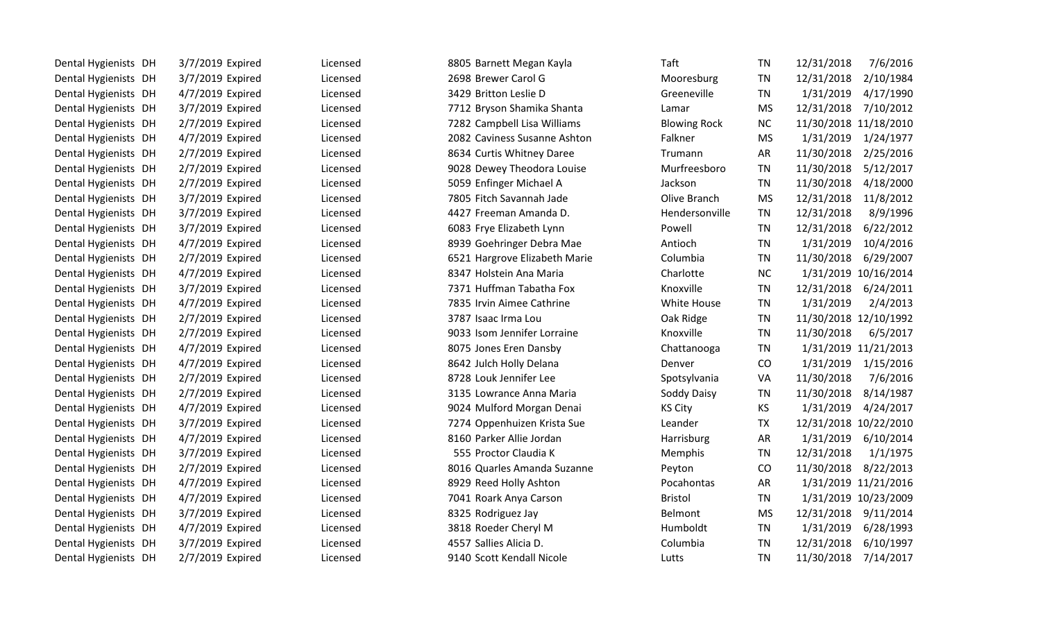| | | | | | | | | | | |
|---|---|---|---|---|---|---|---|---|---|---|
| Dental Hygienists | DH | 3/7/2019 | Expired | Licensed | 8805 | Barnett Megan Kayla | Taft | TN | 12/31/2018 | 7/6/2016 |
| Dental Hygienists | DH | 3/7/2019 | Expired | Licensed | 2698 | Brewer Carol G | Mooresburg | TN | 12/31/2018 | 2/10/1984 |
| Dental Hygienists | DH | 4/7/2019 | Expired | Licensed | 3429 | Britton Leslie D | Greeneville | TN | 1/31/2019 | 4/17/1990 |
| Dental Hygienists | DH | 3/7/2019 | Expired | Licensed | 7712 | Bryson Shamika Shanta | Lamar | MS | 12/31/2018 | 7/10/2012 |
| Dental Hygienists | DH | 2/7/2019 | Expired | Licensed | 7282 | Campbell Lisa Williams | Blowing Rock | NC | 11/30/2018 | 11/18/2010 |
| Dental Hygienists | DH | 4/7/2019 | Expired | Licensed | 2082 | Caviness Susanne Ashton | Falkner | MS | 1/31/2019 | 1/24/1977 |
| Dental Hygienists | DH | 2/7/2019 | Expired | Licensed | 8634 | Curtis Whitney Daree | Trumann | AR | 11/30/2018 | 2/25/2016 |
| Dental Hygienists | DH | 2/7/2019 | Expired | Licensed | 9028 | Dewey Theodora Louise | Murfreesboro | TN | 11/30/2018 | 5/12/2017 |
| Dental Hygienists | DH | 2/7/2019 | Expired | Licensed | 5059 | Enfinger Michael A | Jackson | TN | 11/30/2018 | 4/18/2000 |
| Dental Hygienists | DH | 3/7/2019 | Expired | Licensed | 7805 | Fitch Savannah Jade | Olive Branch | MS | 12/31/2018 | 11/8/2012 |
| Dental Hygienists | DH | 3/7/2019 | Expired | Licensed | 4427 | Freeman Amanda D. | Hendersonville | TN | 12/31/2018 | 8/9/1996 |
| Dental Hygienists | DH | 3/7/2019 | Expired | Licensed | 6083 | Frye Elizabeth Lynn | Powell | TN | 12/31/2018 | 6/22/2012 |
| Dental Hygienists | DH | 4/7/2019 | Expired | Licensed | 8939 | Goehringer Debra Mae | Antioch | TN | 1/31/2019 | 10/4/2016 |
| Dental Hygienists | DH | 2/7/2019 | Expired | Licensed | 6521 | Hargrove Elizabeth Marie | Columbia | TN | 11/30/2018 | 6/29/2007 |
| Dental Hygienists | DH | 4/7/2019 | Expired | Licensed | 8347 | Holstein Ana Maria | Charlotte | NC | 1/31/2019 | 10/16/2014 |
| Dental Hygienists | DH | 3/7/2019 | Expired | Licensed | 7371 | Huffman Tabatha Fox | Knoxville | TN | 12/31/2018 | 6/24/2011 |
| Dental Hygienists | DH | 4/7/2019 | Expired | Licensed | 7835 | Irvin Aimee Cathrine | White House | TN | 1/31/2019 | 2/4/2013 |
| Dental Hygienists | DH | 2/7/2019 | Expired | Licensed | 3787 | Isaac Irma Lou | Oak Ridge | TN | 11/30/2018 | 12/10/1992 |
| Dental Hygienists | DH | 2/7/2019 | Expired | Licensed | 9033 | Isom Jennifer Lorraine | Knoxville | TN | 11/30/2018 | 6/5/2017 |
| Dental Hygienists | DH | 4/7/2019 | Expired | Licensed | 8075 | Jones Eren Dansby | Chattanooga | TN | 1/31/2019 | 11/21/2013 |
| Dental Hygienists | DH | 4/7/2019 | Expired | Licensed | 8642 | Julch Holly Delana | Denver | CO | 1/31/2019 | 1/15/2016 |
| Dental Hygienists | DH | 2/7/2019 | Expired | Licensed | 8728 | Louk Jennifer Lee | Spotsylvania | VA | 11/30/2018 | 7/6/2016 |
| Dental Hygienists | DH | 2/7/2019 | Expired | Licensed | 3135 | Lowrance Anna Maria | Soddy Daisy | TN | 11/30/2018 | 8/14/1987 |
| Dental Hygienists | DH | 4/7/2019 | Expired | Licensed | 9024 | Mulford Morgan Denai | KS City | KS | 1/31/2019 | 4/24/2017 |
| Dental Hygienists | DH | 3/7/2019 | Expired | Licensed | 7274 | Oppenhuizen Krista Sue | Leander | TX | 12/31/2018 | 10/22/2010 |
| Dental Hygienists | DH | 4/7/2019 | Expired | Licensed | 8160 | Parker Allie Jordan | Harrisburg | AR | 1/31/2019 | 6/10/2014 |
| Dental Hygienists | DH | 3/7/2019 | Expired | Licensed | 555 | Proctor Claudia K | Memphis | TN | 12/31/2018 | 1/1/1975 |
| Dental Hygienists | DH | 2/7/2019 | Expired | Licensed | 8016 | Quarles Amanda Suzanne | Peyton | CO | 11/30/2018 | 8/22/2013 |
| Dental Hygienists | DH | 4/7/2019 | Expired | Licensed | 8929 | Reed Holly Ashton | Pocahontas | AR | 1/31/2019 | 11/21/2016 |
| Dental Hygienists | DH | 4/7/2019 | Expired | Licensed | 7041 | Roark Anya Carson | Bristol | TN | 1/31/2019 | 10/23/2009 |
| Dental Hygienists | DH | 3/7/2019 | Expired | Licensed | 8325 | Rodriguez Jay | Belmont | MS | 12/31/2018 | 9/11/2014 |
| Dental Hygienists | DH | 4/7/2019 | Expired | Licensed | 3818 | Roeder Cheryl M | Humboldt | TN | 1/31/2019 | 6/28/1993 |
| Dental Hygienists | DH | 3/7/2019 | Expired | Licensed | 4557 | Sallies Alicia D. | Columbia | TN | 12/31/2018 | 6/10/1997 |
| Dental Hygienists | DH | 2/7/2019 | Expired | Licensed | 9140 | Scott Kendall Nicole | Lutts | TN | 11/30/2018 | 7/14/2017 |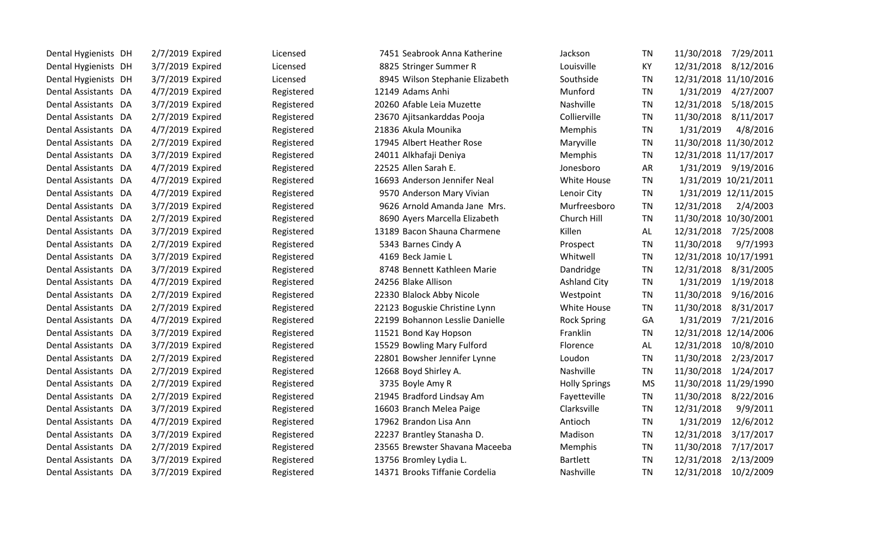| | | | | | | | | | |
|---|---|---|---|---|---|---|---|---|---|
| Dental Hygienists | DH | 2/7/2019 | Expired | Licensed | 7451 | Seabrook Anna Katherine | Jackson | TN | 11/30/2018 | 7/29/2011 |
| Dental Hygienists | DH | 3/7/2019 | Expired | Licensed | 8825 | Stringer Summer R | Louisville | KY | 12/31/2018 | 8/12/2016 |
| Dental Hygienists | DH | 3/7/2019 | Expired | Licensed | 8945 | Wilson Stephanie Elizabeth | Southside | TN | 12/31/2018 | 11/10/2016 |
| Dental Assistants | DA | 4/7/2019 | Expired | Registered | 12149 | Adams Anhi | Munford | TN | 1/31/2019 | 4/27/2007 |
| Dental Assistants | DA | 3/7/2019 | Expired | Registered | 20260 | Afable Leia Muzette | Nashville | TN | 12/31/2018 | 5/18/2015 |
| Dental Assistants | DA | 2/7/2019 | Expired | Registered | 23670 | Ajitsankarddas Pooja | Collierville | TN | 11/30/2018 | 8/11/2017 |
| Dental Assistants | DA | 4/7/2019 | Expired | Registered | 21836 | Akula Mounika | Memphis | TN | 1/31/2019 | 4/8/2016 |
| Dental Assistants | DA | 2/7/2019 | Expired | Registered | 17945 | Albert Heather Rose | Maryville | TN | 11/30/2018 | 11/30/2012 |
| Dental Assistants | DA | 3/7/2019 | Expired | Registered | 24011 | Alkhafaji Deniya | Memphis | TN | 12/31/2018 | 11/17/2017 |
| Dental Assistants | DA | 4/7/2019 | Expired | Registered | 22525 | Allen Sarah E. | Jonesboro | AR | 1/31/2019 | 9/19/2016 |
| Dental Assistants | DA | 4/7/2019 | Expired | Registered | 16693 | Anderson Jennifer Neal | White House | TN | 1/31/2019 | 10/21/2011 |
| Dental Assistants | DA | 4/7/2019 | Expired | Registered | 9570 | Anderson Mary Vivian | Lenoir City | TN | 1/31/2019 | 12/11/2015 |
| Dental Assistants | DA | 3/7/2019 | Expired | Registered | 9626 | Arnold Amanda Jane Mrs. | Murfreesboro | TN | 12/31/2018 | 2/4/2003 |
| Dental Assistants | DA | 2/7/2019 | Expired | Registered | 8690 | Ayers Marcella Elizabeth | Church Hill | TN | 11/30/2018 | 10/30/2001 |
| Dental Assistants | DA | 3/7/2019 | Expired | Registered | 13189 | Bacon Shauna Charmene | Killen | AL | 12/31/2018 | 7/25/2008 |
| Dental Assistants | DA | 2/7/2019 | Expired | Registered | 5343 | Barnes Cindy A | Prospect | TN | 11/30/2018 | 9/7/1993 |
| Dental Assistants | DA | 3/7/2019 | Expired | Registered | 4169 | Beck Jamie L | Whitwell | TN | 12/31/2018 | 10/17/1991 |
| Dental Assistants | DA | 3/7/2019 | Expired | Registered | 8748 | Bennett Kathleen Marie | Dandridge | TN | 12/31/2018 | 8/31/2005 |
| Dental Assistants | DA | 4/7/2019 | Expired | Registered | 24256 | Blake Allison | Ashland City | TN | 1/31/2019 | 1/19/2018 |
| Dental Assistants | DA | 2/7/2019 | Expired | Registered | 22330 | Blalock Abby Nicole | Westpoint | TN | 11/30/2018 | 9/16/2016 |
| Dental Assistants | DA | 2/7/2019 | Expired | Registered | 22123 | Boguskie Christine Lynn | White House | TN | 11/30/2018 | 8/31/2017 |
| Dental Assistants | DA | 4/7/2019 | Expired | Registered | 22199 | Bohannon Lesslie Danielle | Rock Spring | GA | 1/31/2019 | 7/21/2016 |
| Dental Assistants | DA | 3/7/2019 | Expired | Registered | 11521 | Bond Kay Hopson | Franklin | TN | 12/31/2018 | 12/14/2006 |
| Dental Assistants | DA | 3/7/2019 | Expired | Registered | 15529 | Bowling Mary Fulford | Florence | AL | 12/31/2018 | 10/8/2010 |
| Dental Assistants | DA | 2/7/2019 | Expired | Registered | 22801 | Bowsher Jennifer Lynne | Loudon | TN | 11/30/2018 | 2/23/2017 |
| Dental Assistants | DA | 2/7/2019 | Expired | Registered | 12668 | Boyd Shirley A. | Nashville | TN | 11/30/2018 | 1/24/2017 |
| Dental Assistants | DA | 2/7/2019 | Expired | Registered | 3735 | Boyle Amy R | Holly Springs | MS | 11/30/2018 | 11/29/1990 |
| Dental Assistants | DA | 2/7/2019 | Expired | Registered | 21945 | Bradford Lindsay Am | Fayetteville | TN | 11/30/2018 | 8/22/2016 |
| Dental Assistants | DA | 3/7/2019 | Expired | Registered | 16603 | Branch Melea Paige | Clarksville | TN | 12/31/2018 | 9/9/2011 |
| Dental Assistants | DA | 4/7/2019 | Expired | Registered | 17962 | Brandon Lisa Ann | Antioch | TN | 1/31/2019 | 12/6/2012 |
| Dental Assistants | DA | 3/7/2019 | Expired | Registered | 22237 | Brantley Stanasha D. | Madison | TN | 12/31/2018 | 3/17/2017 |
| Dental Assistants | DA | 2/7/2019 | Expired | Registered | 23565 | Brewster Shavana Maceeba | Memphis | TN | 11/30/2018 | 7/17/2017 |
| Dental Assistants | DA | 3/7/2019 | Expired | Registered | 13756 | Bromley Lydia L. | Bartlett | TN | 12/31/2018 | 2/13/2009 |
| Dental Assistants | DA | 3/7/2019 | Expired | Registered | 14371 | Brooks Tiffanie Cordelia | Nashville | TN | 12/31/2018 | 10/2/2009 |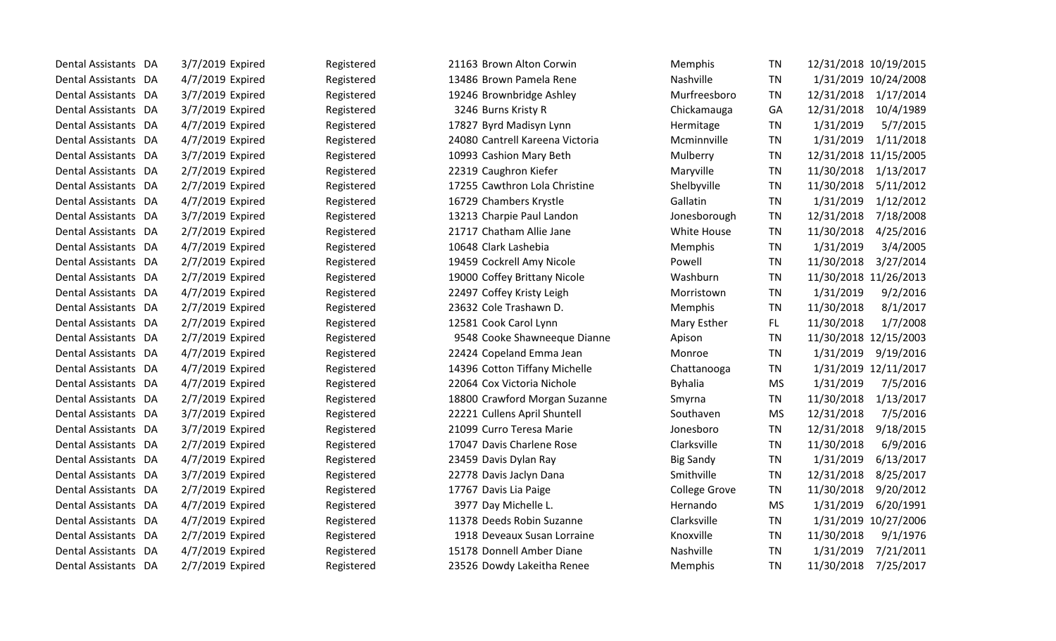| | | | | | | | | | | |
|---|---|---|---|---|---|---|---|---|---|---|
| Dental Assistants | DA | 3/7/2019 | Expired | Registered | 21163 | Brown Alton Corwin | Memphis | TN | 12/31/2018 | 10/19/2015 |
| Dental Assistants | DA | 4/7/2019 | Expired | Registered | 13486 | Brown Pamela Rene | Nashville | TN | 1/31/2019 | 10/24/2008 |
| Dental Assistants | DA | 3/7/2019 | Expired | Registered | 19246 | Brownbridge Ashley | Murfreesboro | TN | 12/31/2018 | 1/17/2014 |
| Dental Assistants | DA | 3/7/2019 | Expired | Registered | 3246 | Burns Kristy R | Chickamauga | GA | 12/31/2018 | 10/4/1989 |
| Dental Assistants | DA | 4/7/2019 | Expired | Registered | 17827 | Byrd Madisyn Lynn | Hermitage | TN | 1/31/2019 | 5/7/2015 |
| Dental Assistants | DA | 4/7/2019 | Expired | Registered | 24080 | Cantrell Kareena Victoria | Mcminnville | TN | 1/31/2019 | 1/11/2018 |
| Dental Assistants | DA | 3/7/2019 | Expired | Registered | 10993 | Cashion Mary Beth | Mulberry | TN | 12/31/2018 | 11/15/2005 |
| Dental Assistants | DA | 2/7/2019 | Expired | Registered | 22319 | Caughron Kiefer | Maryville | TN | 11/30/2018 | 1/13/2017 |
| Dental Assistants | DA | 2/7/2019 | Expired | Registered | 17255 | Cawthron Lola Christine | Shelbyville | TN | 11/30/2018 | 5/11/2012 |
| Dental Assistants | DA | 4/7/2019 | Expired | Registered | 16729 | Chambers Krystle | Gallatin | TN | 1/31/2019 | 1/12/2012 |
| Dental Assistants | DA | 3/7/2019 | Expired | Registered | 13213 | Charpie Paul Landon | Jonesborough | TN | 12/31/2018 | 7/18/2008 |
| Dental Assistants | DA | 2/7/2019 | Expired | Registered | 21717 | Chatham Allie Jane | White House | TN | 11/30/2018 | 4/25/2016 |
| Dental Assistants | DA | 4/7/2019 | Expired | Registered | 10648 | Clark Lashebia | Memphis | TN | 1/31/2019 | 3/4/2005 |
| Dental Assistants | DA | 2/7/2019 | Expired | Registered | 19459 | Cockrell Amy Nicole | Powell | TN | 11/30/2018 | 3/27/2014 |
| Dental Assistants | DA | 2/7/2019 | Expired | Registered | 19000 | Coffey Brittany Nicole | Washburn | TN | 11/30/2018 | 11/26/2013 |
| Dental Assistants | DA | 4/7/2019 | Expired | Registered | 22497 | Coffey Kristy Leigh | Morristown | TN | 1/31/2019 | 9/2/2016 |
| Dental Assistants | DA | 2/7/2019 | Expired | Registered | 23632 | Cole Trashawn D. | Memphis | TN | 11/30/2018 | 8/1/2017 |
| Dental Assistants | DA | 2/7/2019 | Expired | Registered | 12581 | Cook Carol Lynn | Mary Esther | FL | 11/30/2018 | 1/7/2008 |
| Dental Assistants | DA | 2/7/2019 | Expired | Registered | 9548 | Cooke Shawneeque Dianne | Apison | TN | 11/30/2018 | 12/15/2003 |
| Dental Assistants | DA | 4/7/2019 | Expired | Registered | 22424 | Copeland Emma Jean | Monroe | TN | 1/31/2019 | 9/19/2016 |
| Dental Assistants | DA | 4/7/2019 | Expired | Registered | 14396 | Cotton Tiffany Michelle | Chattanooga | TN | 1/31/2019 | 12/11/2017 |
| Dental Assistants | DA | 4/7/2019 | Expired | Registered | 22064 | Cox Victoria Nichole | Byhalia | MS | 1/31/2019 | 7/5/2016 |
| Dental Assistants | DA | 2/7/2019 | Expired | Registered | 18800 | Crawford Morgan Suzanne | Smyrna | TN | 11/30/2018 | 1/13/2017 |
| Dental Assistants | DA | 3/7/2019 | Expired | Registered | 22221 | Cullens April Shuntell | Southaven | MS | 12/31/2018 | 7/5/2016 |
| Dental Assistants | DA | 3/7/2019 | Expired | Registered | 21099 | Curro Teresa Marie | Jonesboro | TN | 12/31/2018 | 9/18/2015 |
| Dental Assistants | DA | 2/7/2019 | Expired | Registered | 17047 | Davis Charlene Rose | Clarksville | TN | 11/30/2018 | 6/9/2016 |
| Dental Assistants | DA | 4/7/2019 | Expired | Registered | 23459 | Davis Dylan Ray | Big Sandy | TN | 1/31/2019 | 6/13/2017 |
| Dental Assistants | DA | 3/7/2019 | Expired | Registered | 22778 | Davis Jaclyn Dana | Smithville | TN | 12/31/2018 | 8/25/2017 |
| Dental Assistants | DA | 2/7/2019 | Expired | Registered | 17767 | Davis Lia Paige | College Grove | TN | 11/30/2018 | 9/20/2012 |
| Dental Assistants | DA | 4/7/2019 | Expired | Registered | 3977 | Day Michelle L. | Hernando | MS | 1/31/2019 | 6/20/1991 |
| Dental Assistants | DA | 4/7/2019 | Expired | Registered | 11378 | Deeds Robin Suzanne | Clarksville | TN | 1/31/2019 | 10/27/2006 |
| Dental Assistants | DA | 2/7/2019 | Expired | Registered | 1918 | Deveaux Susan Lorraine | Knoxville | TN | 11/30/2018 | 9/1/1976 |
| Dental Assistants | DA | 4/7/2019 | Expired | Registered | 15178 | Donnell Amber Diane | Nashville | TN | 1/31/2019 | 7/21/2011 |
| Dental Assistants | DA | 2/7/2019 | Expired | Registered | 23526 | Dowdy Lakeitha Renee | Memphis | TN | 11/30/2018 | 7/25/2017 |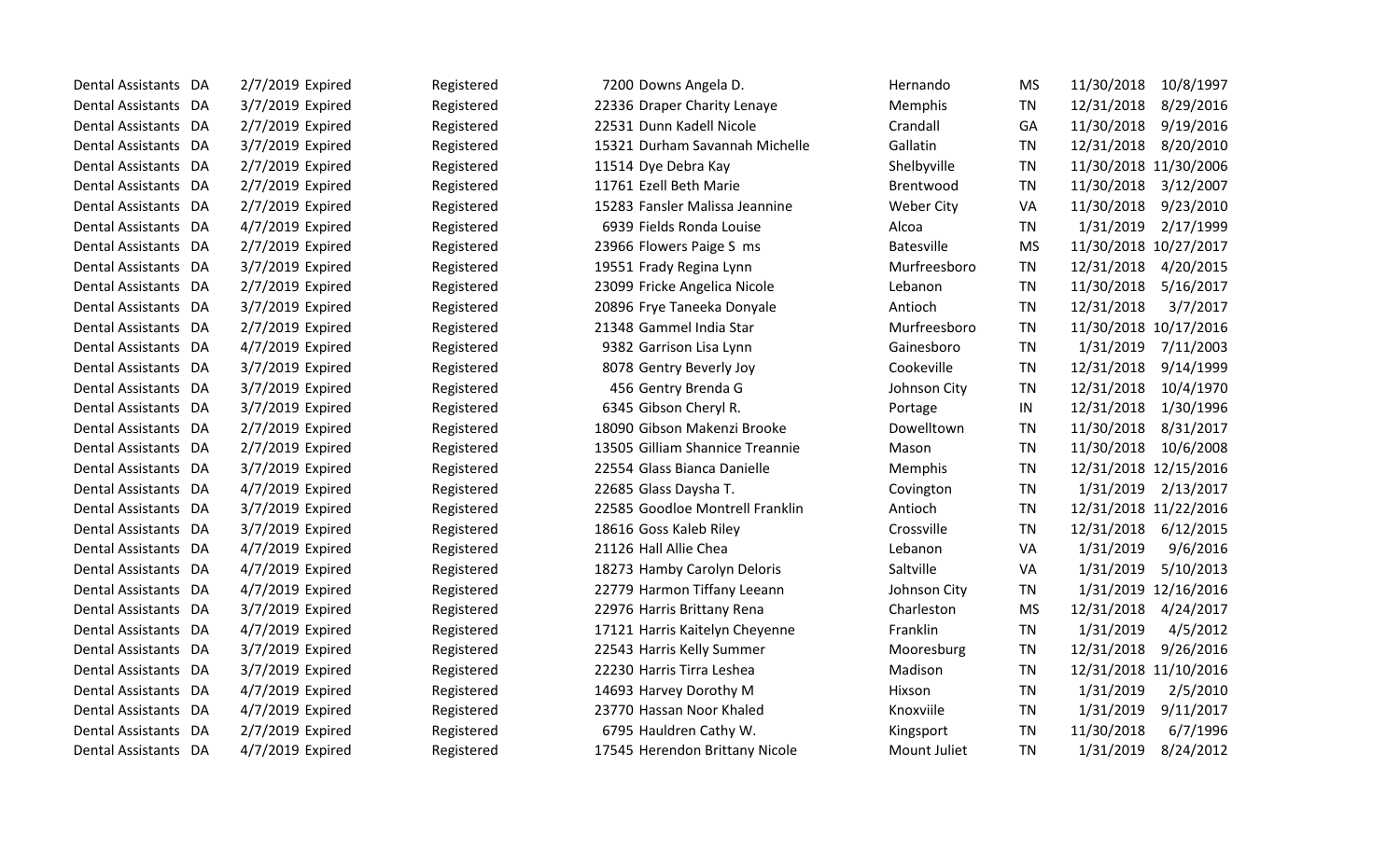| | | | | | | | | | |
|---|---|---|---|---|---|---|---|---|---|
| Dental Assistants | DA | 2/7/2019 | Expired | Registered | 7200 | Downs Angela D. | Hernando | MS | 11/30/2018 | 10/8/1997 |
| Dental Assistants | DA | 3/7/2019 | Expired | Registered | 22336 | Draper Charity Lenaye | Memphis | TN | 12/31/2018 | 8/29/2016 |
| Dental Assistants | DA | 2/7/2019 | Expired | Registered | 22531 | Dunn Kadell Nicole | Crandall | GA | 11/30/2018 | 9/19/2016 |
| Dental Assistants | DA | 3/7/2019 | Expired | Registered | 15321 | Durham Savannah Michelle | Gallatin | TN | 12/31/2018 | 8/20/2010 |
| Dental Assistants | DA | 2/7/2019 | Expired | Registered | 11514 | Dye Debra Kay | Shelbyville | TN | 11/30/2018 | 11/30/2006 |
| Dental Assistants | DA | 2/7/2019 | Expired | Registered | 11761 | Ezell Beth Marie | Brentwood | TN | 11/30/2018 | 3/12/2007 |
| Dental Assistants | DA | 2/7/2019 | Expired | Registered | 15283 | Fansler Malissa Jeannine | Weber City | VA | 11/30/2018 | 9/23/2010 |
| Dental Assistants | DA | 4/7/2019 | Expired | Registered | 6939 | Fields Ronda Louise | Alcoa | TN | 1/31/2019 | 2/17/1999 |
| Dental Assistants | DA | 2/7/2019 | Expired | Registered | 23966 | Flowers Paige S ms | Batesville | MS | 11/30/2018 | 10/27/2017 |
| Dental Assistants | DA | 3/7/2019 | Expired | Registered | 19551 | Frady Regina Lynn | Murfreesboro | TN | 12/31/2018 | 4/20/2015 |
| Dental Assistants | DA | 2/7/2019 | Expired | Registered | 23099 | Fricke Angelica Nicole | Lebanon | TN | 11/30/2018 | 5/16/2017 |
| Dental Assistants | DA | 3/7/2019 | Expired | Registered | 20896 | Frye Taneeka Donyale | Antioch | TN | 12/31/2018 | 3/7/2017 |
| Dental Assistants | DA | 2/7/2019 | Expired | Registered | 21348 | Gammel India Star | Murfreesboro | TN | 11/30/2018 | 10/17/2016 |
| Dental Assistants | DA | 4/7/2019 | Expired | Registered | 9382 | Garrison Lisa Lynn | Gainesboro | TN | 1/31/2019 | 7/11/2003 |
| Dental Assistants | DA | 3/7/2019 | Expired | Registered | 8078 | Gentry Beverly Joy | Cookeville | TN | 12/31/2018 | 9/14/1999 |
| Dental Assistants | DA | 3/7/2019 | Expired | Registered | 456 | Gentry Brenda G | Johnson City | TN | 12/31/2018 | 10/4/1970 |
| Dental Assistants | DA | 3/7/2019 | Expired | Registered | 6345 | Gibson Cheryl R. | Portage | IN | 12/31/2018 | 1/30/1996 |
| Dental Assistants | DA | 2/7/2019 | Expired | Registered | 18090 | Gibson Makenzi Brooke | Dowelltown | TN | 11/30/2018 | 8/31/2017 |
| Dental Assistants | DA | 2/7/2019 | Expired | Registered | 13505 | Gilliam Shannice Treannie | Mason | TN | 11/30/2018 | 10/6/2008 |
| Dental Assistants | DA | 3/7/2019 | Expired | Registered | 22554 | Glass Bianca Danielle | Memphis | TN | 12/31/2018 | 12/15/2016 |
| Dental Assistants | DA | 4/7/2019 | Expired | Registered | 22685 | Glass Daysha T. | Covington | TN | 1/31/2019 | 2/13/2017 |
| Dental Assistants | DA | 3/7/2019 | Expired | Registered | 22585 | Goodloe Montrell Franklin | Antioch | TN | 12/31/2018 | 11/22/2016 |
| Dental Assistants | DA | 3/7/2019 | Expired | Registered | 18616 | Goss Kaleb Riley | Crossville | TN | 12/31/2018 | 6/12/2015 |
| Dental Assistants | DA | 4/7/2019 | Expired | Registered | 21126 | Hall Allie Chea | Lebanon | VA | 1/31/2019 | 9/6/2016 |
| Dental Assistants | DA | 4/7/2019 | Expired | Registered | 18273 | Hamby Carolyn Deloris | Saltville | VA | 1/31/2019 | 5/10/2013 |
| Dental Assistants | DA | 4/7/2019 | Expired | Registered | 22779 | Harmon Tiffany Leeann | Johnson City | TN | 1/31/2019 | 12/16/2016 |
| Dental Assistants | DA | 3/7/2019 | Expired | Registered | 22976 | Harris Brittany Rena | Charleston | MS | 12/31/2018 | 4/24/2017 |
| Dental Assistants | DA | 4/7/2019 | Expired | Registered | 17121 | Harris Kaitelyn Cheyenne | Franklin | TN | 1/31/2019 | 4/5/2012 |
| Dental Assistants | DA | 3/7/2019 | Expired | Registered | 22543 | Harris Kelly Summer | Mooresburg | TN | 12/31/2018 | 9/26/2016 |
| Dental Assistants | DA | 3/7/2019 | Expired | Registered | 22230 | Harris Tirra Leshea | Madison | TN | 12/31/2018 | 11/10/2016 |
| Dental Assistants | DA | 4/7/2019 | Expired | Registered | 14693 | Harvey Dorothy M | Hixson | TN | 1/31/2019 | 2/5/2010 |
| Dental Assistants | DA | 4/7/2019 | Expired | Registered | 23770 | Hassan Noor Khaled | Knoxviile | TN | 1/31/2019 | 9/11/2017 |
| Dental Assistants | DA | 2/7/2019 | Expired | Registered | 6795 | Hauldren Cathy W. | Kingsport | TN | 11/30/2018 | 6/7/1996 |
| Dental Assistants | DA | 4/7/2019 | Expired | Registered | 17545 | Herendon Brittany Nicole | Mount Juliet | TN | 1/31/2019 | 8/24/2012 |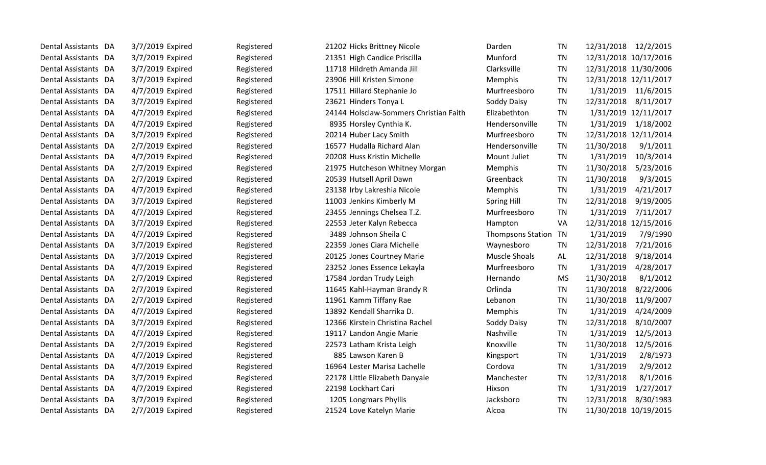| | | | | | | | | | | |
|---|---|---|---|---|---|---|---|---|---|---|
| Dental Assistants | DA | 3/7/2019 | Expired | Registered | 21202 | Hicks Brittney Nicole | Darden | TN | 12/31/2018 | 12/2/2015 |
| Dental Assistants | DA | 3/7/2019 | Expired | Registered | 21351 | High Candice Priscilla | Munford | TN | 12/31/2018 | 10/17/2016 |
| Dental Assistants | DA | 3/7/2019 | Expired | Registered | 11718 | Hildreth Amanda Jill | Clarksville | TN | 12/31/2018 | 11/30/2006 |
| Dental Assistants | DA | 3/7/2019 | Expired | Registered | 23906 | Hill Kristen Simone | Memphis | TN | 12/31/2018 | 12/11/2017 |
| Dental Assistants | DA | 4/7/2019 | Expired | Registered | 17511 | Hillard Stephanie Jo | Murfreesboro | TN | 1/31/2019 | 11/6/2015 |
| Dental Assistants | DA | 3/7/2019 | Expired | Registered | 23621 | Hinders Tonya L | Soddy Daisy | TN | 12/31/2018 | 8/11/2017 |
| Dental Assistants | DA | 4/7/2019 | Expired | Registered | 24144 | Holsclaw-Sommers Christian Faith | Elizabethton | TN | 1/31/2019 | 12/11/2017 |
| Dental Assistants | DA | 4/7/2019 | Expired | Registered | 8935 | Horsley Cynthia K. | Hendersonville | TN | 1/31/2019 | 1/18/2002 |
| Dental Assistants | DA | 3/7/2019 | Expired | Registered | 20214 | Huber Lacy Smith | Murfreesboro | TN | 12/31/2018 | 12/11/2014 |
| Dental Assistants | DA | 2/7/2019 | Expired | Registered | 16577 | Hudalla Richard Alan | Hendersonville | TN | 11/30/2018 | 9/1/2011 |
| Dental Assistants | DA | 4/7/2019 | Expired | Registered | 20208 | Huss Kristin Michelle | Mount Juliet | TN | 1/31/2019 | 10/3/2014 |
| Dental Assistants | DA | 2/7/2019 | Expired | Registered | 21975 | Hutcheson Whitney Morgan | Memphis | TN | 11/30/2018 | 5/23/2016 |
| Dental Assistants | DA | 2/7/2019 | Expired | Registered | 20539 | Hutsell April Dawn | Greenback | TN | 11/30/2018 | 9/3/2015 |
| Dental Assistants | DA | 4/7/2019 | Expired | Registered | 23138 | Irby Lakreshia Nicole | Memphis | TN | 1/31/2019 | 4/21/2017 |
| Dental Assistants | DA | 3/7/2019 | Expired | Registered | 11003 | Jenkins Kimberly M | Spring Hill | TN | 12/31/2018 | 9/19/2005 |
| Dental Assistants | DA | 4/7/2019 | Expired | Registered | 23455 | Jennings Chelsea T.Z. | Murfreesboro | TN | 1/31/2019 | 7/11/2017 |
| Dental Assistants | DA | 3/7/2019 | Expired | Registered | 22553 | Jeter Kalyn Rebecca | Hampton | VA | 12/31/2018 | 12/15/2016 |
| Dental Assistants | DA | 4/7/2019 | Expired | Registered | 3489 | Johnson Sheila C | Thompsons Station | TN | 1/31/2019 | 7/9/1990 |
| Dental Assistants | DA | 3/7/2019 | Expired | Registered | 22359 | Jones Ciara Michelle | Waynesboro | TN | 12/31/2018 | 7/21/2016 |
| Dental Assistants | DA | 3/7/2019 | Expired | Registered | 20125 | Jones Courtney Marie | Muscle Shoals | AL | 12/31/2018 | 9/18/2014 |
| Dental Assistants | DA | 4/7/2019 | Expired | Registered | 23252 | Jones Essence Lekayla | Murfreesboro | TN | 1/31/2019 | 4/28/2017 |
| Dental Assistants | DA | 2/7/2019 | Expired | Registered | 17584 | Jordan Trudy Leigh | Hernando | MS | 11/30/2018 | 8/1/2012 |
| Dental Assistants | DA | 2/7/2019 | Expired | Registered | 11645 | Kahl-Hayman Brandy R | Orlinda | TN | 11/30/2018 | 8/22/2006 |
| Dental Assistants | DA | 2/7/2019 | Expired | Registered | 11961 | Kamm Tiffany Rae | Lebanon | TN | 11/30/2018 | 11/9/2007 |
| Dental Assistants | DA | 4/7/2019 | Expired | Registered | 13892 | Kendall Sharrika D. | Memphis | TN | 1/31/2019 | 4/24/2009 |
| Dental Assistants | DA | 3/7/2019 | Expired | Registered | 12366 | Kirstein Christina Rachel | Soddy Daisy | TN | 12/31/2018 | 8/10/2007 |
| Dental Assistants | DA | 4/7/2019 | Expired | Registered | 19117 | Landon Angie Marie | Nashville | TN | 1/31/2019 | 12/5/2013 |
| Dental Assistants | DA | 2/7/2019 | Expired | Registered | 22573 | Latham Krista Leigh | Knoxville | TN | 11/30/2018 | 12/5/2016 |
| Dental Assistants | DA | 4/7/2019 | Expired | Registered | 885 | Lawson Karen B | Kingsport | TN | 1/31/2019 | 2/8/1973 |
| Dental Assistants | DA | 4/7/2019 | Expired | Registered | 16964 | Lester Marisa Lachelle | Cordova | TN | 1/31/2019 | 2/9/2012 |
| Dental Assistants | DA | 3/7/2019 | Expired | Registered | 22178 | Little Elizabeth Danyale | Manchester | TN | 12/31/2018 | 8/1/2016 |
| Dental Assistants | DA | 4/7/2019 | Expired | Registered | 22198 | Lockhart Cari | Hixson | TN | 1/31/2019 | 1/27/2017 |
| Dental Assistants | DA | 3/7/2019 | Expired | Registered | 1205 | Longmars Phyllis | Jacksboro | TN | 12/31/2018 | 8/30/1983 |
| Dental Assistants | DA | 2/7/2019 | Expired | Registered | 21524 | Love Katelyn Marie | Alcoa | TN | 11/30/2018 | 10/19/2015 |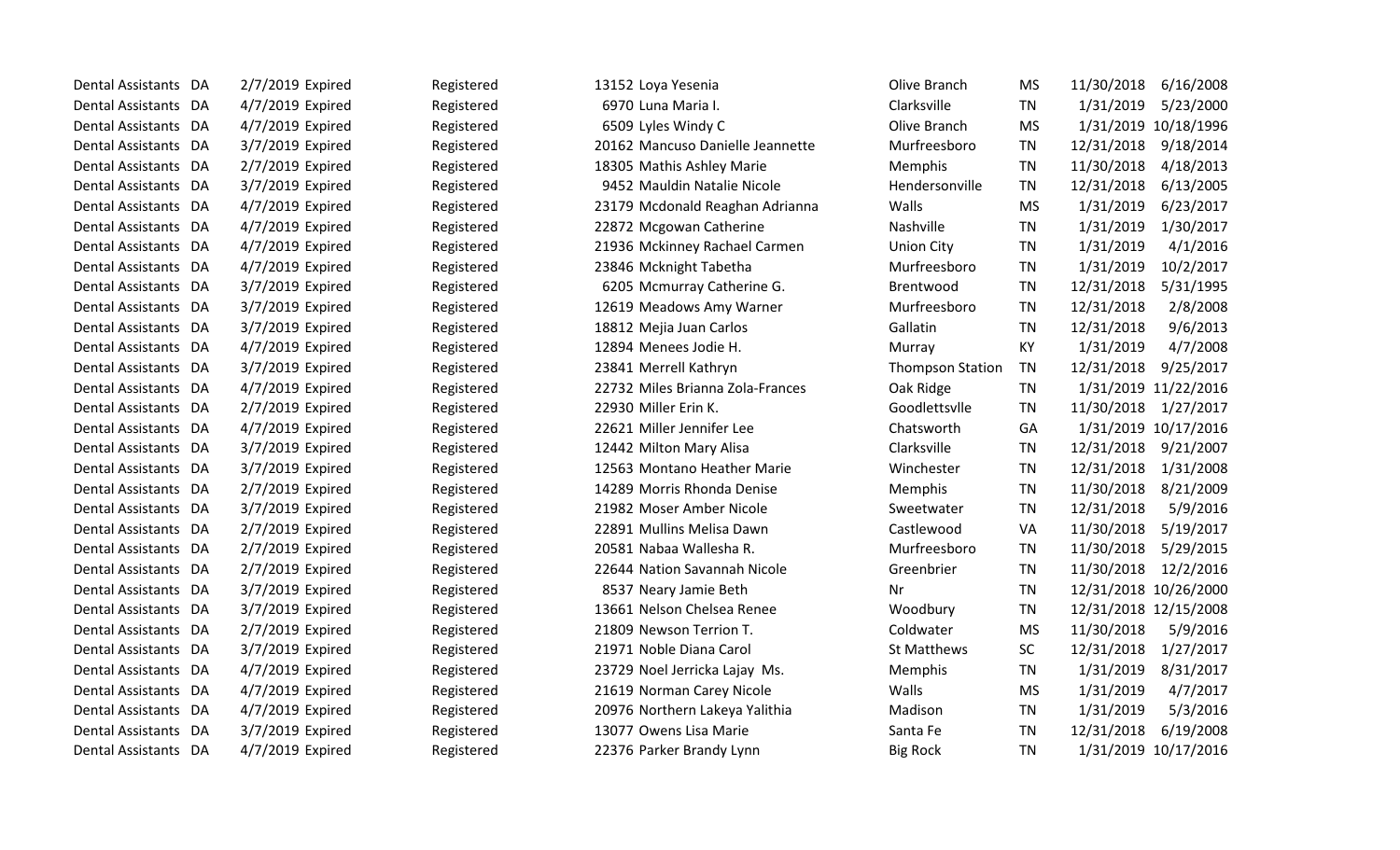| | | | | | | | | | | |
|---|---|---|---|---|---|---|---|---|---|---|
| Dental Assistants | DA | 2/7/2019 | Expired | Registered | 13152 | Loya Yesenia | Olive Branch | MS | 11/30/2018 | 6/16/2008 |
| Dental Assistants | DA | 4/7/2019 | Expired | Registered | 6970 | Luna Maria I. | Clarksville | TN | 1/31/2019 | 5/23/2000 |
| Dental Assistants | DA | 4/7/2019 | Expired | Registered | 6509 | Lyles Windy C | Olive Branch | MS | 1/31/2019 | 10/18/1996 |
| Dental Assistants | DA | 3/7/2019 | Expired | Registered | 20162 | Mancuso Danielle Jeannette | Murfreesboro | TN | 12/31/2018 | 9/18/2014 |
| Dental Assistants | DA | 2/7/2019 | Expired | Registered | 18305 | Mathis Ashley Marie | Memphis | TN | 11/30/2018 | 4/18/2013 |
| Dental Assistants | DA | 3/7/2019 | Expired | Registered | 9452 | Mauldin Natalie Nicole | Hendersonville | TN | 12/31/2018 | 6/13/2005 |
| Dental Assistants | DA | 4/7/2019 | Expired | Registered | 23179 | Mcdonald Reaghan Adrianna | Walls | MS | 1/31/2019 | 6/23/2017 |
| Dental Assistants | DA | 4/7/2019 | Expired | Registered | 22872 | Mcgowan Catherine | Nashville | TN | 1/31/2019 | 1/30/2017 |
| Dental Assistants | DA | 4/7/2019 | Expired | Registered | 21936 | Mckinney Rachael Carmen | Union City | TN | 1/31/2019 | 4/1/2016 |
| Dental Assistants | DA | 4/7/2019 | Expired | Registered | 23846 | Mcknight Tabetha | Murfreesboro | TN | 1/31/2019 | 10/2/2017 |
| Dental Assistants | DA | 3/7/2019 | Expired | Registered | 6205 | Mcmurray Catherine G. | Brentwood | TN | 12/31/2018 | 5/31/1995 |
| Dental Assistants | DA | 3/7/2019 | Expired | Registered | 12619 | Meadows Amy Warner | Murfreesboro | TN | 12/31/2018 | 2/8/2008 |
| Dental Assistants | DA | 3/7/2019 | Expired | Registered | 18812 | Mejia Juan Carlos | Gallatin | TN | 12/31/2018 | 9/6/2013 |
| Dental Assistants | DA | 4/7/2019 | Expired | Registered | 12894 | Menees Jodie H. | Murray | KY | 1/31/2019 | 4/7/2008 |
| Dental Assistants | DA | 3/7/2019 | Expired | Registered | 23841 | Merrell Kathryn | Thompson Station | TN | 12/31/2018 | 9/25/2017 |
| Dental Assistants | DA | 4/7/2019 | Expired | Registered | 22732 | Miles Brianna Zola-Frances | Oak Ridge | TN | 1/31/2019 | 11/22/2016 |
| Dental Assistants | DA | 2/7/2019 | Expired | Registered | 22930 | Miller Erin K. | Goodlettsvlle | TN | 11/30/2018 | 1/27/2017 |
| Dental Assistants | DA | 4/7/2019 | Expired | Registered | 22621 | Miller Jennifer Lee | Chatsworth | GA | 1/31/2019 | 10/17/2016 |
| Dental Assistants | DA | 3/7/2019 | Expired | Registered | 12442 | Milton Mary Alisa | Clarksville | TN | 12/31/2018 | 9/21/2007 |
| Dental Assistants | DA | 3/7/2019 | Expired | Registered | 12563 | Montano Heather Marie | Winchester | TN | 12/31/2018 | 1/31/2008 |
| Dental Assistants | DA | 2/7/2019 | Expired | Registered | 14289 | Morris Rhonda Denise | Memphis | TN | 11/30/2018 | 8/21/2009 |
| Dental Assistants | DA | 3/7/2019 | Expired | Registered | 21982 | Moser Amber Nicole | Sweetwater | TN | 12/31/2018 | 5/9/2016 |
| Dental Assistants | DA | 2/7/2019 | Expired | Registered | 22891 | Mullins Melisa Dawn | Castlewood | VA | 11/30/2018 | 5/19/2017 |
| Dental Assistants | DA | 2/7/2019 | Expired | Registered | 20581 | Nabaa Wallesha R. | Murfreesboro | TN | 11/30/2018 | 5/29/2015 |
| Dental Assistants | DA | 2/7/2019 | Expired | Registered | 22644 | Nation Savannah Nicole | Greenbrier | TN | 11/30/2018 | 12/2/2016 |
| Dental Assistants | DA | 3/7/2019 | Expired | Registered | 8537 | Neary Jamie Beth | Nr | TN | 12/31/2018 | 10/26/2000 |
| Dental Assistants | DA | 3/7/2019 | Expired | Registered | 13661 | Nelson Chelsea Renee | Woodbury | TN | 12/31/2018 | 12/15/2008 |
| Dental Assistants | DA | 2/7/2019 | Expired | Registered | 21809 | Newson Terrion T. | Coldwater | MS | 11/30/2018 | 5/9/2016 |
| Dental Assistants | DA | 3/7/2019 | Expired | Registered | 21971 | Noble Diana Carol | St Matthews | SC | 12/31/2018 | 1/27/2017 |
| Dental Assistants | DA | 4/7/2019 | Expired | Registered | 23729 | Noel Jerricka Lajay Ms. | Memphis | TN | 1/31/2019 | 8/31/2017 |
| Dental Assistants | DA | 4/7/2019 | Expired | Registered | 21619 | Norman Carey Nicole | Walls | MS | 1/31/2019 | 4/7/2017 |
| Dental Assistants | DA | 4/7/2019 | Expired | Registered | 20976 | Northern Lakeya Yalithia | Madison | TN | 1/31/2019 | 5/3/2016 |
| Dental Assistants | DA | 3/7/2019 | Expired | Registered | 13077 | Owens Lisa Marie | Santa Fe | TN | 12/31/2018 | 6/19/2008 |
| Dental Assistants | DA | 4/7/2019 | Expired | Registered | 22376 | Parker Brandy Lynn | Big Rock | TN | 1/31/2019 | 10/17/2016 |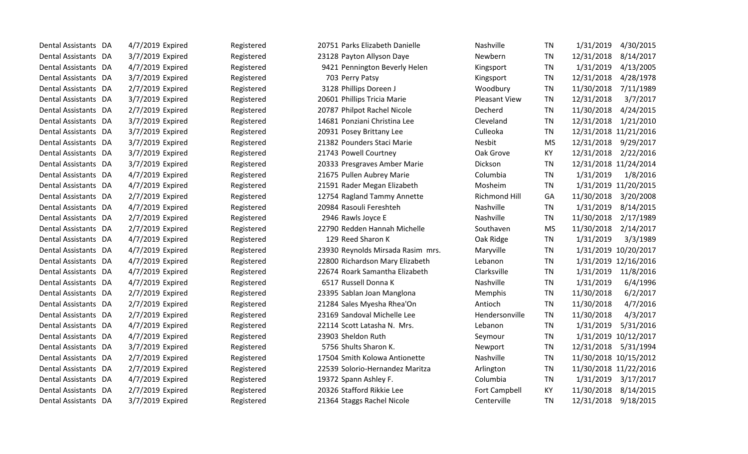| | | | | | | | | | | |
|---|---|---|---|---|---|---|---|---|---|---|
| Dental Assistants | DA | 4/7/2019 | Expired | Registered | 20751 | Parks Elizabeth Danielle | Nashville | TN | 1/31/2019 | 4/30/2015 |
| Dental Assistants | DA | 3/7/2019 | Expired | Registered | 23128 | Payton Allyson Daye | Newbern | TN | 12/31/2018 | 8/14/2017 |
| Dental Assistants | DA | 4/7/2019 | Expired | Registered | 9421 | Pennington Beverly Helen | Kingsport | TN | 1/31/2019 | 4/13/2005 |
| Dental Assistants | DA | 3/7/2019 | Expired | Registered | 703 | Perry Patsy | Kingsport | TN | 12/31/2018 | 4/28/1978 |
| Dental Assistants | DA | 2/7/2019 | Expired | Registered | 3128 | Phillips Doreen J | Woodbury | TN | 11/30/2018 | 7/11/1989 |
| Dental Assistants | DA | 3/7/2019 | Expired | Registered | 20601 | Phillips Tricia Marie | Pleasant View | TN | 12/31/2018 | 3/7/2017 |
| Dental Assistants | DA | 2/7/2019 | Expired | Registered | 20787 | Philpot Rachel Nicole | Decherd | TN | 11/30/2018 | 4/24/2015 |
| Dental Assistants | DA | 3/7/2019 | Expired | Registered | 14681 | Ponziani Christina Lee | Cleveland | TN | 12/31/2018 | 1/21/2010 |
| Dental Assistants | DA | 3/7/2019 | Expired | Registered | 20931 | Posey Brittany Lee | Culleoka | TN | 12/31/2018 | 11/21/2016 |
| Dental Assistants | DA | 3/7/2019 | Expired | Registered | 21382 | Pounders Staci Marie | Nesbit | MS | 12/31/2018 | 9/29/2017 |
| Dental Assistants | DA | 3/7/2019 | Expired | Registered | 21743 | Powell Courtney | Oak Grove | KY | 12/31/2018 | 2/22/2016 |
| Dental Assistants | DA | 3/7/2019 | Expired | Registered | 20333 | Presgraves Amber Marie | Dickson | TN | 12/31/2018 | 11/24/2014 |
| Dental Assistants | DA | 4/7/2019 | Expired | Registered | 21675 | Pullen Aubrey Marie | Columbia | TN | 1/31/2019 | 1/8/2016 |
| Dental Assistants | DA | 4/7/2019 | Expired | Registered | 21591 | Rader Megan Elizabeth | Mosheim | TN | 1/31/2019 | 11/20/2015 |
| Dental Assistants | DA | 2/7/2019 | Expired | Registered | 12754 | Ragland Tammy Annette | Richmond Hill | GA | 11/30/2018 | 3/20/2008 |
| Dental Assistants | DA | 4/7/2019 | Expired | Registered | 20984 | Rasouli Fereshteh | Nashville | TN | 1/31/2019 | 8/14/2015 |
| Dental Assistants | DA | 2/7/2019 | Expired | Registered | 2946 | Rawls Joyce E | Nashville | TN | 11/30/2018 | 2/17/1989 |
| Dental Assistants | DA | 2/7/2019 | Expired | Registered | 22790 | Redden Hannah Michelle | Southaven | MS | 11/30/2018 | 2/14/2017 |
| Dental Assistants | DA | 4/7/2019 | Expired | Registered | 129 | Reed Sharon K | Oak Ridge | TN | 1/31/2019 | 3/3/1989 |
| Dental Assistants | DA | 4/7/2019 | Expired | Registered | 23930 | Reynolds Mirsada Rasim mrs. | Maryville | TN | 1/31/2019 | 10/20/2017 |
| Dental Assistants | DA | 4/7/2019 | Expired | Registered | 22800 | Richardson Mary Elizabeth | Lebanon | TN | 1/31/2019 | 12/16/2016 |
| Dental Assistants | DA | 4/7/2019 | Expired | Registered | 22674 | Roark Samantha Elizabeth | Clarksville | TN | 1/31/2019 | 11/8/2016 |
| Dental Assistants | DA | 4/7/2019 | Expired | Registered | 6517 | Russell Donna K | Nashville | TN | 1/31/2019 | 6/4/1996 |
| Dental Assistants | DA | 2/7/2019 | Expired | Registered | 23395 | Sablan Joan Manglona | Memphis | TN | 11/30/2018 | 6/2/2017 |
| Dental Assistants | DA | 2/7/2019 | Expired | Registered | 21284 | Sales Myesha Rhea'On | Antioch | TN | 11/30/2018 | 4/7/2016 |
| Dental Assistants | DA | 2/7/2019 | Expired | Registered | 23169 | Sandoval Michelle Lee | Hendersonville | TN | 11/30/2018 | 4/3/2017 |
| Dental Assistants | DA | 4/7/2019 | Expired | Registered | 22114 | Scott Latasha N. Mrs. | Lebanon | TN | 1/31/2019 | 5/31/2016 |
| Dental Assistants | DA | 4/7/2019 | Expired | Registered | 23903 | Sheldon Ruth | Seymour | TN | 1/31/2019 | 10/12/2017 |
| Dental Assistants | DA | 3/7/2019 | Expired | Registered | 5756 | Shults Sharon K. | Newport | TN | 12/31/2018 | 5/31/1994 |
| Dental Assistants | DA | 2/7/2019 | Expired | Registered | 17504 | Smith Kolowa Antionette | Nashville | TN | 11/30/2018 | 10/15/2012 |
| Dental Assistants | DA | 2/7/2019 | Expired | Registered | 22539 | Solorio-Hernandez Maritza | Arlington | TN | 11/30/2018 | 11/22/2016 |
| Dental Assistants | DA | 4/7/2019 | Expired | Registered | 19372 | Spann Ashley F. | Columbia | TN | 1/31/2019 | 3/17/2017 |
| Dental Assistants | DA | 2/7/2019 | Expired | Registered | 20326 | Stafford Rikkie Lee | Fort Campbell | KY | 11/30/2018 | 8/14/2015 |
| Dental Assistants | DA | 3/7/2019 | Expired | Registered | 21364 | Staggs Rachel Nicole | Centerville | TN | 12/31/2018 | 9/18/2015 |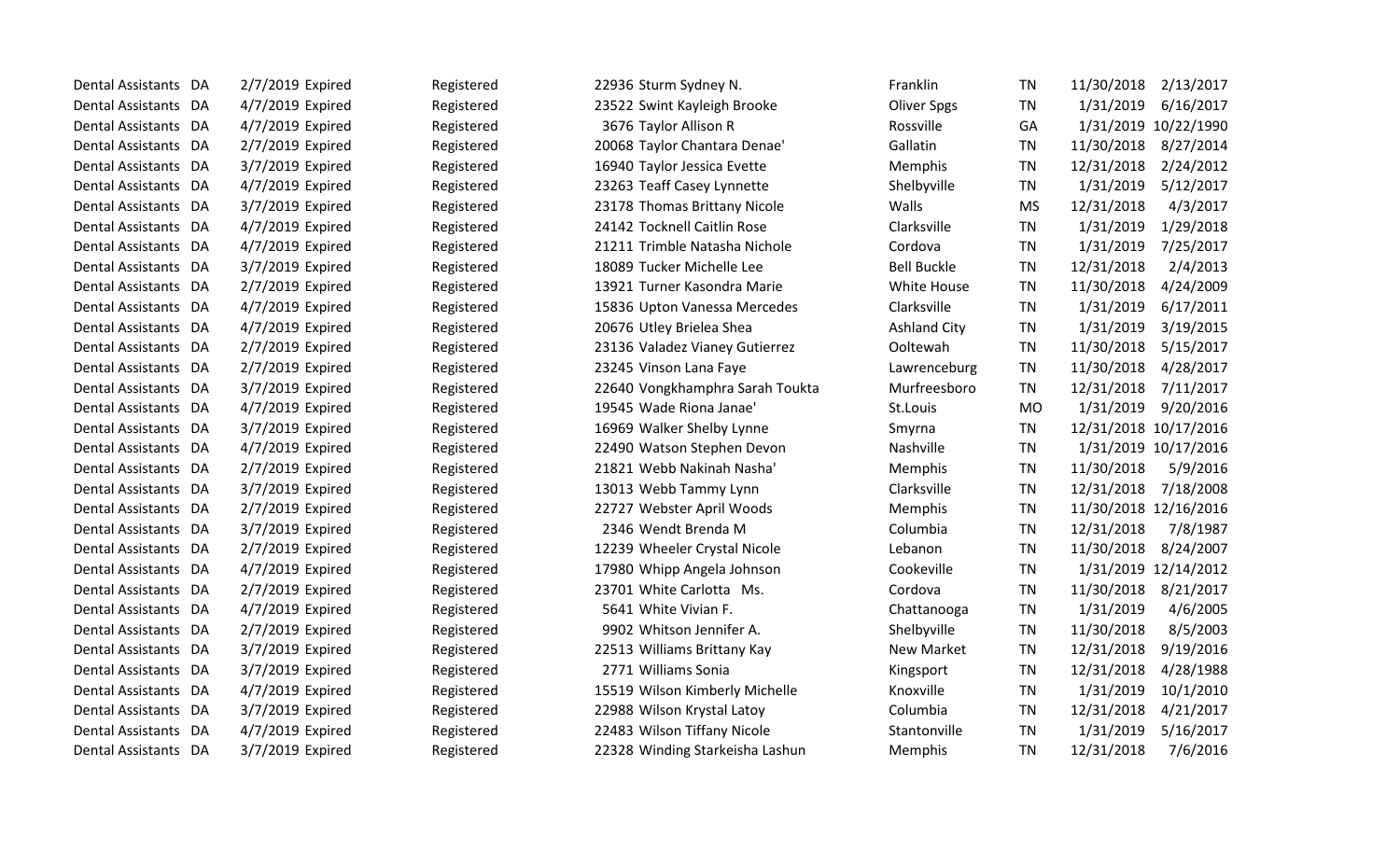| | | | | | | | | | | |
|---|---|---|---|---|---|---|---|---|---|---|
| Dental Assistants | DA | 2/7/2019 | Expired | Registered | 22936 | Sturm Sydney N. | Franklin | TN | 11/30/2018 | 2/13/2017 |
| Dental Assistants | DA | 4/7/2019 | Expired | Registered | 23522 | Swint Kayleigh Brooke | Oliver Spgs | TN | 1/31/2019 | 6/16/2017 |
| Dental Assistants | DA | 4/7/2019 | Expired | Registered | 3676 | Taylor Allison R | Rossville | GA | 1/31/2019 | 10/22/1990 |
| Dental Assistants | DA | 2/7/2019 | Expired | Registered | 20068 | Taylor Chantara Denae' | Gallatin | TN | 11/30/2018 | 8/27/2014 |
| Dental Assistants | DA | 3/7/2019 | Expired | Registered | 16940 | Taylor Jessica Evette | Memphis | TN | 12/31/2018 | 2/24/2012 |
| Dental Assistants | DA | 4/7/2019 | Expired | Registered | 23263 | Teaff Casey Lynnette | Shelbyville | TN | 1/31/2019 | 5/12/2017 |
| Dental Assistants | DA | 3/7/2019 | Expired | Registered | 23178 | Thomas Brittany Nicole | Walls | MS | 12/31/2018 | 4/3/2017 |
| Dental Assistants | DA | 4/7/2019 | Expired | Registered | 24142 | Tocknell Caitlin Rose | Clarksville | TN | 1/31/2019 | 1/29/2018 |
| Dental Assistants | DA | 4/7/2019 | Expired | Registered | 21211 | Trimble Natasha Nichole | Cordova | TN | 1/31/2019 | 7/25/2017 |
| Dental Assistants | DA | 3/7/2019 | Expired | Registered | 18089 | Tucker Michelle Lee | Bell Buckle | TN | 12/31/2018 | 2/4/2013 |
| Dental Assistants | DA | 2/7/2019 | Expired | Registered | 13921 | Turner Kasondra Marie | White House | TN | 11/30/2018 | 4/24/2009 |
| Dental Assistants | DA | 4/7/2019 | Expired | Registered | 15836 | Upton Vanessa Mercedes | Clarksville | TN | 1/31/2019 | 6/17/2011 |
| Dental Assistants | DA | 4/7/2019 | Expired | Registered | 20676 | Utley Brielea Shea | Ashland City | TN | 1/31/2019 | 3/19/2015 |
| Dental Assistants | DA | 2/7/2019 | Expired | Registered | 23136 | Valadez Vianey Gutierrez | Ooltewah | TN | 11/30/2018 | 5/15/2017 |
| Dental Assistants | DA | 2/7/2019 | Expired | Registered | 23245 | Vinson Lana Faye | Lawrenceburg | TN | 11/30/2018 | 4/28/2017 |
| Dental Assistants | DA | 3/7/2019 | Expired | Registered | 22640 | Vongkhamphra Sarah Toukta | Murfreesboro | TN | 12/31/2018 | 7/11/2017 |
| Dental Assistants | DA | 4/7/2019 | Expired | Registered | 19545 | Wade Riona Janae' | St.Louis | MO | 1/31/2019 | 9/20/2016 |
| Dental Assistants | DA | 3/7/2019 | Expired | Registered | 16969 | Walker Shelby Lynne | Smyrna | TN | 12/31/2018 | 10/17/2016 |
| Dental Assistants | DA | 4/7/2019 | Expired | Registered | 22490 | Watson Stephen Devon | Nashville | TN | 1/31/2019 | 10/17/2016 |
| Dental Assistants | DA | 2/7/2019 | Expired | Registered | 21821 | Webb Nakinah Nasha' | Memphis | TN | 11/30/2018 | 5/9/2016 |
| Dental Assistants | DA | 3/7/2019 | Expired | Registered | 13013 | Webb Tammy Lynn | Clarksville | TN | 12/31/2018 | 7/18/2008 |
| Dental Assistants | DA | 2/7/2019 | Expired | Registered | 22727 | Webster April Woods | Memphis | TN | 11/30/2018 | 12/16/2016 |
| Dental Assistants | DA | 3/7/2019 | Expired | Registered | 2346 | Wendt Brenda M | Columbia | TN | 12/31/2018 | 7/8/1987 |
| Dental Assistants | DA | 2/7/2019 | Expired | Registered | 12239 | Wheeler Crystal Nicole | Lebanon | TN | 11/30/2018 | 8/24/2007 |
| Dental Assistants | DA | 4/7/2019 | Expired | Registered | 17980 | Whipp Angela Johnson | Cookeville | TN | 1/31/2019 | 12/14/2012 |
| Dental Assistants | DA | 2/7/2019 | Expired | Registered | 23701 | White Carlotta Ms. | Cordova | TN | 11/30/2018 | 8/21/2017 |
| Dental Assistants | DA | 4/7/2019 | Expired | Registered | 5641 | White Vivian F. | Chattanooga | TN | 1/31/2019 | 4/6/2005 |
| Dental Assistants | DA | 2/7/2019 | Expired | Registered | 9902 | Whitson Jennifer A. | Shelbyville | TN | 11/30/2018 | 8/5/2003 |
| Dental Assistants | DA | 3/7/2019 | Expired | Registered | 22513 | Williams Brittany Kay | New Market | TN | 12/31/2018 | 9/19/2016 |
| Dental Assistants | DA | 3/7/2019 | Expired | Registered | 2771 | Williams Sonia | Kingsport | TN | 12/31/2018 | 4/28/1988 |
| Dental Assistants | DA | 4/7/2019 | Expired | Registered | 15519 | Wilson Kimberly Michelle | Knoxville | TN | 1/31/2019 | 10/1/2010 |
| Dental Assistants | DA | 3/7/2019 | Expired | Registered | 22988 | Wilson Krystal Latoy | Columbia | TN | 12/31/2018 | 4/21/2017 |
| Dental Assistants | DA | 4/7/2019 | Expired | Registered | 22483 | Wilson Tiffany Nicole | Stantonville | TN | 1/31/2019 | 5/16/2017 |
| Dental Assistants | DA | 3/7/2019 | Expired | Registered | 22328 | Winding Starkeisha Lashun | Memphis | TN | 12/31/2018 | 7/6/2016 |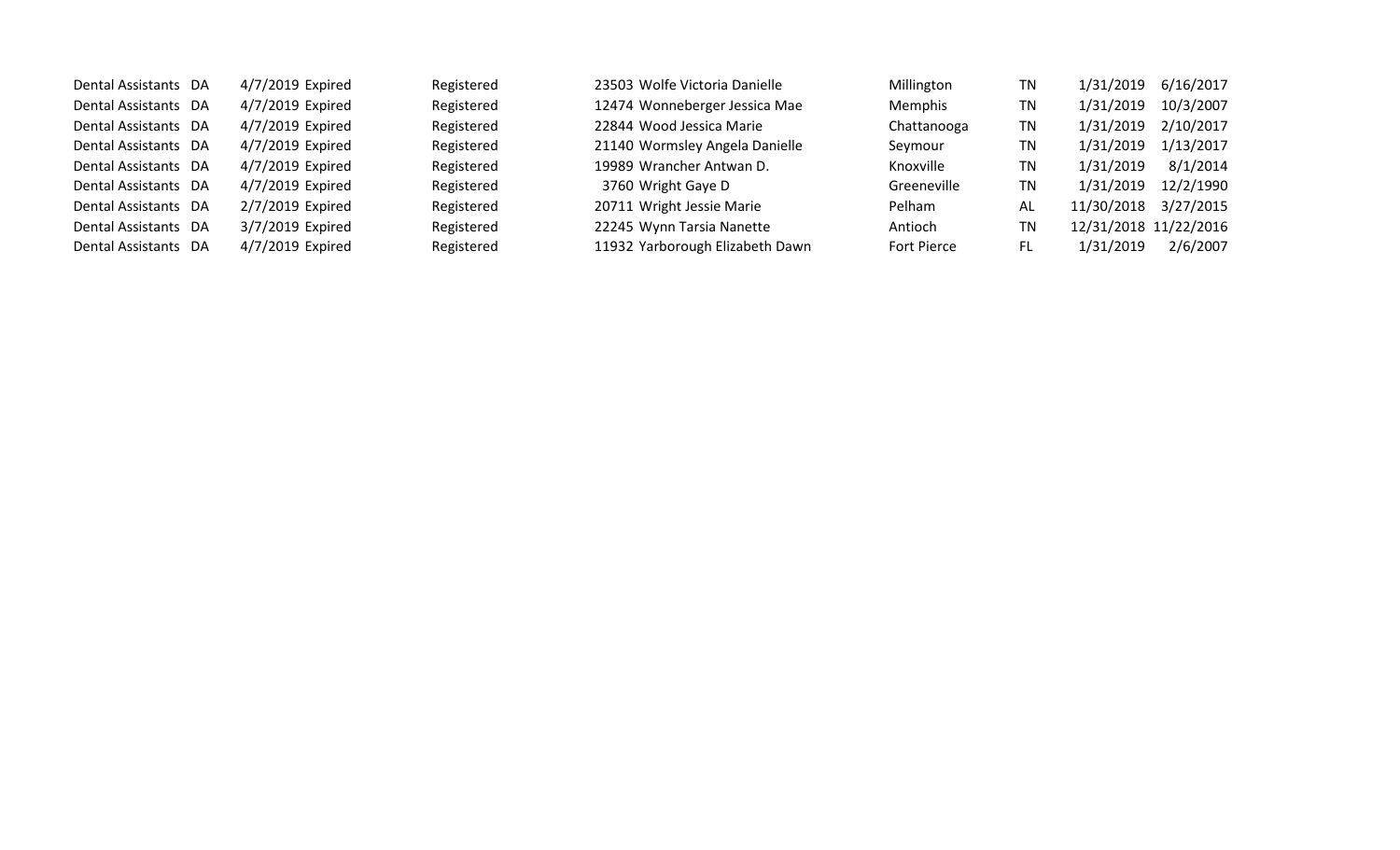| | | | | | | | | | | | |
|---|---|---|---|---|---|---|---|---|---|---|---|
| Dental Assistants | DA | 4/7/2019 | Expired | Registered | 23503 | Wolfe Victoria Danielle | Millington | TN | 1/31/2019 | 6/16/2017 |
| Dental Assistants | DA | 4/7/2019 | Expired | Registered | 12474 | Wonneberger Jessica Mae | Memphis | TN | 1/31/2019 | 10/3/2007 |
| Dental Assistants | DA | 4/7/2019 | Expired | Registered | 22844 | Wood Jessica Marie | Chattanooga | TN | 1/31/2019 | 2/10/2017 |
| Dental Assistants | DA | 4/7/2019 | Expired | Registered | 21140 | Wormsley Angela Danielle | Seymour | TN | 1/31/2019 | 1/13/2017 |
| Dental Assistants | DA | 4/7/2019 | Expired | Registered | 19989 | Wrancher Antwan D. | Knoxville | TN | 1/31/2019 | 8/1/2014 |
| Dental Assistants | DA | 4/7/2019 | Expired | Registered | 3760 | Wright Gaye D | Greeneville | TN | 1/31/2019 | 12/2/1990 |
| Dental Assistants | DA | 2/7/2019 | Expired | Registered | 20711 | Wright Jessie Marie | Pelham | AL | 11/30/2018 | 3/27/2015 |
| Dental Assistants | DA | 3/7/2019 | Expired | Registered | 22245 | Wynn Tarsia Nanette | Antioch | TN | 12/31/2018 | 11/22/2016 |
| Dental Assistants | DA | 4/7/2019 | Expired | Registered | 11932 | Yarborough Elizabeth Dawn | Fort Pierce | FL | 1/31/2019 | 2/6/2007 |